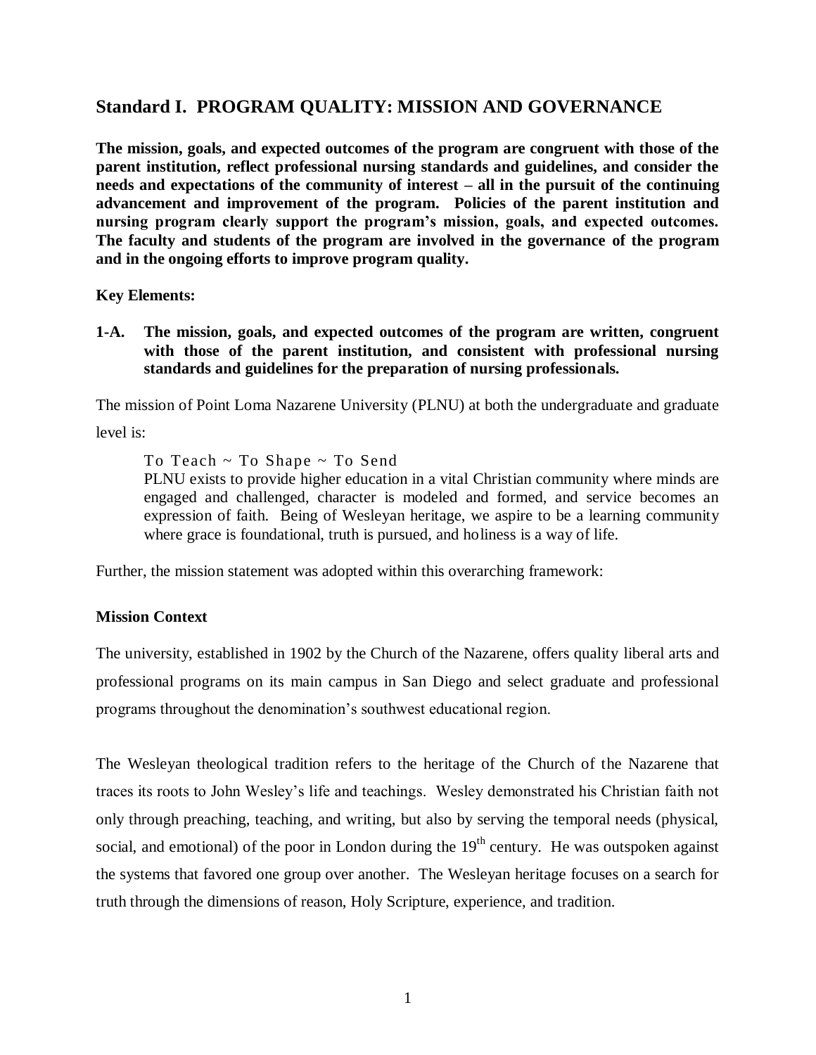## Standard I. PROGRAM QUALITY: MISSION AND GOVERNANCE

**The mission, goals, and expected outcomes of the program are congruent with those of the parent institution, reflect professional nursing standards and guidelines, and consider the needs and expectations of the community of interest – all in the pursuit of the continuing advancement and improvement of the program. Policies of the parent institution and nursing program clearly support the program's mission, goals, and expected outcomes. The faculty and students of the program are involved in the governance of the program and in the ongoing efforts to improve program quality.**

**Key Elements:**

**1-A. The mission, goals, and expected outcomes of the program are written, congruent with those of the parent institution, and consistent with professional nursing standards and guidelines for the preparation of nursing professionals.**

The mission of Point Loma Nazarene University (PLNU) at both the undergraduate and graduate level is:

> To Teach ~ To Shape ~ To Send
> PLNU exists to provide higher education in a vital Christian community where minds are engaged and challenged, character is modeled and formed, and service becomes an expression of faith. Being of Wesleyan heritage, we aspire to be a learning community where grace is foundational, truth is pursued, and holiness is a way of life.

Further, the mission statement was adopted within this overarching framework:

**Mission Context**

The university, established in 1902 by the Church of the Nazarene, offers quality liberal arts and professional programs on its main campus in San Diego and select graduate and professional programs throughout the denomination's southwest educational region.

The Wesleyan theological tradition refers to the heritage of the Church of the Nazarene that traces its roots to John Wesley's life and teachings. Wesley demonstrated his Christian faith not only through preaching, teaching, and writing, but also by serving the temporal needs (physical, social, and emotional) of the poor in London during the 19th century. He was outspoken against the systems that favored one group over another. The Wesleyan heritage focuses on a search for truth through the dimensions of reason, Holy Scripture, experience, and tradition.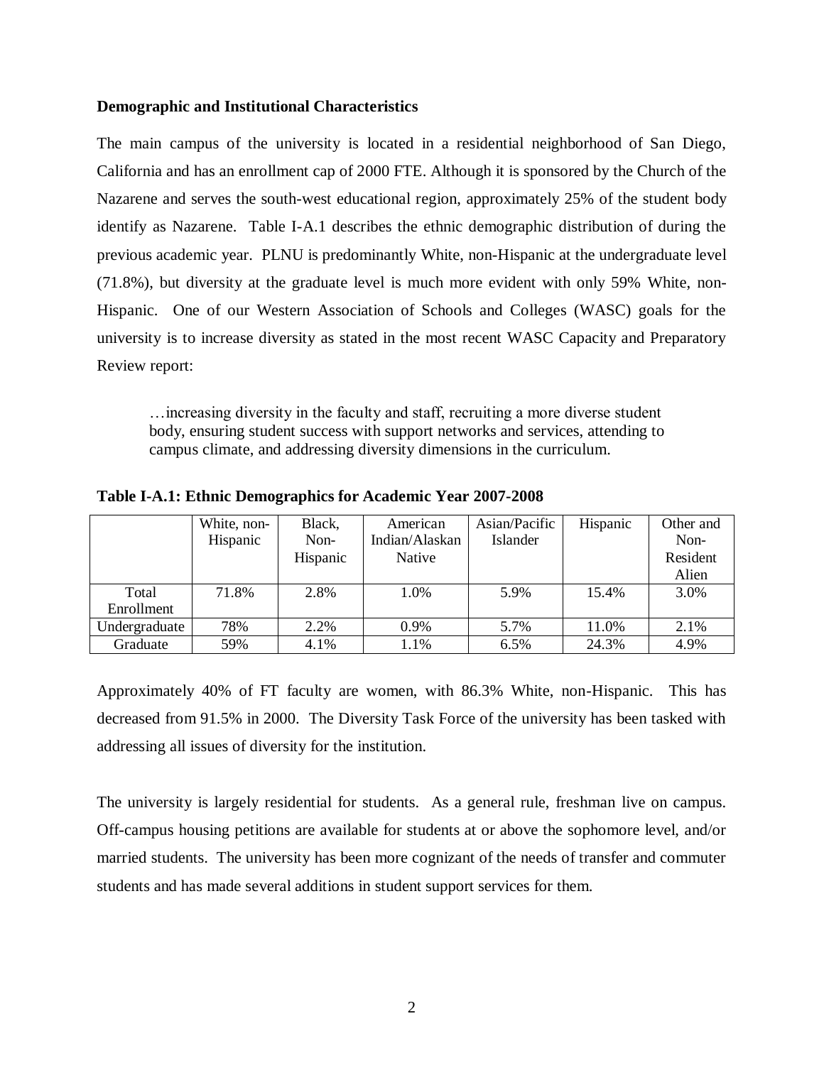**Demographic and Institutional Characteristics**

The main campus of the university is located in a residential neighborhood of San Diego, California and has an enrollment cap of 2000 FTE. Although it is sponsored by the Church of the Nazarene and serves the south-west educational region, approximately 25% of the student body identify as Nazarene. Table I-A.1 describes the ethnic demographic distribution of during the previous academic year. PLNU is predominantly White, non-Hispanic at the undergraduate level (71.8%), but diversity at the graduate level is much more evident with only 59% White, non-Hispanic. One of our Western Association of Schools and Colleges (WASC) goals for the university is to increase diversity as stated in the most recent WASC Capacity and Preparatory Review report:

> …increasing diversity in the faculty and staff, recruiting a more diverse student body, ensuring student success with support networks and services, attending to campus climate, and addressing diversity dimensions in the curriculum.

**Table I-A.1: Ethnic Demographics for Academic Year 2007-2008**

| | White, non-Hispanic | Black, Non-Hispanic | American Indian/Alaskan Native | Asian/Pacific Islander | Hispanic | Other and Non-Resident Alien |
|---|---|---|---|---|---|---|
| Total Enrollment | 71.8% | 2.8% | 1.0% | 5.9% | 15.4% | 3.0% |
| Undergraduate | 78% | 2.2% | 0.9% | 5.7% | 11.0% | 2.1% |
| Graduate | 59% | 4.1% | 1.1% | 6.5% | 24.3% | 4.9% |

Approximately 40% of FT faculty are women, with 86.3% White, non-Hispanic. This has decreased from 91.5% in 2000. The Diversity Task Force of the university has been tasked with addressing all issues of diversity for the institution.

The university is largely residential for students. As a general rule, freshman live on campus. Off-campus housing petitions are available for students at or above the sophomore level, and/or married students. The university has been more cognizant of the needs of transfer and commuter students and has made several additions in student support services for them.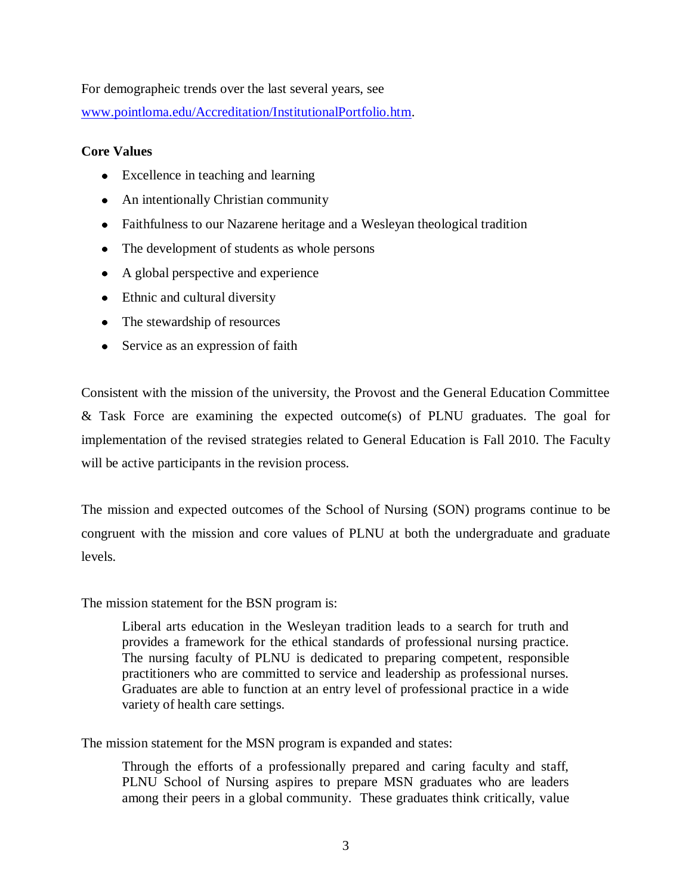For demograpeic trends over the last several years, see [www.pointloma.edu/Accreditation/InstitutionalPortfolio.htm](www.pointloma.edu/Accreditation/InstitutionalPortfolio.htm).

**Core Values**

- Excellence in teaching and learning
- An intentionally Christian community
- Faithfulness to our Nazarene heritage and a Wesleyan theological tradition
- The development of students as whole persons
- A global perspective and experience
- Ethnic and cultural diversity
- The stewardship of resources
- Service as an expression of faith

Consistent with the mission of the university, the Provost and the General Education Committee & Task Force are examining the expected outcome(s) of PLNU graduates. The goal for implementation of the revised strategies related to General Education is Fall 2010. The Faculty will be active participants in the revision process.

The mission and expected outcomes of the School of Nursing (SON) programs continue to be congruent with the mission and core values of PLNU at both the undergraduate and graduate levels.

The mission statement for the BSN program is:

> Liberal arts education in the Wesleyan tradition leads to a search for truth and provides a framework for the ethical standards of professional nursing practice. The nursing faculty of PLNU is dedicated to preparing competent, responsible practitioners who are committed to service and leadership as professional nurses. Graduates are able to function at an entry level of professional practice in a wide variety of health care settings.

The mission statement for the MSN program is expanded and states:

> Through the efforts of a professionally prepared and caring faculty and staff, PLNU School of Nursing aspires to prepare MSN graduates who are leaders among their peers in a global community. These graduates think critically, value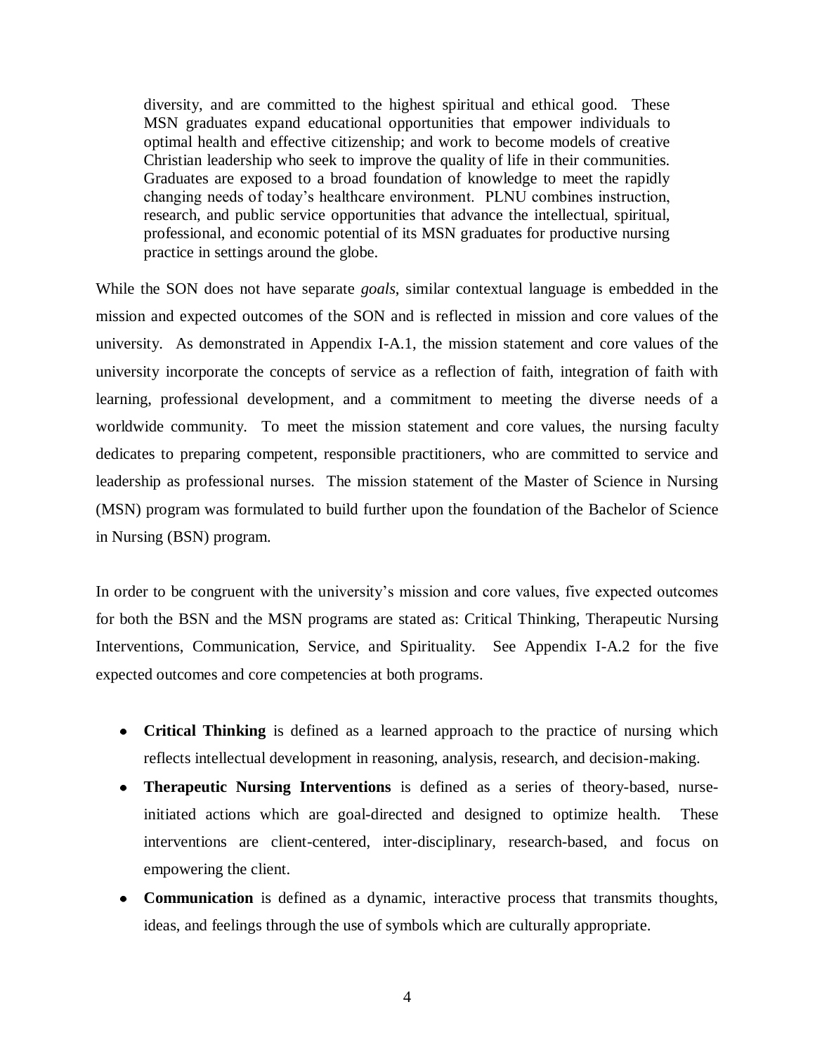> diversity, and are committed to the highest spiritual and ethical good. These MSN graduates expand educational opportunities that empower individuals to optimal health and effective citizenship; and work to become models of creative Christian leadership who seek to improve the quality of life in their communities. Graduates are exposed to a broad foundation of knowledge to meet the rapidly changing needs of today's healthcare environment. PLNU combines instruction, research, and public service opportunities that advance the intellectual, spiritual, professional, and economic potential of its MSN graduates for productive nursing practice in settings around the globe.

While the SON does not have separate *goals*, similar contextual language is embedded in the mission and expected outcomes of the SON and is reflected in mission and core values of the university. As demonstrated in Appendix I-A.1, the mission statement and core values of the university incorporate the concepts of service as a reflection of faith, integration of faith with learning, professional development, and a commitment to meeting the diverse needs of a worldwide community. To meet the mission statement and core values, the nursing faculty dedicates to preparing competent, responsible practitioners, who are committed to service and leadership as professional nurses. The mission statement of the Master of Science in Nursing (MSN) program was formulated to build further upon the foundation of the Bachelor of Science in Nursing (BSN) program.

In order to be congruent with the university's mission and core values, five expected outcomes for both the BSN and the MSN programs are stated as: Critical Thinking, Therapeutic Nursing Interventions, Communication, Service, and Spirituality. See Appendix I-A.2 for the five expected outcomes and core competencies at both programs.

- **Critical Thinking** is defined as a learned approach to the practice of nursing which reflects intellectual development in reasoning, analysis, research, and decision-making.
- **Therapeutic Nursing Interventions** is defined as a series of theory-based, nurse-initiated actions which are goal-directed and designed to optimize health. These interventions are client-centered, inter-disciplinary, research-based, and focus on empowering the client.
- **Communication** is defined as a dynamic, interactive process that transmits thoughts, ideas, and feelings through the use of symbols which are culturally appropriate.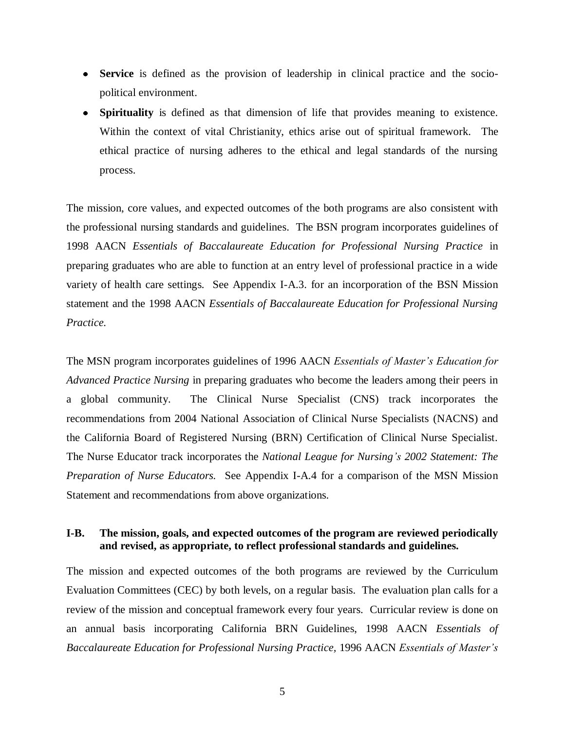- **Service** is defined as the provision of leadership in clinical practice and the socio-political environment.
- **Spirituality** is defined as that dimension of life that provides meaning to existence. Within the context of vital Christianity, ethics arise out of spiritual framework. The ethical practice of nursing adheres to the ethical and legal standards of the nursing process.

The mission, core values, and expected outcomes of the both programs are also consistent with the professional nursing standards and guidelines. The BSN program incorporates guidelines of 1998 AACN *Essentials of Baccalaureate Education for Professional Nursing Practice* in preparing graduates who are able to function at an entry level of professional practice in a wide variety of health care settings. See Appendix I-A.3. for an incorporation of the BSN Mission statement and the 1998 AACN *Essentials of Baccalaureate Education for Professional Nursing Practice.*

The MSN program incorporates guidelines of 1996 AACN *Essentials of Master's Education for Advanced Practice Nursing* in preparing graduates who become the leaders among their peers in a global community. The Clinical Nurse Specialist (CNS) track incorporates the recommendations from 2004 National Association of Clinical Nurse Specialists (NACNS) and the California Board of Registered Nursing (BRN) Certification of Clinical Nurse Specialist. The Nurse Educator track incorporates the *National League for Nursing's 2002 Statement: The Preparation of Nurse Educators.* See Appendix I-A.4 for a comparison of the MSN Mission Statement and recommendations from above organizations.

**I-B. The mission, goals, and expected outcomes of the program are reviewed periodically and revised, as appropriate, to reflect professional standards and guidelines.**

The mission and expected outcomes of the both programs are reviewed by the Curriculum Evaluation Committees (CEC) by both levels, on a regular basis. The evaluation plan calls for a review of the mission and conceptual framework every four years. Curricular review is done on an annual basis incorporating California BRN Guidelines, 1998 AACN *Essentials of Baccalaureate Education for Professional Nursing Practice,* 1996 AACN *Essentials of Master's*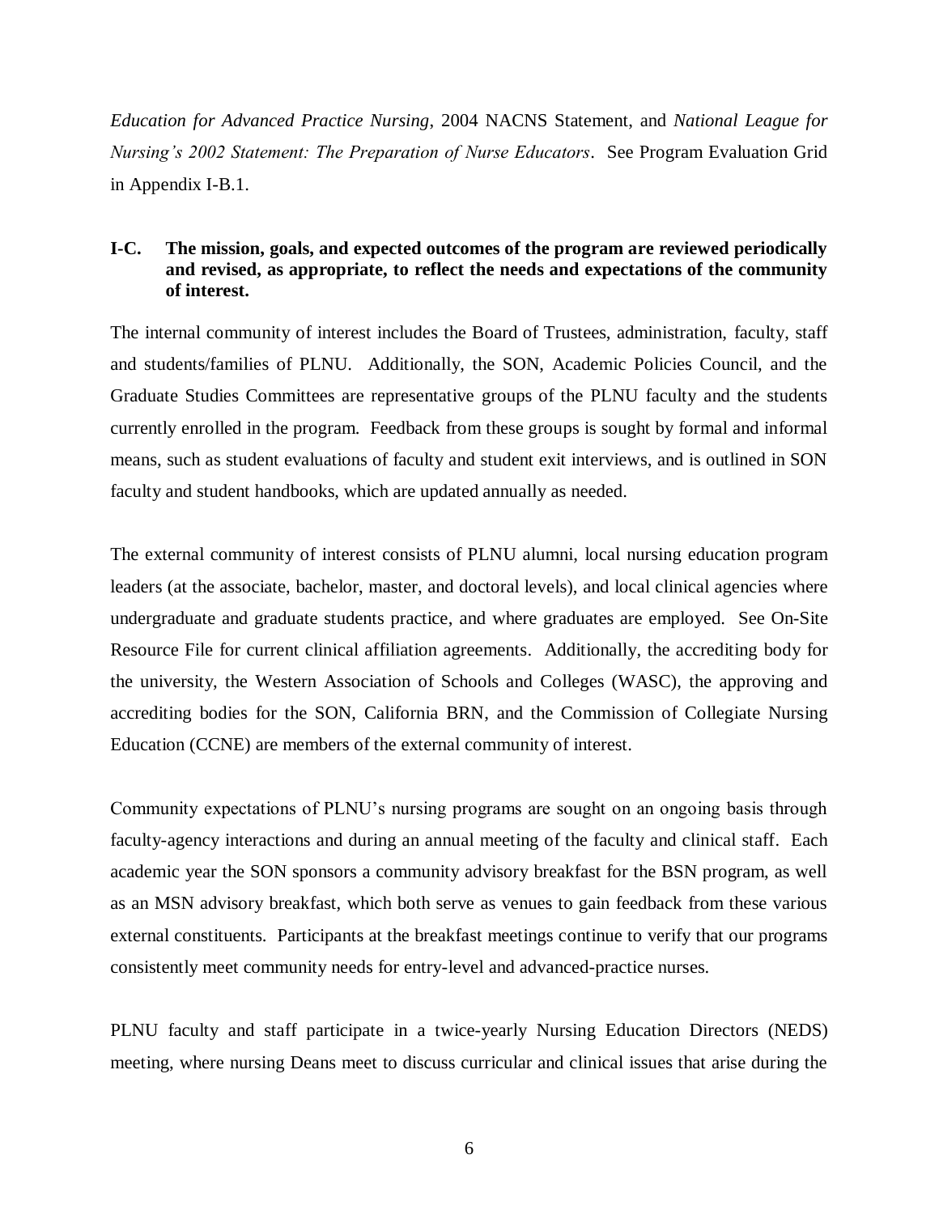*Education for Advanced Practice Nursing*, 2004 NACNS Statement, and *National League for Nursing's 2002 Statement: The Preparation of Nurse Educators*. See Program Evaluation Grid in Appendix I-B.1.

**I-C. The mission, goals, and expected outcomes of the program are reviewed periodically and revised, as appropriate, to reflect the needs and expectations of the community of interest.**

The internal community of interest includes the Board of Trustees, administration, faculty, staff and students/families of PLNU. Additionally, the SON, Academic Policies Council, and the Graduate Studies Committees are representative groups of the PLNU faculty and the students currently enrolled in the program. Feedback from these groups is sought by formal and informal means, such as student evaluations of faculty and student exit interviews, and is outlined in SON faculty and student handbooks, which are updated annually as needed.

The external community of interest consists of PLNU alumni, local nursing education program leaders (at the associate, bachelor, master, and doctoral levels), and local clinical agencies where undergraduate and graduate students practice, and where graduates are employed. See On-Site Resource File for current clinical affiliation agreements. Additionally, the accrediting body for the university, the Western Association of Schools and Colleges (WASC), the approving and accrediting bodies for the SON, California BRN, and the Commission of Collegiate Nursing Education (CCNE) are members of the external community of interest.

Community expectations of PLNU's nursing programs are sought on an ongoing basis through faculty-agency interactions and during an annual meeting of the faculty and clinical staff. Each academic year the SON sponsors a community advisory breakfast for the BSN program, as well as an MSN advisory breakfast, which both serve as venues to gain feedback from these various external constituents. Participants at the breakfast meetings continue to verify that our programs consistently meet community needs for entry-level and advanced-practice nurses.

PLNU faculty and staff participate in a twice-yearly Nursing Education Directors (NEDS) meeting, where nursing Deans meet to discuss curricular and clinical issues that arise during the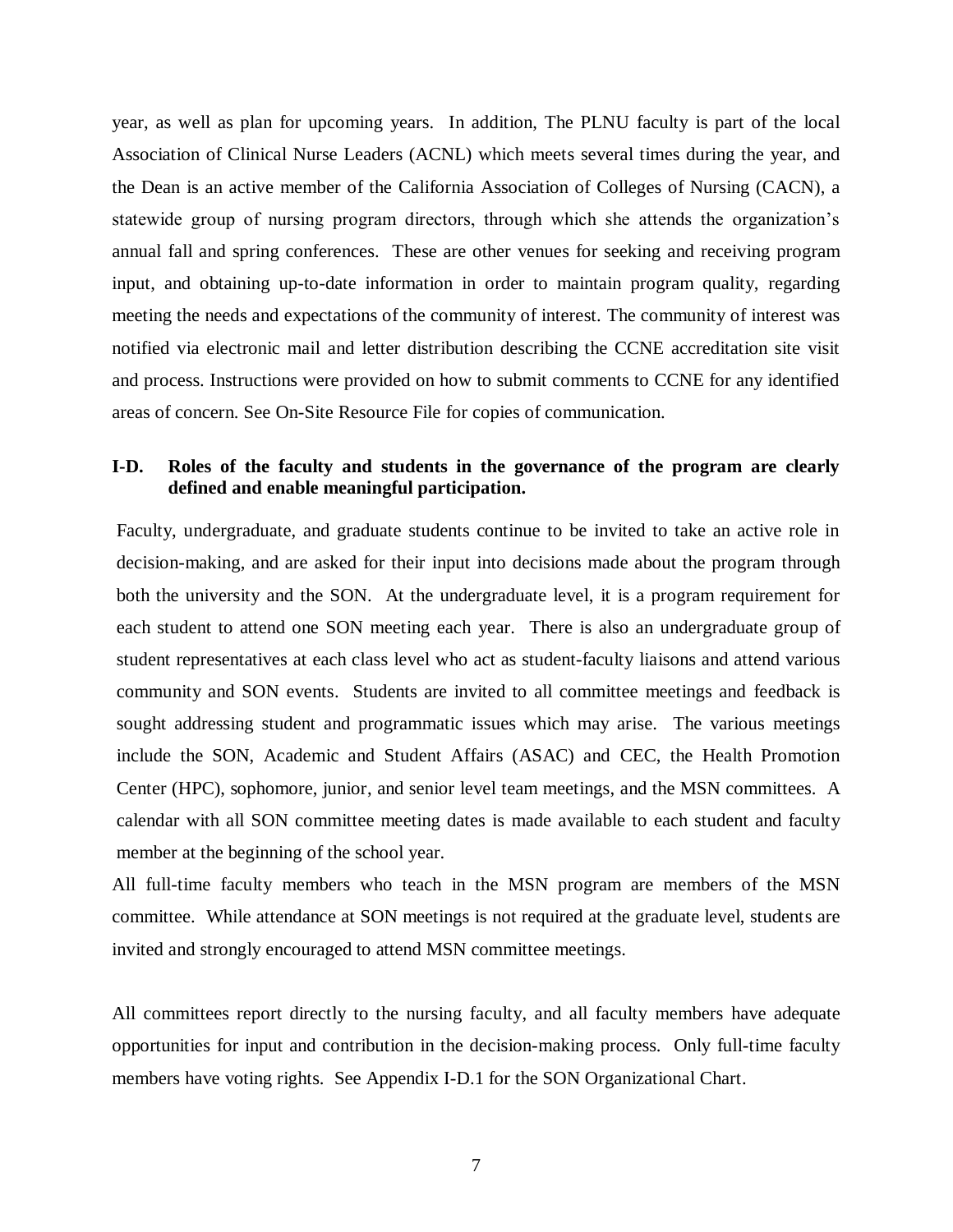year, as well as plan for upcoming years. In addition, The PLNU faculty is part of the local Association of Clinical Nurse Leaders (ACNL) which meets several times during the year, and the Dean is an active member of the California Association of Colleges of Nursing (CACN), a statewide group of nursing program directors, through which she attends the organization's annual fall and spring conferences. These are other venues for seeking and receiving program input, and obtaining up-to-date information in order to maintain program quality, regarding meeting the needs and expectations of the community of interest. The community of interest was notified via electronic mail and letter distribution describing the CCNE accreditation site visit and process. Instructions were provided on how to submit comments to CCNE for any identified areas of concern. See On-Site Resource File for copies of communication.

**I-D. Roles of the faculty and students in the governance of the program are clearly defined and enable meaningful participation.**

Faculty, undergraduate, and graduate students continue to be invited to take an active role in decision-making, and are asked for their input into decisions made about the program through both the university and the SON. At the undergraduate level, it is a program requirement for each student to attend one SON meeting each year. There is also an undergraduate group of student representatives at each class level who act as student-faculty liaisons and attend various community and SON events. Students are invited to all committee meetings and feedback is sought addressing student and programmatic issues which may arise. The various meetings include the SON, Academic and Student Affairs (ASAC) and CEC, the Health Promotion Center (HPC), sophomore, junior, and senior level team meetings, and the MSN committees. A calendar with all SON committee meeting dates is made available to each student and faculty member at the beginning of the school year.

All full-time faculty members who teach in the MSN program are members of the MSN committee. While attendance at SON meetings is not required at the graduate level, students are invited and strongly encouraged to attend MSN committee meetings.

All committees report directly to the nursing faculty, and all faculty members have adequate opportunities for input and contribution in the decision-making process. Only full-time faculty members have voting rights. See Appendix I-D.1 for the SON Organizational Chart.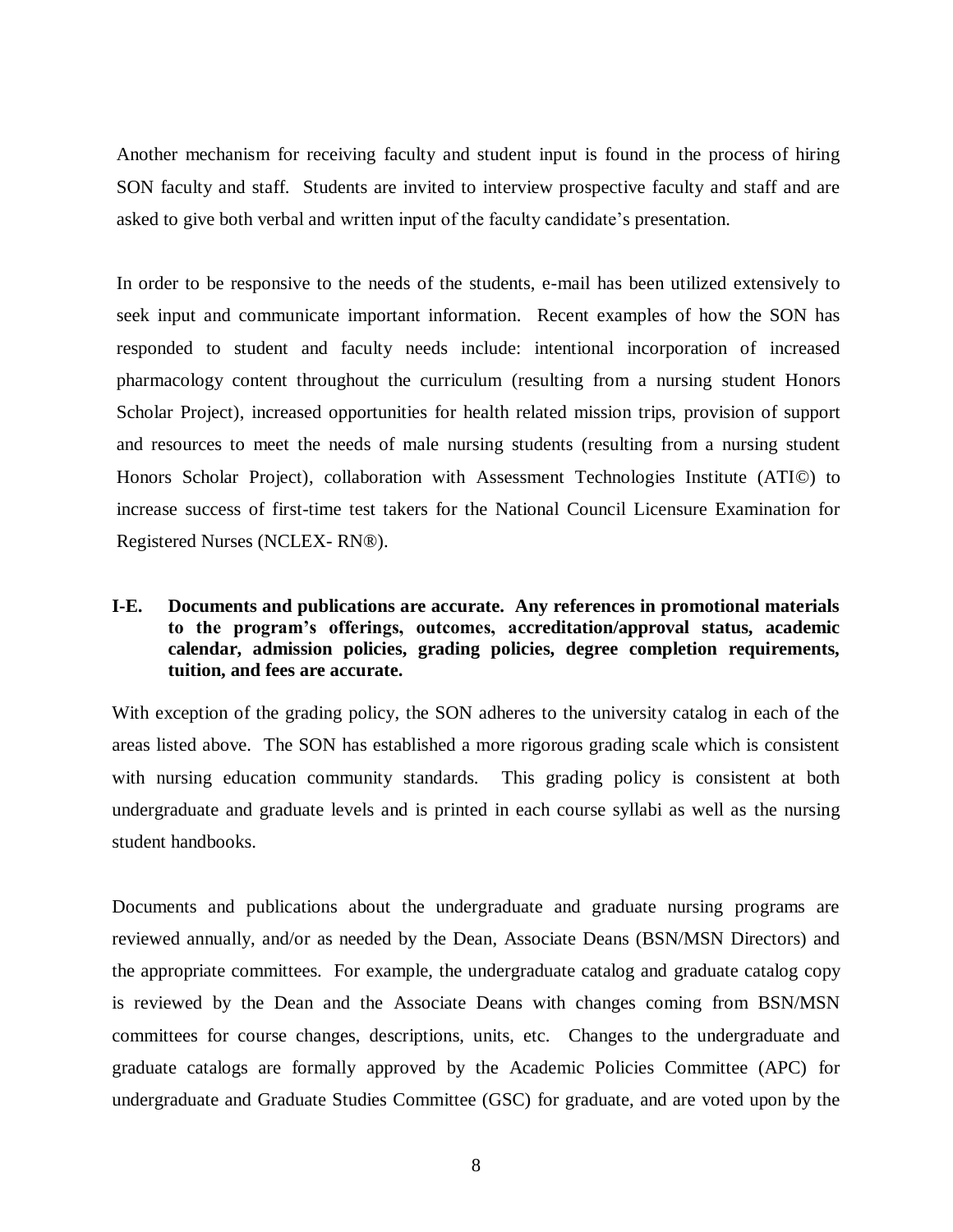Another mechanism for receiving faculty and student input is found in the process of hiring SON faculty and staff. Students are invited to interview prospective faculty and staff and are asked to give both verbal and written input of the faculty candidate's presentation.

In order to be responsive to the needs of the students, e-mail has been utilized extensively to seek input and communicate important information. Recent examples of how the SON has responded to student and faculty needs include: intentional incorporation of increased pharmacology content throughout the curriculum (resulting from a nursing student Honors Scholar Project), increased opportunities for health related mission trips, provision of support and resources to meet the needs of male nursing students (resulting from a nursing student Honors Scholar Project), collaboration with Assessment Technologies Institute (ATI©) to increase success of first-time test takers for the National Council Licensure Examination for Registered Nurses (NCLEX- RN®).

**I-E. Documents and publications are accurate. Any references in promotional materials to the program's offerings, outcomes, accreditation/approval status, academic calendar, admission policies, grading policies, degree completion requirements, tuition, and fees are accurate.**

With exception of the grading policy, the SON adheres to the university catalog in each of the areas listed above. The SON has established a more rigorous grading scale which is consistent with nursing education community standards. This grading policy is consistent at both undergraduate and graduate levels and is printed in each course syllabi as well as the nursing student handbooks.

Documents and publications about the undergraduate and graduate nursing programs are reviewed annually, and/or as needed by the Dean, Associate Deans (BSN/MSN Directors) and the appropriate committees. For example, the undergraduate catalog and graduate catalog copy is reviewed by the Dean and the Associate Deans with changes coming from BSN/MSN committees for course changes, descriptions, units, etc. Changes to the undergraduate and graduate catalogs are formally approved by the Academic Policies Committee (APC) for undergraduate and Graduate Studies Committee (GSC) for graduate, and are voted upon by the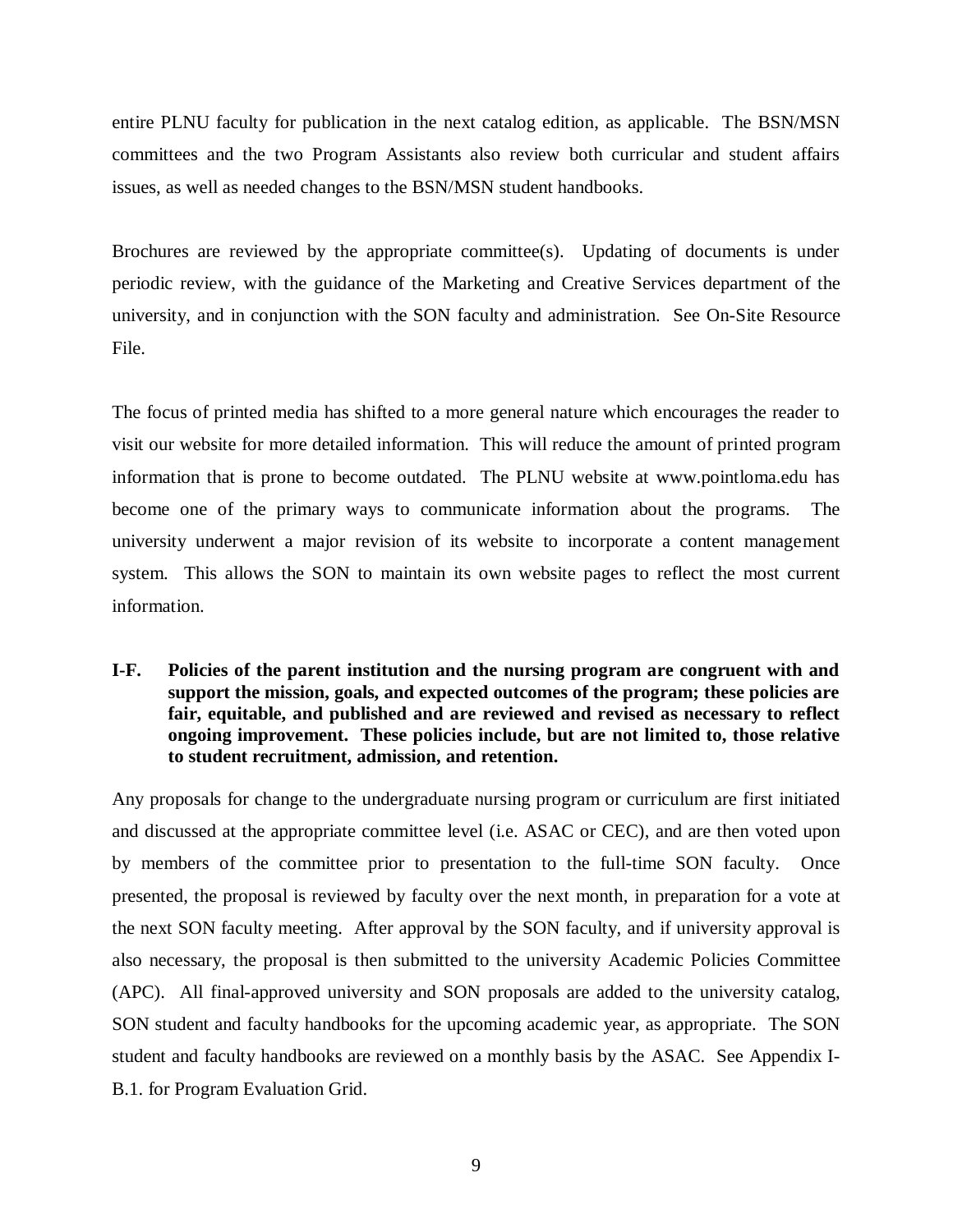entire PLNU faculty for publication in the next catalog edition, as applicable. The BSN/MSN committees and the two Program Assistants also review both curricular and student affairs issues, as well as needed changes to the BSN/MSN student handbooks.

Brochures are reviewed by the appropriate committee(s). Updating of documents is under periodic review, with the guidance of the Marketing and Creative Services department of the university, and in conjunction with the SON faculty and administration. See On-Site Resource File.

The focus of printed media has shifted to a more general nature which encourages the reader to visit our website for more detailed information. This will reduce the amount of printed program information that is prone to become outdated. The PLNU website at www.pointloma.edu has become one of the primary ways to communicate information about the programs. The university underwent a major revision of its website to incorporate a content management system. This allows the SON to maintain its own website pages to reflect the most current information.

**I-F. Policies of the parent institution and the nursing program are congruent with and support the mission, goals, and expected outcomes of the program; these policies are fair, equitable, and published and are reviewed and revised as necessary to reflect ongoing improvement. These policies include, but are not limited to, those relative to student recruitment, admission, and retention.**

Any proposals for change to the undergraduate nursing program or curriculum are first initiated and discussed at the appropriate committee level (i.e. ASAC or CEC), and are then voted upon by members of the committee prior to presentation to the full-time SON faculty. Once presented, the proposal is reviewed by faculty over the next month, in preparation for a vote at the next SON faculty meeting. After approval by the SON faculty, and if university approval is also necessary, the proposal is then submitted to the university Academic Policies Committee (APC). All final-approved university and SON proposals are added to the university catalog, SON student and faculty handbooks for the upcoming academic year, as appropriate. The SON student and faculty handbooks are reviewed on a monthly basis by the ASAC. See Appendix I-B.1. for Program Evaluation Grid.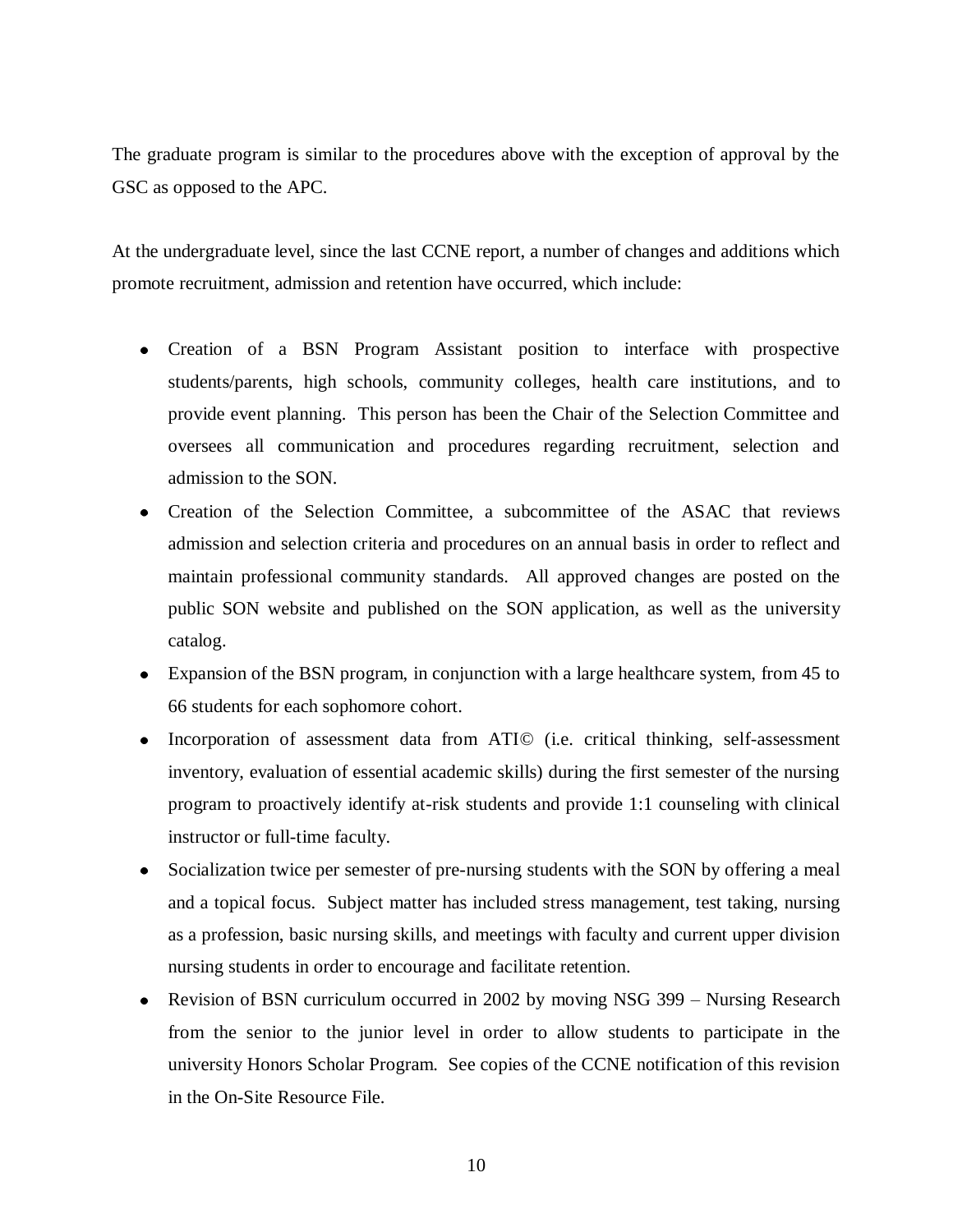The graduate program is similar to the procedures above with the exception of approval by the GSC as opposed to the APC.

At the undergraduate level, since the last CCNE report, a number of changes and additions which promote recruitment, admission and retention have occurred, which include:

- Creation of a BSN Program Assistant position to interface with prospective students/parents, high schools, community colleges, health care institutions, and to provide event planning. This person has been the Chair of the Selection Committee and oversees all communication and procedures regarding recruitment, selection and admission to the SON.
- Creation of the Selection Committee, a subcommittee of the ASAC that reviews admission and selection criteria and procedures on an annual basis in order to reflect and maintain professional community standards. All approved changes are posted on the public SON website and published on the SON application, as well as the university catalog.
- Expansion of the BSN program, in conjunction with a large healthcare system, from 45 to 66 students for each sophomore cohort.
- Incorporation of assessment data from ATI© (i.e. critical thinking, self-assessment inventory, evaluation of essential academic skills) during the first semester of the nursing program to proactively identify at-risk students and provide 1:1 counseling with clinical instructor or full-time faculty.
- Socialization twice per semester of pre-nursing students with the SON by offering a meal and a topical focus. Subject matter has included stress management, test taking, nursing as a profession, basic nursing skills, and meetings with faculty and current upper division nursing students in order to encourage and facilitate retention.
- Revision of BSN curriculum occurred in 2002 by moving NSG 399 – Nursing Research from the senior to the junior level in order to allow students to participate in the university Honors Scholar Program. See copies of the CCNE notification of this revision in the On-Site Resource File.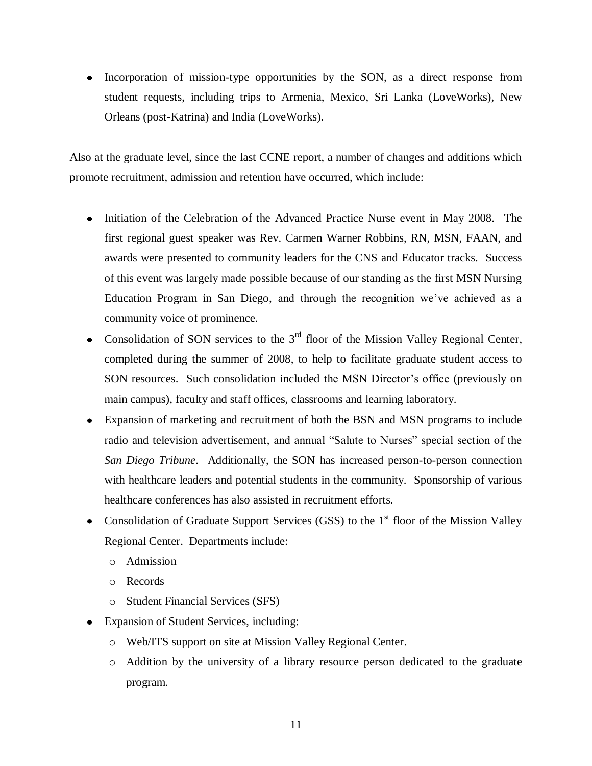- Incorporation of mission-type opportunities by the SON, as a direct response from student requests, including trips to Armenia, Mexico, Sri Lanka (LoveWorks), New Orleans (post-Katrina) and India (LoveWorks).

Also at the graduate level, since the last CCNE report, a number of changes and additions which promote recruitment, admission and retention have occurred, which include:

- Initiation of the Celebration of the Advanced Practice Nurse event in May 2008. The first regional guest speaker was Rev. Carmen Warner Robbins, RN, MSN, FAAN, and awards were presented to community leaders for the CNS and Educator tracks. Success of this event was largely made possible because of our standing as the first MSN Nursing Education Program in San Diego, and through the recognition we've achieved as a community voice of prominence.
- Consolidation of SON services to the 3rd floor of the Mission Valley Regional Center, completed during the summer of 2008, to help to facilitate graduate student access to SON resources. Such consolidation included the MSN Director's office (previously on main campus), faculty and staff offices, classrooms and learning laboratory.
- Expansion of marketing and recruitment of both the BSN and MSN programs to include radio and television advertisement, and annual "Salute to Nurses" special section of the *San Diego Tribune*. Additionally, the SON has increased person-to-person connection with healthcare leaders and potential students in the community. Sponsorship of various healthcare conferences has also assisted in recruitment efforts.
- Consolidation of Graduate Support Services (GSS) to the 1st floor of the Mission Valley Regional Center. Departments include:
  - Admission
  - Records
  - Student Financial Services (SFS)
- Expansion of Student Services, including:
  - Web/ITS support on site at Mission Valley Regional Center.
  - Addition by the university of a library resource person dedicated to the graduate program.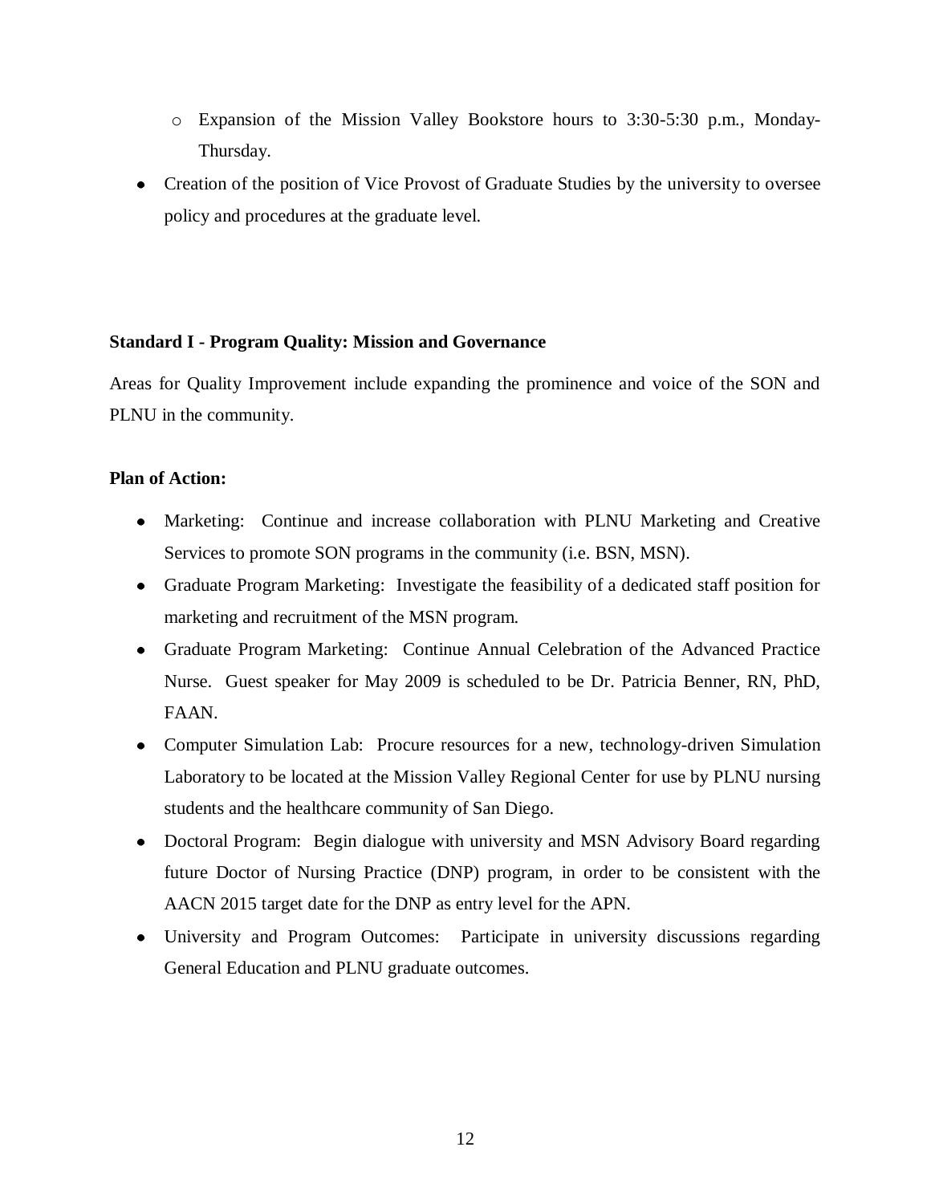- Expansion of the Mission Valley Bookstore hours to 3:30-5:30 p.m., Monday-Thursday.
- Creation of the position of Vice Provost of Graduate Studies by the university to oversee policy and procedures at the graduate level.

**Standard I - Program Quality: Mission and Governance**

Areas for Quality Improvement include expanding the prominence and voice of the SON and PLNU in the community.

**Plan of Action:**

- Marketing: Continue and increase collaboration with PLNU Marketing and Creative Services to promote SON programs in the community (i.e. BSN, MSN).
- Graduate Program Marketing: Investigate the feasibility of a dedicated staff position for marketing and recruitment of the MSN program.
- Graduate Program Marketing: Continue Annual Celebration of the Advanced Practice Nurse. Guest speaker for May 2009 is scheduled to be Dr. Patricia Benner, RN, PhD, FAAN.
- Computer Simulation Lab: Procure resources for a new, technology-driven Simulation Laboratory to be located at the Mission Valley Regional Center for use by PLNU nursing students and the healthcare community of San Diego.
- Doctoral Program: Begin dialogue with university and MSN Advisory Board regarding future Doctor of Nursing Practice (DNP) program, in order to be consistent with the AACN 2015 target date for the DNP as entry level for the APN.
- University and Program Outcomes: Participate in university discussions regarding General Education and PLNU graduate outcomes.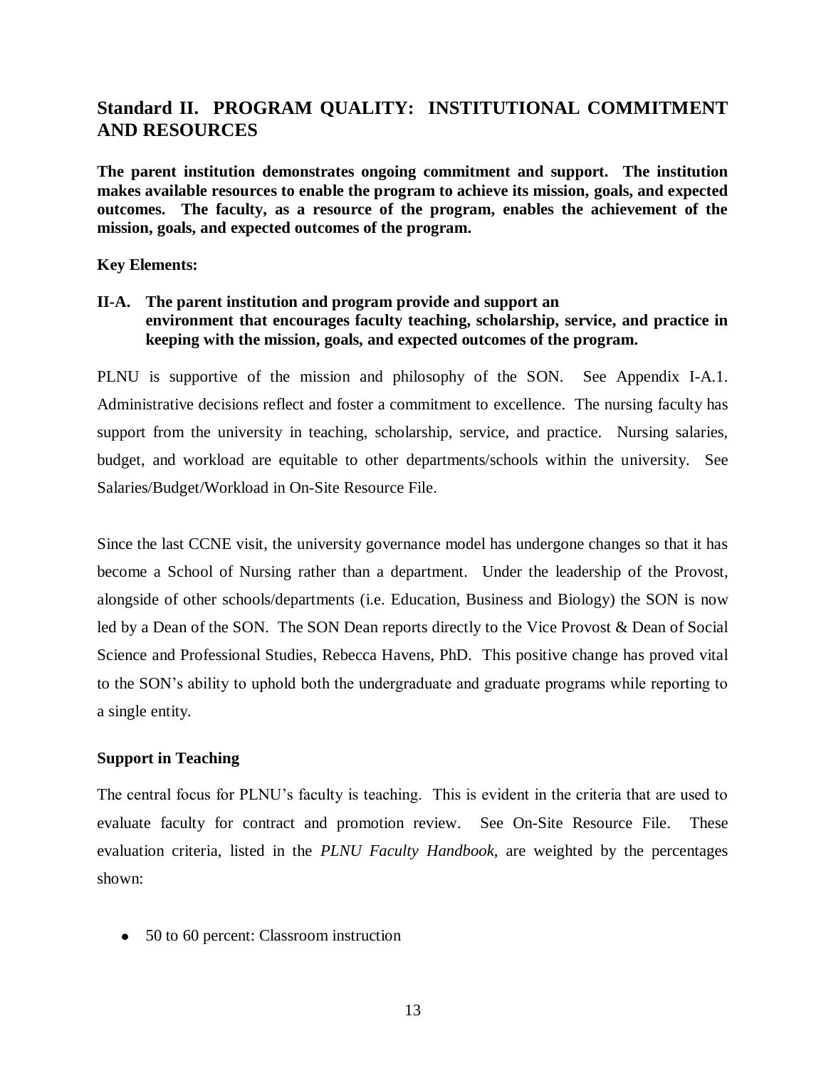## Standard II. PROGRAM QUALITY: INSTITUTIONAL COMMITMENT AND RESOURCES

**The parent institution demonstrates ongoing commitment and support. The institution makes available resources to enable the program to achieve its mission, goals, and expected outcomes. The faculty, as a resource of the program, enables the achievement of the mission, goals, and expected outcomes of the program.**

**Key Elements:**

**II-A. The parent institution and program provide and support an environment that encourages faculty teaching, scholarship, service, and practice in keeping with the mission, goals, and expected outcomes of the program.**

PLNU is supportive of the mission and philosophy of the SON. See Appendix I-A.1. Administrative decisions reflect and foster a commitment to excellence. The nursing faculty has support from the university in teaching, scholarship, service, and practice. Nursing salaries, budget, and workload are equitable to other departments/schools within the university. See Salaries/Budget/Workload in On-Site Resource File.

Since the last CCNE visit, the university governance model has undergone changes so that it has become a School of Nursing rather than a department. Under the leadership of the Provost, alongside of other schools/departments (i.e. Education, Business and Biology) the SON is now led by a Dean of the SON. The SON Dean reports directly to the Vice Provost & Dean of Social Science and Professional Studies, Rebecca Havens, PhD. This positive change has proved vital to the SON's ability to uphold both the undergraduate and graduate programs while reporting to a single entity.

**Support in Teaching**

The central focus for PLNU's faculty is teaching. This is evident in the criteria that are used to evaluate faculty for contract and promotion review. See On-Site Resource File. These evaluation criteria, listed in the *PLNU Faculty Handbook*, are weighted by the percentages shown:

- 50 to 60 percent: Classroom instruction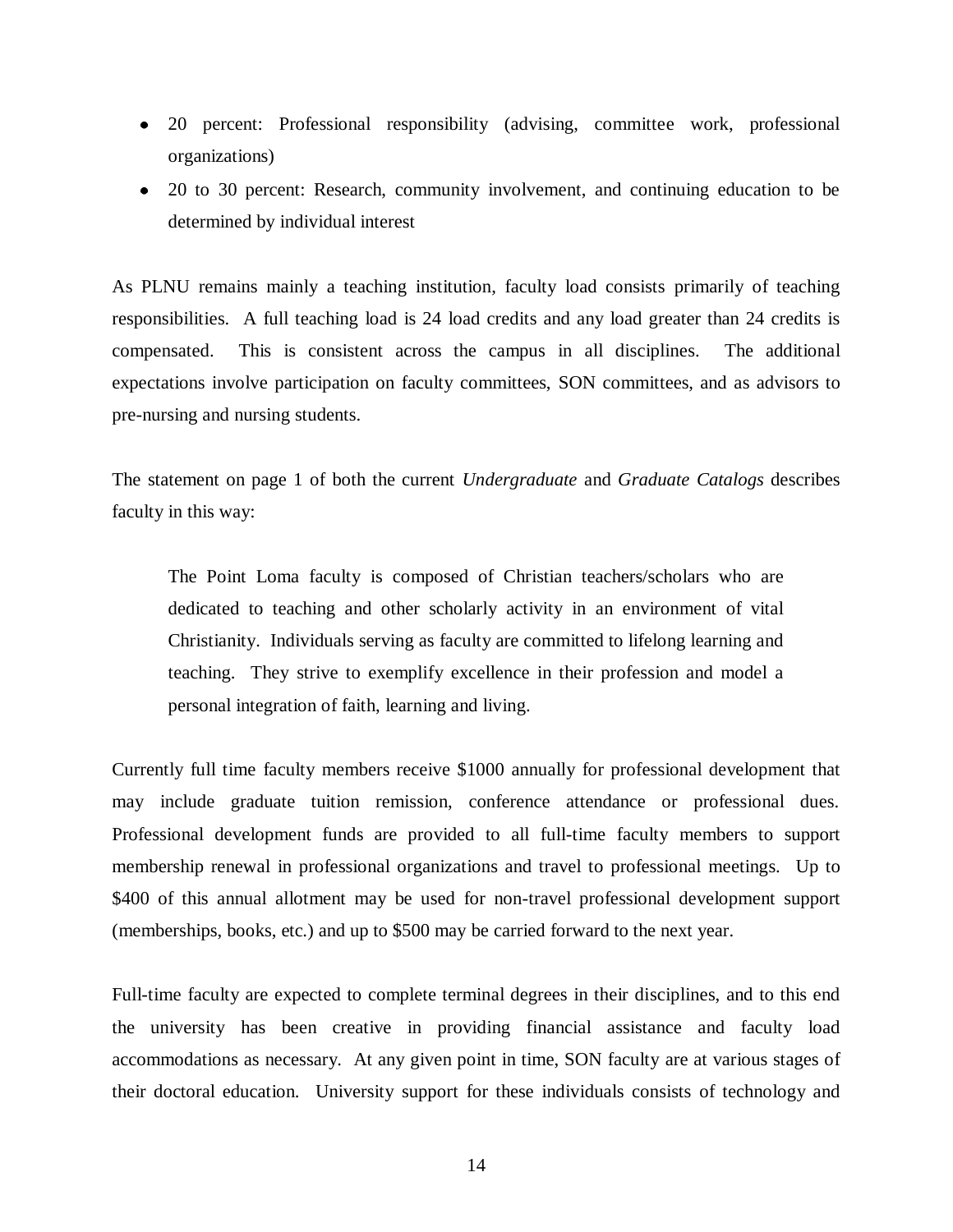- 20 percent: Professional responsibility (advising, committee work, professional organizations)
- 20 to 30 percent: Research, community involvement, and continuing education to be determined by individual interest

As PLNU remains mainly a teaching institution, faculty load consists primarily of teaching responsibilities. A full teaching load is 24 load credits and any load greater than 24 credits is compensated. This is consistent across the campus in all disciplines. The additional expectations involve participation on faculty committees, SON committees, and as advisors to pre-nursing and nursing students.

The statement on page 1 of both the current *Undergraduate* and *Graduate Catalogs* describes faculty in this way:

> The Point Loma faculty is composed of Christian teachers/scholars who are dedicated to teaching and other scholarly activity in an environment of vital Christianity. Individuals serving as faculty are committed to lifelong learning and teaching. They strive to exemplify excellence in their profession and model a personal integration of faith, learning and living.

Currently full time faculty members receive $1000 annually for professional development that may include graduate tuition remission, conference attendance or professional dues. Professional development funds are provided to all full-time faculty members to support membership renewal in professional organizations and travel to professional meetings. Up to $400 of this annual allotment may be used for non-travel professional development support (memberships, books, etc.) and up to $500 may be carried forward to the next year.

Full-time faculty are expected to complete terminal degrees in their disciplines, and to this end the university has been creative in providing financial assistance and faculty load accommodations as necessary. At any given point in time, SON faculty are at various stages of their doctoral education. University support for these individuals consists of technology and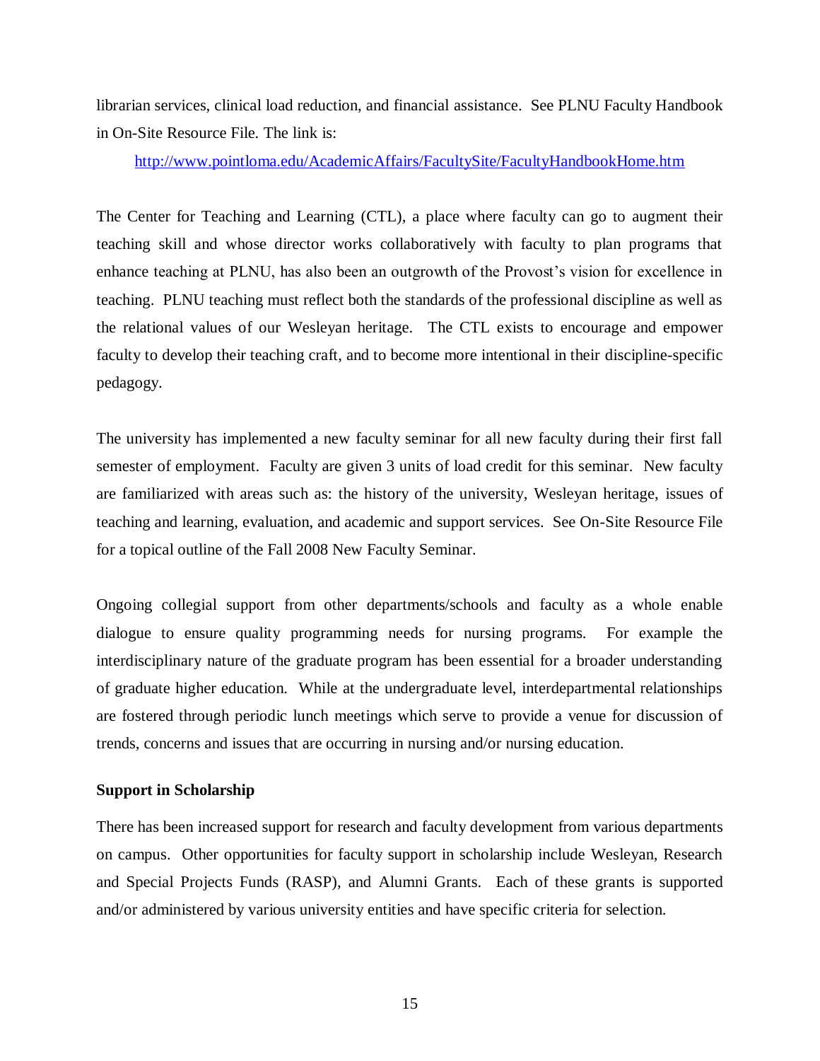librarian services, clinical load reduction, and financial assistance. See PLNU Faculty Handbook in On-Site Resource File. The link is:

http://www.pointloma.edu/AcademicAffairs/FacultySite/FacultyHandbookHome.htm

The Center for Teaching and Learning (CTL), a place where faculty can go to augment their teaching skill and whose director works collaboratively with faculty to plan programs that enhance teaching at PLNU, has also been an outgrowth of the Provost's vision for excellence in teaching. PLNU teaching must reflect both the standards of the professional discipline as well as the relational values of our Wesleyan heritage. The CTL exists to encourage and empower faculty to develop their teaching craft, and to become more intentional in their discipline-specific pedagogy.

The university has implemented a new faculty seminar for all new faculty during their first fall semester of employment. Faculty are given 3 units of load credit for this seminar. New faculty are familiarized with areas such as: the history of the university, Wesleyan heritage, issues of teaching and learning, evaluation, and academic and support services. See On-Site Resource File for a topical outline of the Fall 2008 New Faculty Seminar.

Ongoing collegial support from other departments/schools and faculty as a whole enable dialogue to ensure quality programming needs for nursing programs. For example the interdisciplinary nature of the graduate program has been essential for a broader understanding of graduate higher education. While at the undergraduate level, interdepartmental relationships are fostered through periodic lunch meetings which serve to provide a venue for discussion of trends, concerns and issues that are occurring in nursing and/or nursing education.

**Support in Scholarship**

There has been increased support for research and faculty development from various departments on campus. Other opportunities for faculty support in scholarship include Wesleyan, Research and Special Projects Funds (RASP), and Alumni Grants. Each of these grants is supported and/or administered by various university entities and have specific criteria for selection.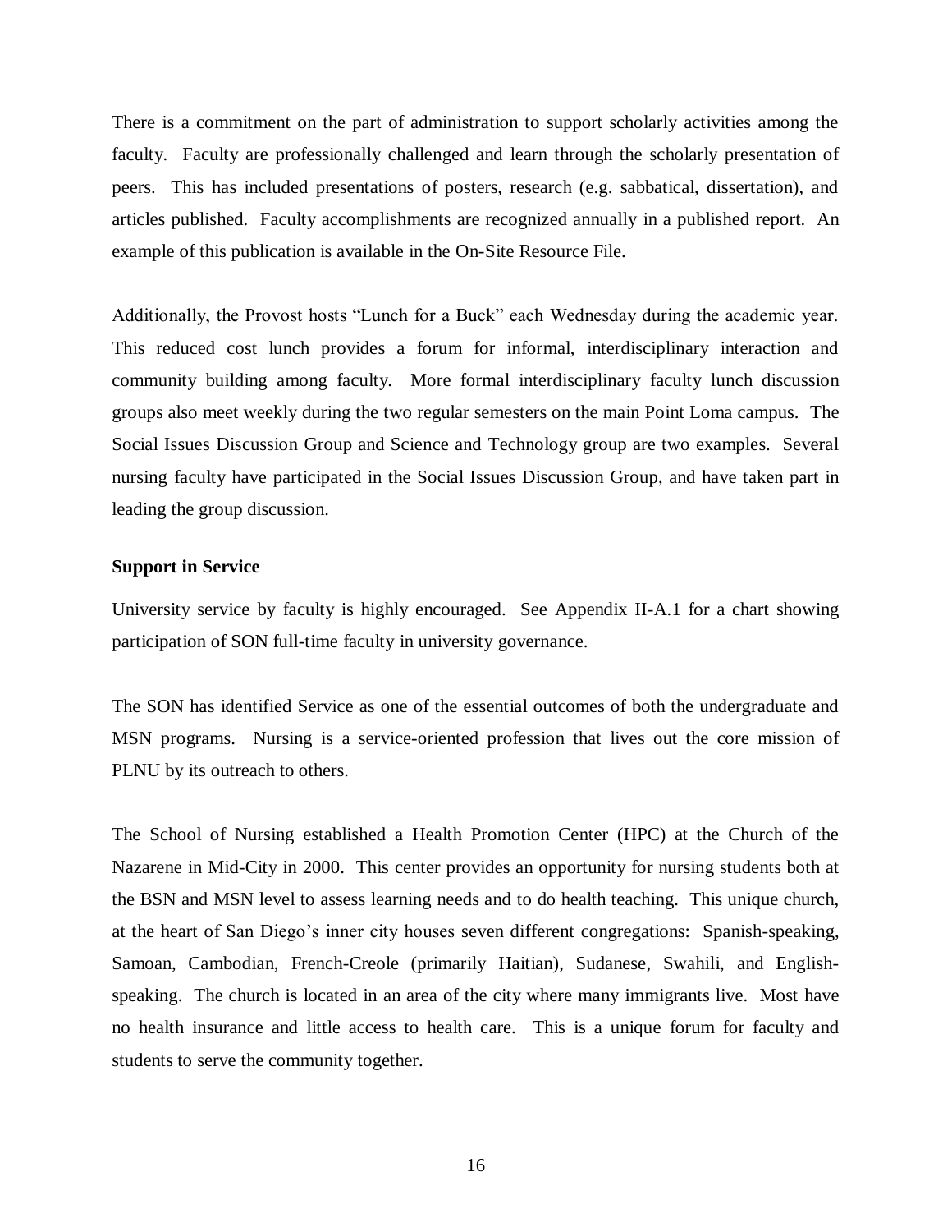There is a commitment on the part of administration to support scholarly activities among the faculty. Faculty are professionally challenged and learn through the scholarly presentation of peers. This has included presentations of posters, research (e.g. sabbatical, dissertation), and articles published. Faculty accomplishments are recognized annually in a published report. An example of this publication is available in the On-Site Resource File.

Additionally, the Provost hosts "Lunch for a Buck" each Wednesday during the academic year. This reduced cost lunch provides a forum for informal, interdisciplinary interaction and community building among faculty. More formal interdisciplinary faculty lunch discussion groups also meet weekly during the two regular semesters on the main Point Loma campus. The Social Issues Discussion Group and Science and Technology group are two examples. Several nursing faculty have participated in the Social Issues Discussion Group, and have taken part in leading the group discussion.

**Support in Service**

University service by faculty is highly encouraged. See Appendix II-A.1 for a chart showing participation of SON full-time faculty in university governance.

The SON has identified Service as one of the essential outcomes of both the undergraduate and MSN programs. Nursing is a service-oriented profession that lives out the core mission of PLNU by its outreach to others.

The School of Nursing established a Health Promotion Center (HPC) at the Church of the Nazarene in Mid-City in 2000. This center provides an opportunity for nursing students both at the BSN and MSN level to assess learning needs and to do health teaching. This unique church, at the heart of San Diego's inner city houses seven different congregations: Spanish-speaking, Samoan, Cambodian, French-Creole (primarily Haitian), Sudanese, Swahili, and English-speaking. The church is located in an area of the city where many immigrants live. Most have no health insurance and little access to health care. This is a unique forum for faculty and students to serve the community together.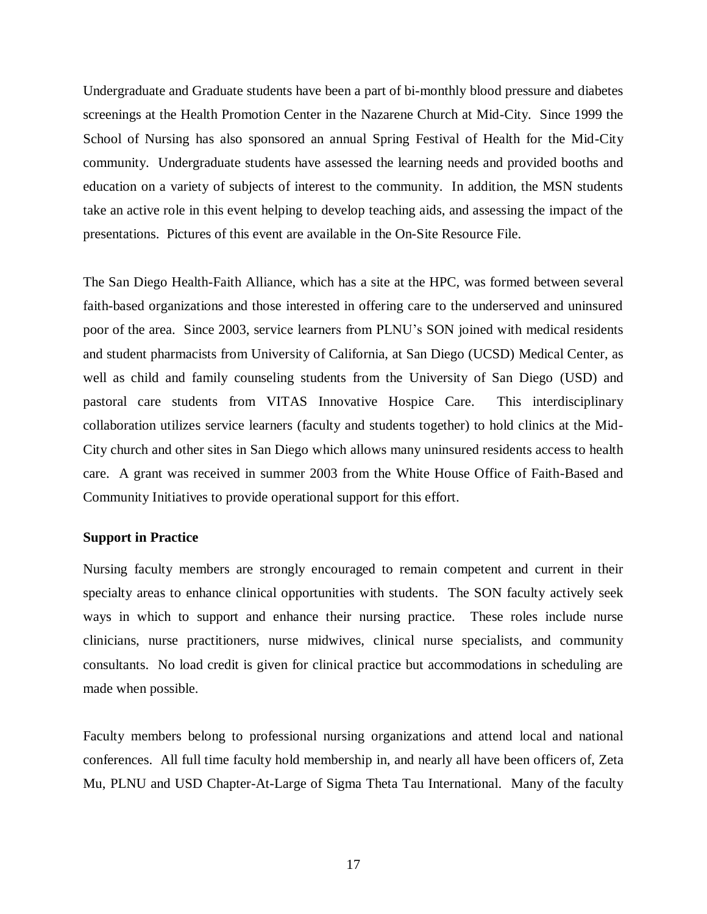Undergraduate and Graduate students have been a part of bi-monthly blood pressure and diabetes screenings at the Health Promotion Center in the Nazarene Church at Mid-City. Since 1999 the School of Nursing has also sponsored an annual Spring Festival of Health for the Mid-City community. Undergraduate students have assessed the learning needs and provided booths and education on a variety of subjects of interest to the community. In addition, the MSN students take an active role in this event helping to develop teaching aids, and assessing the impact of the presentations. Pictures of this event are available in the On-Site Resource File.

The San Diego Health-Faith Alliance, which has a site at the HPC, was formed between several faith-based organizations and those interested in offering care to the underserved and uninsured poor of the area. Since 2003, service learners from PLNU's SON joined with medical residents and student pharmacists from University of California, at San Diego (UCSD) Medical Center, as well as child and family counseling students from the University of San Diego (USD) and pastoral care students from VITAS Innovative Hospice Care. This interdisciplinary collaboration utilizes service learners (faculty and students together) to hold clinics at the Mid-City church and other sites in San Diego which allows many uninsured residents access to health care. A grant was received in summer 2003 from the White House Office of Faith-Based and Community Initiatives to provide operational support for this effort.

**Support in Practice**

Nursing faculty members are strongly encouraged to remain competent and current in their specialty areas to enhance clinical opportunities with students. The SON faculty actively seek ways in which to support and enhance their nursing practice. These roles include nurse clinicians, nurse practitioners, nurse midwives, clinical nurse specialists, and community consultants. No load credit is given for clinical practice but accommodations in scheduling are made when possible.

Faculty members belong to professional nursing organizations and attend local and national conferences. All full time faculty hold membership in, and nearly all have been officers of, Zeta Mu, PLNU and USD Chapter-At-Large of Sigma Theta Tau International. Many of the faculty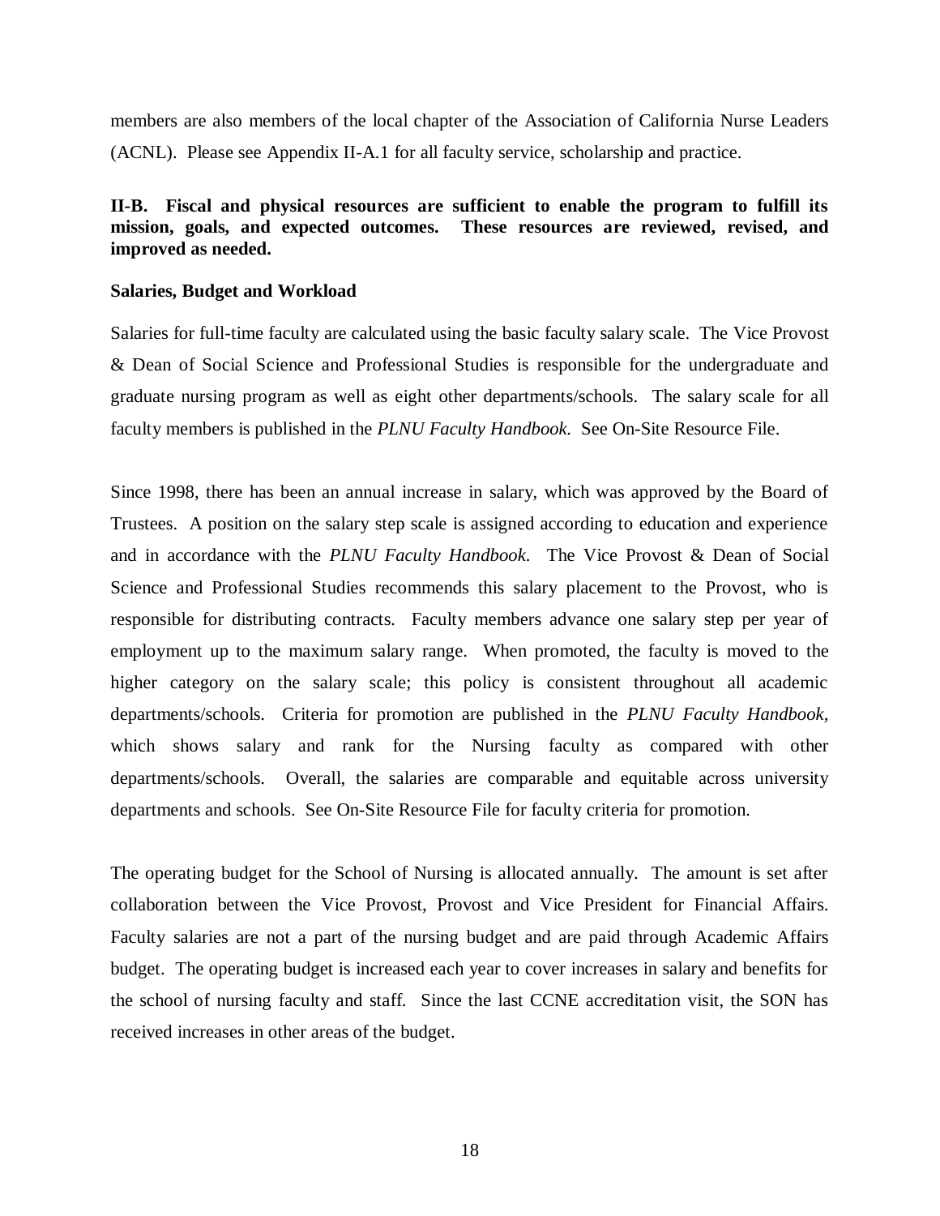members are also members of the local chapter of the Association of California Nurse Leaders (ACNL). Please see Appendix II-A.1 for all faculty service, scholarship and practice.

**II-B. Fiscal and physical resources are sufficient to enable the program to fulfill its mission, goals, and expected outcomes. These resources are reviewed, revised, and improved as needed.**

**Salaries, Budget and Workload**

Salaries for full-time faculty are calculated using the basic faculty salary scale. The Vice Provost & Dean of Social Science and Professional Studies is responsible for the undergraduate and graduate nursing program as well as eight other departments/schools. The salary scale for all faculty members is published in the *PLNU Faculty Handbook*. See On-Site Resource File.

Since 1998, there has been an annual increase in salary, which was approved by the Board of Trustees. A position on the salary step scale is assigned according to education and experience and in accordance with the *PLNU Faculty Handbook*. The Vice Provost & Dean of Social Science and Professional Studies recommends this salary placement to the Provost, who is responsible for distributing contracts. Faculty members advance one salary step per year of employment up to the maximum salary range. When promoted, the faculty is moved to the higher category on the salary scale; this policy is consistent throughout all academic departments/schools. Criteria for promotion are published in the *PLNU Faculty Handbook*, which shows salary and rank for the Nursing faculty as compared with other departments/schools. Overall, the salaries are comparable and equitable across university departments and schools. See On-Site Resource File for faculty criteria for promotion.

The operating budget for the School of Nursing is allocated annually. The amount is set after collaboration between the Vice Provost, Provost and Vice President for Financial Affairs. Faculty salaries are not a part of the nursing budget and are paid through Academic Affairs budget. The operating budget is increased each year to cover increases in salary and benefits for the school of nursing faculty and staff. Since the last CCNE accreditation visit, the SON has received increases in other areas of the budget.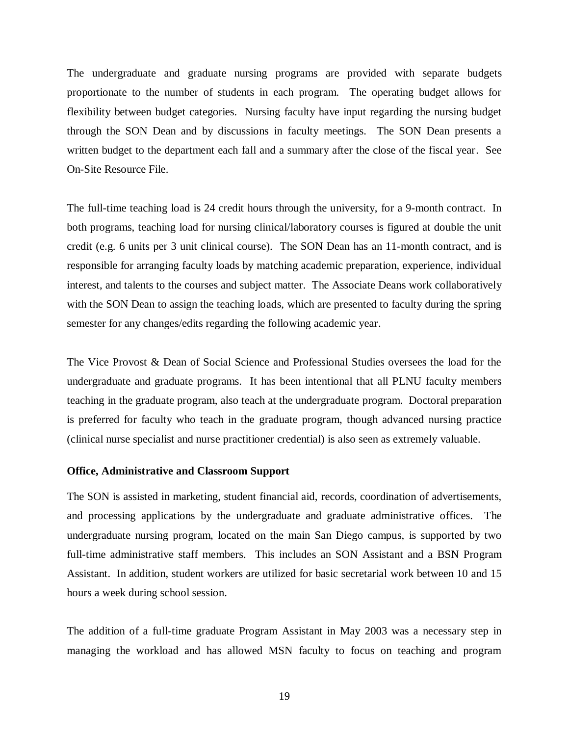The undergraduate and graduate nursing programs are provided with separate budgets proportionate to the number of students in each program. The operating budget allows for flexibility between budget categories. Nursing faculty have input regarding the nursing budget through the SON Dean and by discussions in faculty meetings. The SON Dean presents a written budget to the department each fall and a summary after the close of the fiscal year. See On-Site Resource File.

The full-time teaching load is 24 credit hours through the university, for a 9-month contract. In both programs, teaching load for nursing clinical/laboratory courses is figured at double the unit credit (e.g. 6 units per 3 unit clinical course). The SON Dean has an 11-month contract, and is responsible for arranging faculty loads by matching academic preparation, experience, individual interest, and talents to the courses and subject matter. The Associate Deans work collaboratively with the SON Dean to assign the teaching loads, which are presented to faculty during the spring semester for any changes/edits regarding the following academic year.

The Vice Provost & Dean of Social Science and Professional Studies oversees the load for the undergraduate and graduate programs. It has been intentional that all PLNU faculty members teaching in the graduate program, also teach at the undergraduate program. Doctoral preparation is preferred for faculty who teach in the graduate program, though advanced nursing practice (clinical nurse specialist and nurse practitioner credential) is also seen as extremely valuable.

**Office, Administrative and Classroom Support**

The SON is assisted in marketing, student financial aid, records, coordination of advertisements, and processing applications by the undergraduate and graduate administrative offices. The undergraduate nursing program, located on the main San Diego campus, is supported by two full-time administrative staff members. This includes an SON Assistant and a BSN Program Assistant. In addition, student workers are utilized for basic secretarial work between 10 and 15 hours a week during school session.

The addition of a full-time graduate Program Assistant in May 2003 was a necessary step in managing the workload and has allowed MSN faculty to focus on teaching and program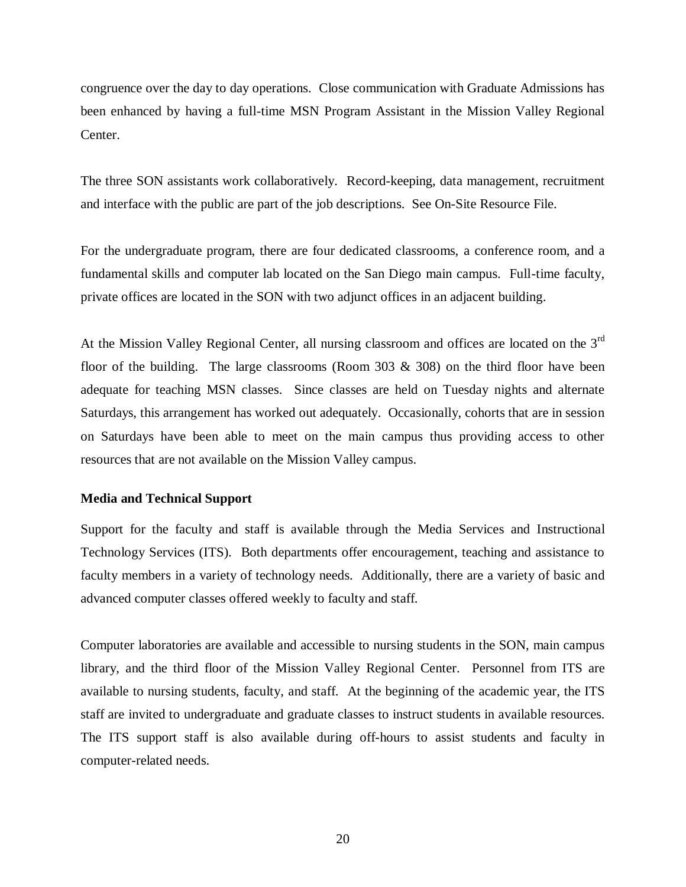congruence over the day to day operations. Close communication with Graduate Admissions has been enhanced by having a full-time MSN Program Assistant in the Mission Valley Regional Center.

The three SON assistants work collaboratively. Record-keeping, data management, recruitment and interface with the public are part of the job descriptions. See On-Site Resource File.

For the undergraduate program, there are four dedicated classrooms, a conference room, and a fundamental skills and computer lab located on the San Diego main campus. Full-time faculty, private offices are located in the SON with two adjunct offices in an adjacent building.

At the Mission Valley Regional Center, all nursing classroom and offices are located on the 3rd floor of the building. The large classrooms (Room 303 & 308) on the third floor have been adequate for teaching MSN classes. Since classes are held on Tuesday nights and alternate Saturdays, this arrangement has worked out adequately. Occasionally, cohorts that are in session on Saturdays have been able to meet on the main campus thus providing access to other resources that are not available on the Mission Valley campus.

**Media and Technical Support**

Support for the faculty and staff is available through the Media Services and Instructional Technology Services (ITS). Both departments offer encouragement, teaching and assistance to faculty members in a variety of technology needs. Additionally, there are a variety of basic and advanced computer classes offered weekly to faculty and staff.

Computer laboratories are available and accessible to nursing students in the SON, main campus library, and the third floor of the Mission Valley Regional Center. Personnel from ITS are available to nursing students, faculty, and staff. At the beginning of the academic year, the ITS staff are invited to undergraduate and graduate classes to instruct students in available resources. The ITS support staff is also available during off-hours to assist students and faculty in computer-related needs.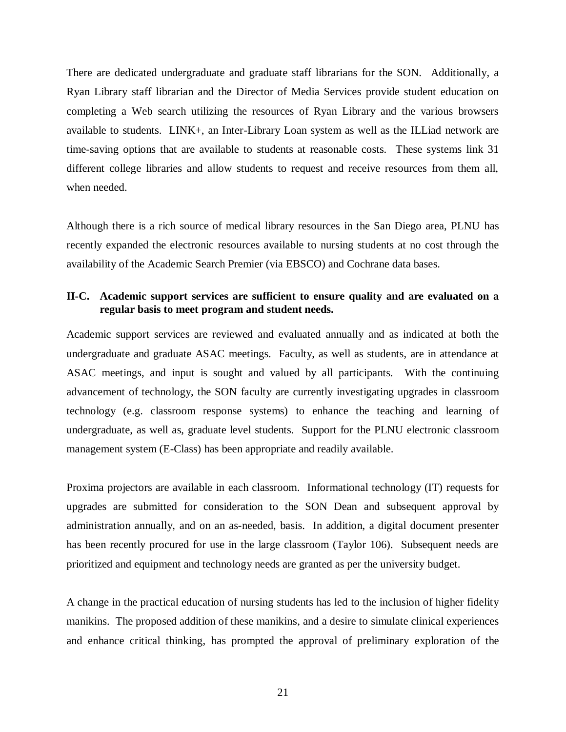There are dedicated undergraduate and graduate staff librarians for the SON. Additionally, a Ryan Library staff librarian and the Director of Media Services provide student education on completing a Web search utilizing the resources of Ryan Library and the various browsers available to students. LINK+, an Inter-Library Loan system as well as the ILLiad network are time-saving options that are available to students at reasonable costs. These systems link 31 different college libraries and allow students to request and receive resources from them all, when needed.

Although there is a rich source of medical library resources in the San Diego area, PLNU has recently expanded the electronic resources available to nursing students at no cost through the availability of the Academic Search Premier (via EBSCO) and Cochrane data bases.

**II-C. Academic support services are sufficient to ensure quality and are evaluated on a regular basis to meet program and student needs.**

Academic support services are reviewed and evaluated annually and as indicated at both the undergraduate and graduate ASAC meetings. Faculty, as well as students, are in attendance at ASAC meetings, and input is sought and valued by all participants. With the continuing advancement of technology, the SON faculty are currently investigating upgrades in classroom technology (e.g. classroom response systems) to enhance the teaching and learning of undergraduate, as well as, graduate level students. Support for the PLNU electronic classroom management system (E-Class) has been appropriate and readily available.

Proxima projectors are available in each classroom. Informational technology (IT) requests for upgrades are submitted for consideration to the SON Dean and subsequent approval by administration annually, and on an as-needed, basis. In addition, a digital document presenter has been recently procured for use in the large classroom (Taylor 106). Subsequent needs are prioritized and equipment and technology needs are granted as per the university budget.

A change in the practical education of nursing students has led to the inclusion of higher fidelity manikins. The proposed addition of these manikins, and a desire to simulate clinical experiences and enhance critical thinking, has prompted the approval of preliminary exploration of the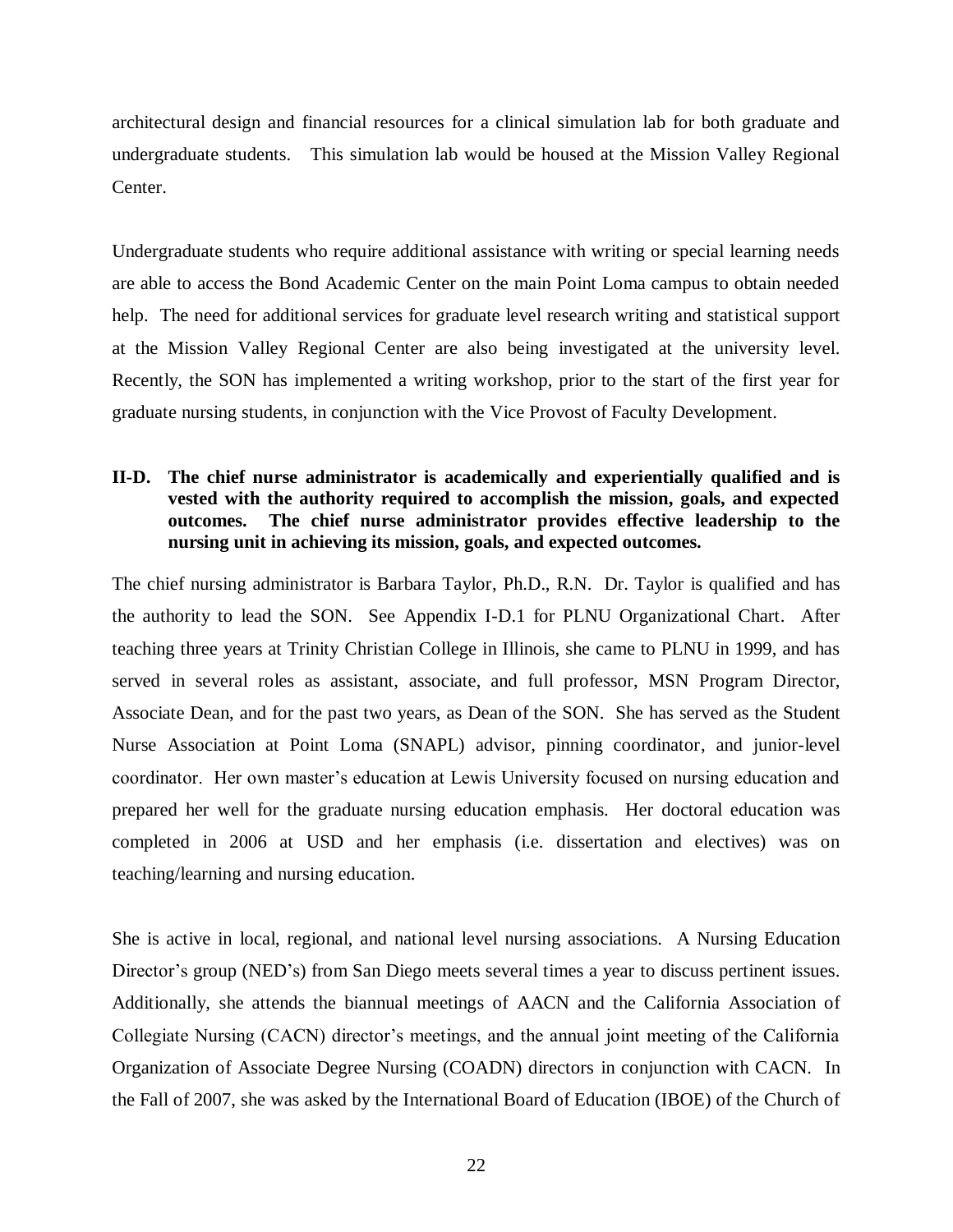architectural design and financial resources for a clinical simulation lab for both graduate and undergraduate students. This simulation lab would be housed at the Mission Valley Regional Center.

Undergraduate students who require additional assistance with writing or special learning needs are able to access the Bond Academic Center on the main Point Loma campus to obtain needed help. The need for additional services for graduate level research writing and statistical support at the Mission Valley Regional Center are also being investigated at the university level. Recently, the SON has implemented a writing workshop, prior to the start of the first year for graduate nursing students, in conjunction with the Vice Provost of Faculty Development.

**II-D. The chief nurse administrator is academically and experientially qualified and is vested with the authority required to accomplish the mission, goals, and expected outcomes. The chief nurse administrator provides effective leadership to the nursing unit in achieving its mission, goals, and expected outcomes.**

The chief nursing administrator is Barbara Taylor, Ph.D., R.N. Dr. Taylor is qualified and has the authority to lead the SON. See Appendix I-D.1 for PLNU Organizational Chart. After teaching three years at Trinity Christian College in Illinois, she came to PLNU in 1999, and has served in several roles as assistant, associate, and full professor, MSN Program Director, Associate Dean, and for the past two years, as Dean of the SON. She has served as the Student Nurse Association at Point Loma (SNAPL) advisor, pinning coordinator, and junior-level coordinator. Her own master's education at Lewis University focused on nursing education and prepared her well for the graduate nursing education emphasis. Her doctoral education was completed in 2006 at USD and her emphasis (i.e. dissertation and electives) was on teaching/learning and nursing education.

She is active in local, regional, and national level nursing associations. A Nursing Education Director's group (NED's) from San Diego meets several times a year to discuss pertinent issues. Additionally, she attends the biannual meetings of AACN and the California Association of Collegiate Nursing (CACN) director's meetings, and the annual joint meeting of the California Organization of Associate Degree Nursing (COADN) directors in conjunction with CACN. In the Fall of 2007, she was asked by the International Board of Education (IBOE) of the Church of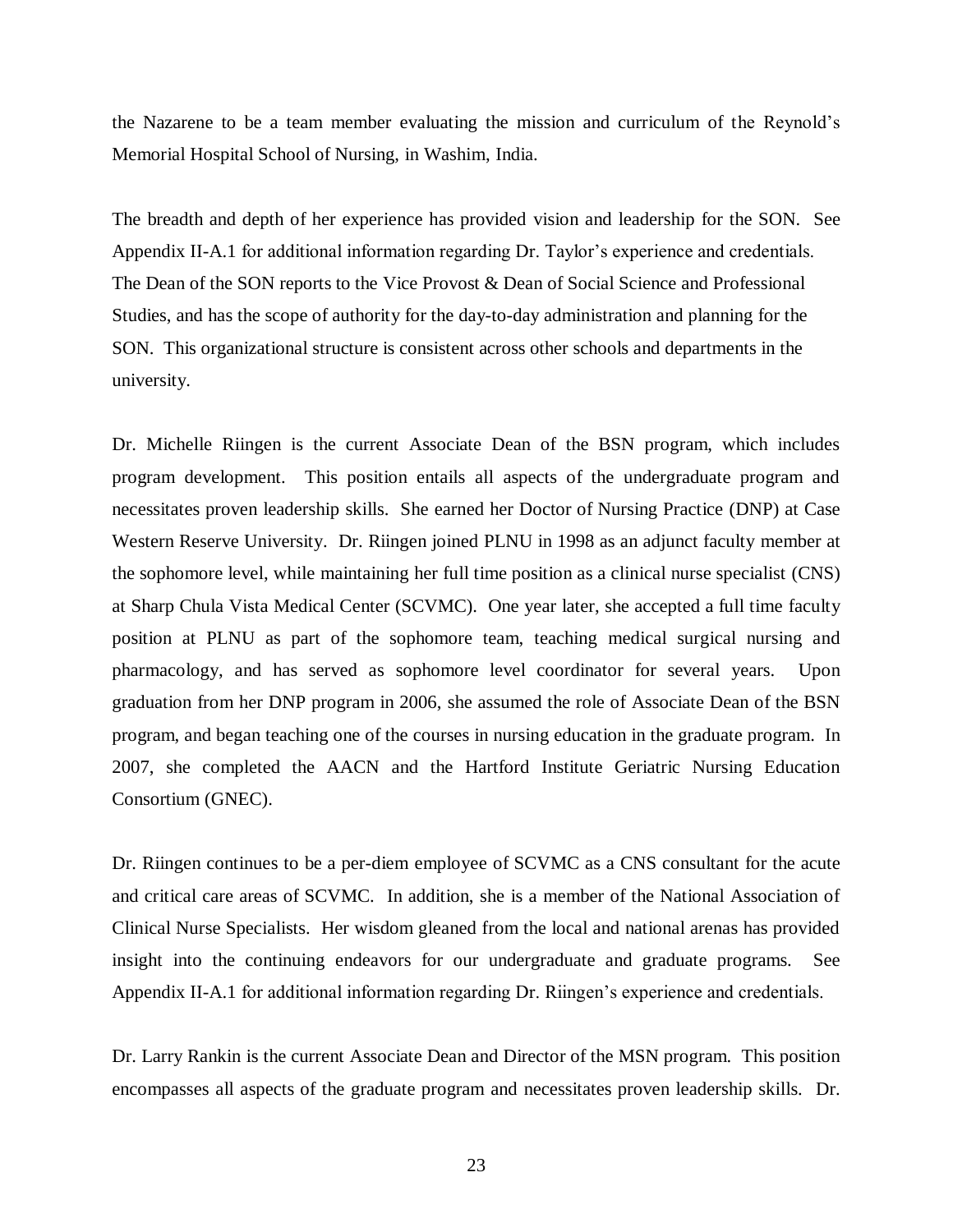the Nazarene to be a team member evaluating the mission and curriculum of the Reynold's Memorial Hospital School of Nursing, in Washim, India.

The breadth and depth of her experience has provided vision and leadership for the SON. See Appendix II-A.1 for additional information regarding Dr. Taylor's experience and credentials. The Dean of the SON reports to the Vice Provost & Dean of Social Science and Professional Studies, and has the scope of authority for the day-to-day administration and planning for the SON. This organizational structure is consistent across other schools and departments in the university.

Dr. Michelle Riingen is the current Associate Dean of the BSN program, which includes program development. This position entails all aspects of the undergraduate program and necessitates proven leadership skills. She earned her Doctor of Nursing Practice (DNP) at Case Western Reserve University. Dr. Riingen joined PLNU in 1998 as an adjunct faculty member at the sophomore level, while maintaining her full time position as a clinical nurse specialist (CNS) at Sharp Chula Vista Medical Center (SCVMC). One year later, she accepted a full time faculty position at PLNU as part of the sophomore team, teaching medical surgical nursing and pharmacology, and has served as sophomore level coordinator for several years. Upon graduation from her DNP program in 2006, she assumed the role of Associate Dean of the BSN program, and began teaching one of the courses in nursing education in the graduate program. In 2007, she completed the AACN and the Hartford Institute Geriatric Nursing Education Consortium (GNEC).

Dr. Riingen continues to be a per-diem employee of SCVMC as a CNS consultant for the acute and critical care areas of SCVMC. In addition, she is a member of the National Association of Clinical Nurse Specialists. Her wisdom gleaned from the local and national arenas has provided insight into the continuing endeavors for our undergraduate and graduate programs. See Appendix II-A.1 for additional information regarding Dr. Riingen's experience and credentials.

Dr. Larry Rankin is the current Associate Dean and Director of the MSN program. This position encompasses all aspects of the graduate program and necessitates proven leadership skills. Dr.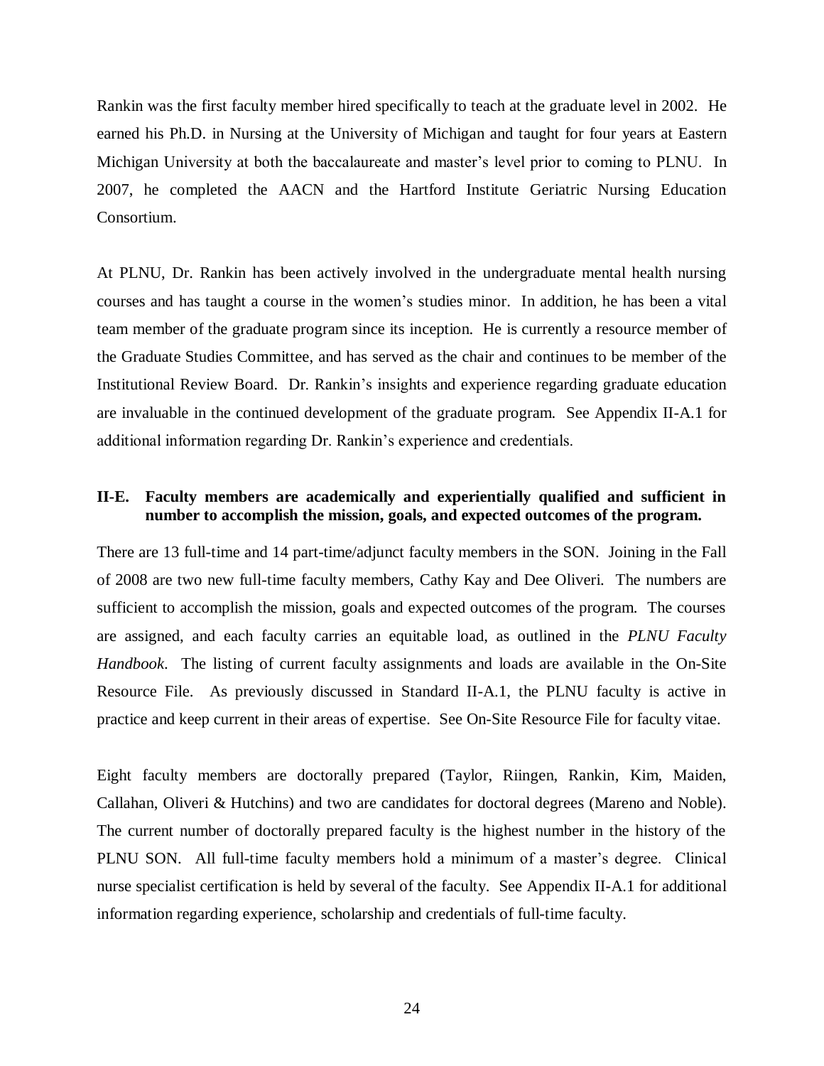Rankin was the first faculty member hired specifically to teach at the graduate level in 2002. He earned his Ph.D. in Nursing at the University of Michigan and taught for four years at Eastern Michigan University at both the baccalaureate and master's level prior to coming to PLNU. In 2007, he completed the AACN and the Hartford Institute Geriatric Nursing Education Consortium.

At PLNU, Dr. Rankin has been actively involved in the undergraduate mental health nursing courses and has taught a course in the women's studies minor. In addition, he has been a vital team member of the graduate program since its inception. He is currently a resource member of the Graduate Studies Committee, and has served as the chair and continues to be member of the Institutional Review Board. Dr. Rankin's insights and experience regarding graduate education are invaluable in the continued development of the graduate program. See Appendix II-A.1 for additional information regarding Dr. Rankin's experience and credentials.

**II-E. Faculty members are academically and experientially qualified and sufficient in number to accomplish the mission, goals, and expected outcomes of the program.**

There are 13 full-time and 14 part-time/adjunct faculty members in the SON. Joining in the Fall of 2008 are two new full-time faculty members, Cathy Kay and Dee Oliveri. The numbers are sufficient to accomplish the mission, goals and expected outcomes of the program. The courses are assigned, and each faculty carries an equitable load, as outlined in the *PLNU Faculty Handbook*. The listing of current faculty assignments and loads are available in the On-Site Resource File. As previously discussed in Standard II-A.1, the PLNU faculty is active in practice and keep current in their areas of expertise. See On-Site Resource File for faculty vitae.

Eight faculty members are doctorally prepared (Taylor, Riingen, Rankin, Kim, Maiden, Callahan, Oliveri & Hutchins) and two are candidates for doctoral degrees (Mareno and Noble). The current number of doctorally prepared faculty is the highest number in the history of the PLNU SON. All full-time faculty members hold a minimum of a master's degree. Clinical nurse specialist certification is held by several of the faculty. See Appendix II-A.1 for additional information regarding experience, scholarship and credentials of full-time faculty.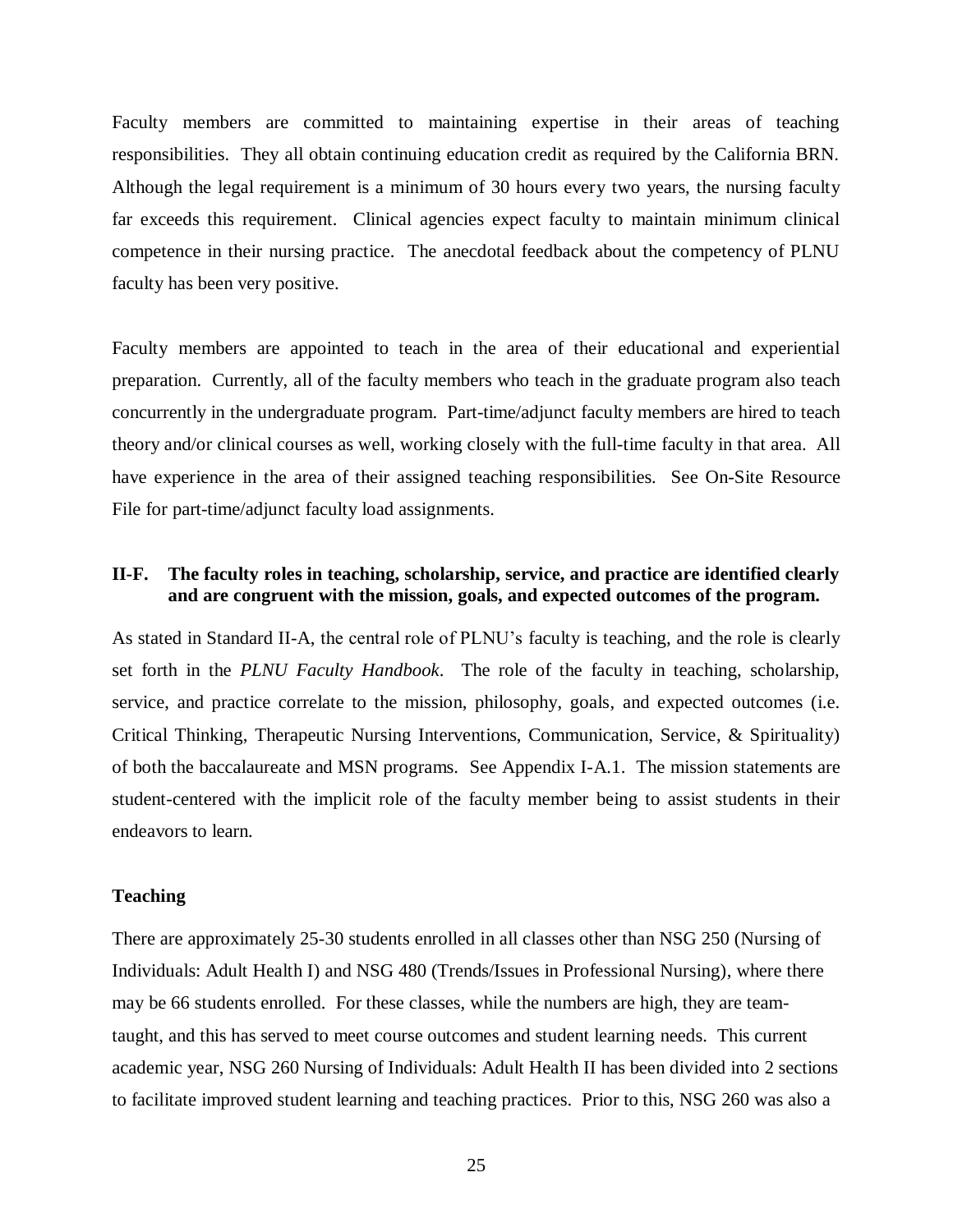Faculty members are committed to maintaining expertise in their areas of teaching responsibilities. They all obtain continuing education credit as required by the California BRN. Although the legal requirement is a minimum of 30 hours every two years, the nursing faculty far exceeds this requirement. Clinical agencies expect faculty to maintain minimum clinical competence in their nursing practice. The anecdotal feedback about the competency of PLNU faculty has been very positive.

Faculty members are appointed to teach in the area of their educational and experiential preparation. Currently, all of the faculty members who teach in the graduate program also teach concurrently in the undergraduate program. Part-time/adjunct faculty members are hired to teach theory and/or clinical courses as well, working closely with the full-time faculty in that area. All have experience in the area of their assigned teaching responsibilities. See On-Site Resource File for part-time/adjunct faculty load assignments.

### II-F. The faculty roles in teaching, scholarship, service, and practice are identified clearly and are congruent with the mission, goals, and expected outcomes of the program.

As stated in Standard II-A, the central role of PLNU's faculty is teaching, and the role is clearly set forth in the *PLNU Faculty Handbook*. The role of the faculty in teaching, scholarship, service, and practice correlate to the mission, philosophy, goals, and expected outcomes (i.e. Critical Thinking, Therapeutic Nursing Interventions, Communication, Service, & Spirituality) of both the baccalaureate and MSN programs. See Appendix I-A.1. The mission statements are student-centered with the implicit role of the faculty member being to assist students in their endeavors to learn.

#### Teaching

There are approximately 25-30 students enrolled in all classes other than NSG 250 (Nursing of Individuals: Adult Health I) and NSG 480 (Trends/Issues in Professional Nursing), where there may be 66 students enrolled. For these classes, while the numbers are high, they are team-taught, and this has served to meet course outcomes and student learning needs. This current academic year, NSG 260 Nursing of Individuals: Adult Health II has been divided into 2 sections to facilitate improved student learning and teaching practices. Prior to this, NSG 260 was also a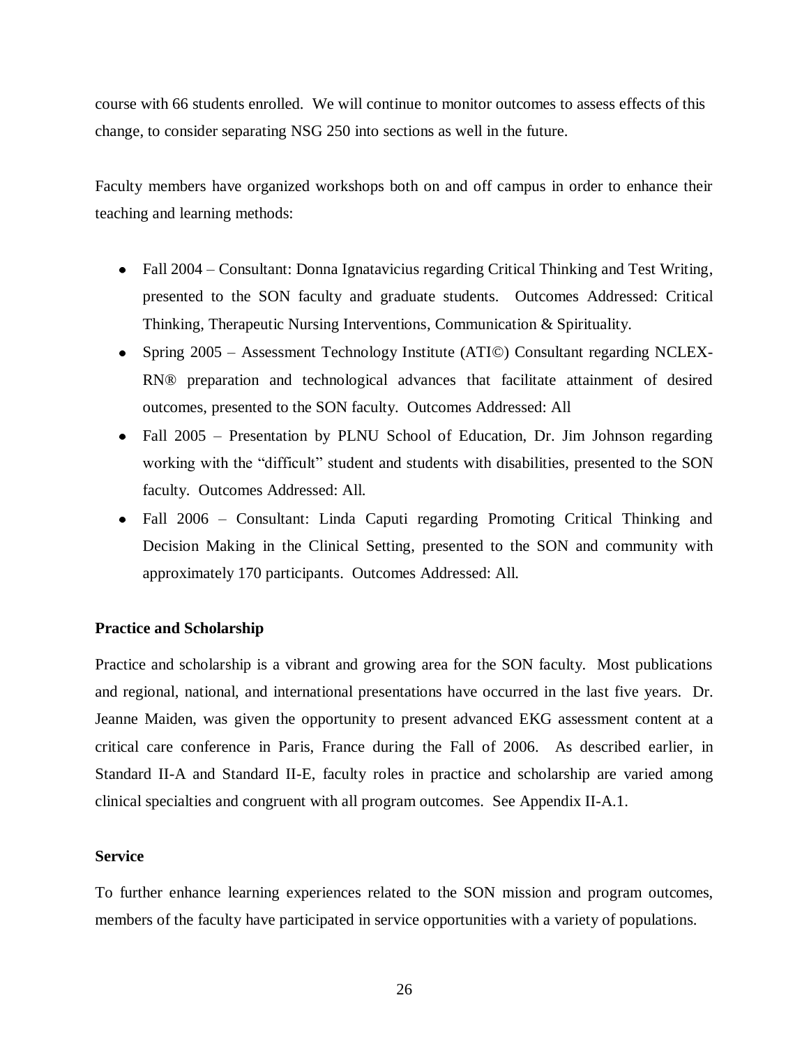course with 66 students enrolled. We will continue to monitor outcomes to assess effects of this change, to consider separating NSG 250 into sections as well in the future.

Faculty members have organized workshops both on and off campus in order to enhance their teaching and learning methods:

- Fall 2004 – Consultant: Donna Ignatavicius regarding Critical Thinking and Test Writing, presented to the SON faculty and graduate students. Outcomes Addressed: Critical Thinking, Therapeutic Nursing Interventions, Communication & Spirituality.
- Spring 2005 – Assessment Technology Institute (ATI©) Consultant regarding NCLEX-RN® preparation and technological advances that facilitate attainment of desired outcomes, presented to the SON faculty. Outcomes Addressed: All
- Fall 2005 – Presentation by PLNU School of Education, Dr. Jim Johnson regarding working with the "difficult" student and students with disabilities, presented to the SON faculty. Outcomes Addressed: All.
- Fall 2006 – Consultant: Linda Caputi regarding Promoting Critical Thinking and Decision Making in the Clinical Setting, presented to the SON and community with approximately 170 participants. Outcomes Addressed: All.

**Practice and Scholarship**

Practice and scholarship is a vibrant and growing area for the SON faculty. Most publications and regional, national, and international presentations have occurred in the last five years. Dr. Jeanne Maiden, was given the opportunity to present advanced EKG assessment content at a critical care conference in Paris, France during the Fall of 2006. As described earlier, in Standard II-A and Standard II-E, faculty roles in practice and scholarship are varied among clinical specialties and congruent with all program outcomes. See Appendix II-A.1.

**Service**

To further enhance learning experiences related to the SON mission and program outcomes, members of the faculty have participated in service opportunities with a variety of populations.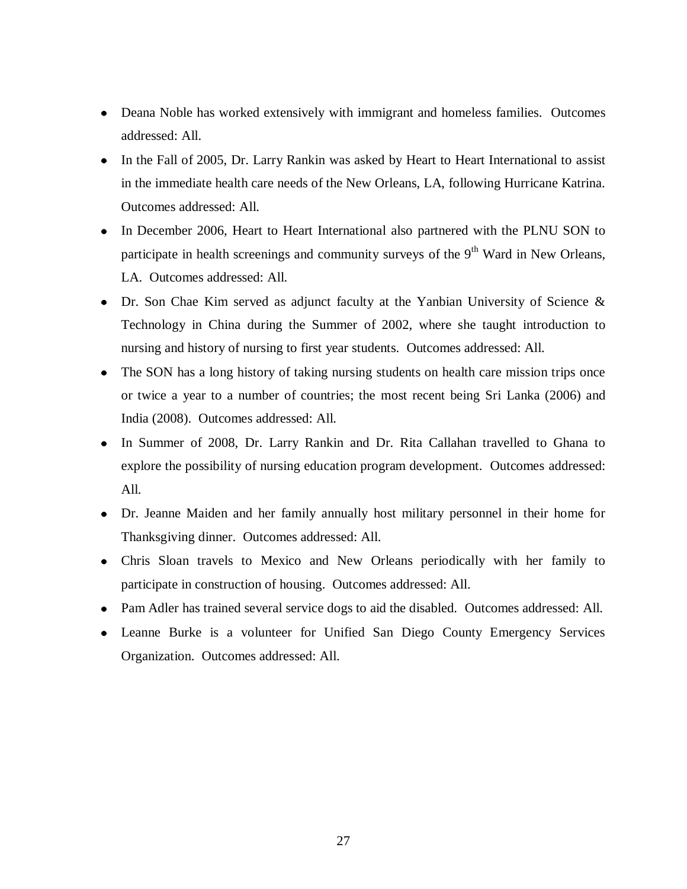- Deana Noble has worked extensively with immigrant and homeless families. Outcomes addressed: All.
- In the Fall of 2005, Dr. Larry Rankin was asked by Heart to Heart International to assist in the immediate health care needs of the New Orleans, LA, following Hurricane Katrina. Outcomes addressed: All.
- In December 2006, Heart to Heart International also partnered with the PLNU SON to participate in health screenings and community surveys of the 9th Ward in New Orleans, LA. Outcomes addressed: All.
- Dr. Son Chae Kim served as adjunct faculty at the Yanbian University of Science & Technology in China during the Summer of 2002, where she taught introduction to nursing and history of nursing to first year students. Outcomes addressed: All.
- The SON has a long history of taking nursing students on health care mission trips once or twice a year to a number of countries; the most recent being Sri Lanka (2006) and India (2008). Outcomes addressed: All.
- In Summer of 2008, Dr. Larry Rankin and Dr. Rita Callahan travelled to Ghana to explore the possibility of nursing education program development. Outcomes addressed: All.
- Dr. Jeanne Maiden and her family annually host military personnel in their home for Thanksgiving dinner. Outcomes addressed: All.
- Chris Sloan travels to Mexico and New Orleans periodically with her family to participate in construction of housing. Outcomes addressed: All.
- Pam Adler has trained several service dogs to aid the disabled. Outcomes addressed: All.
- Leanne Burke is a volunteer for Unified San Diego County Emergency Services Organization. Outcomes addressed: All.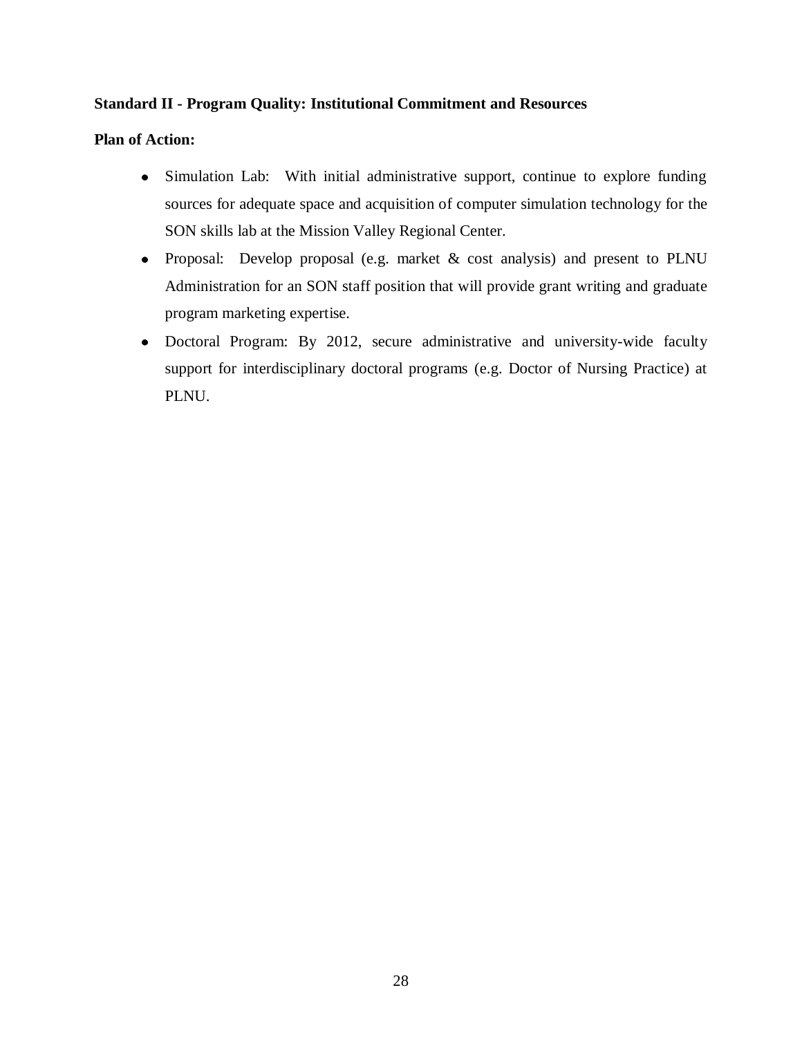**Standard II - Program Quality: Institutional Commitment and Resources**

**Plan of Action:**

- Simulation Lab: With initial administrative support, continue to explore funding sources for adequate space and acquisition of computer simulation technology for the SON skills lab at the Mission Valley Regional Center.
- Proposal: Develop proposal (e.g. market & cost analysis) and present to PLNU Administration for an SON staff position that will provide grant writing and graduate program marketing expertise.
- Doctoral Program: By 2012, secure administrative and university-wide faculty support for interdisciplinary doctoral programs (e.g. Doctor of Nursing Practice) at PLNU.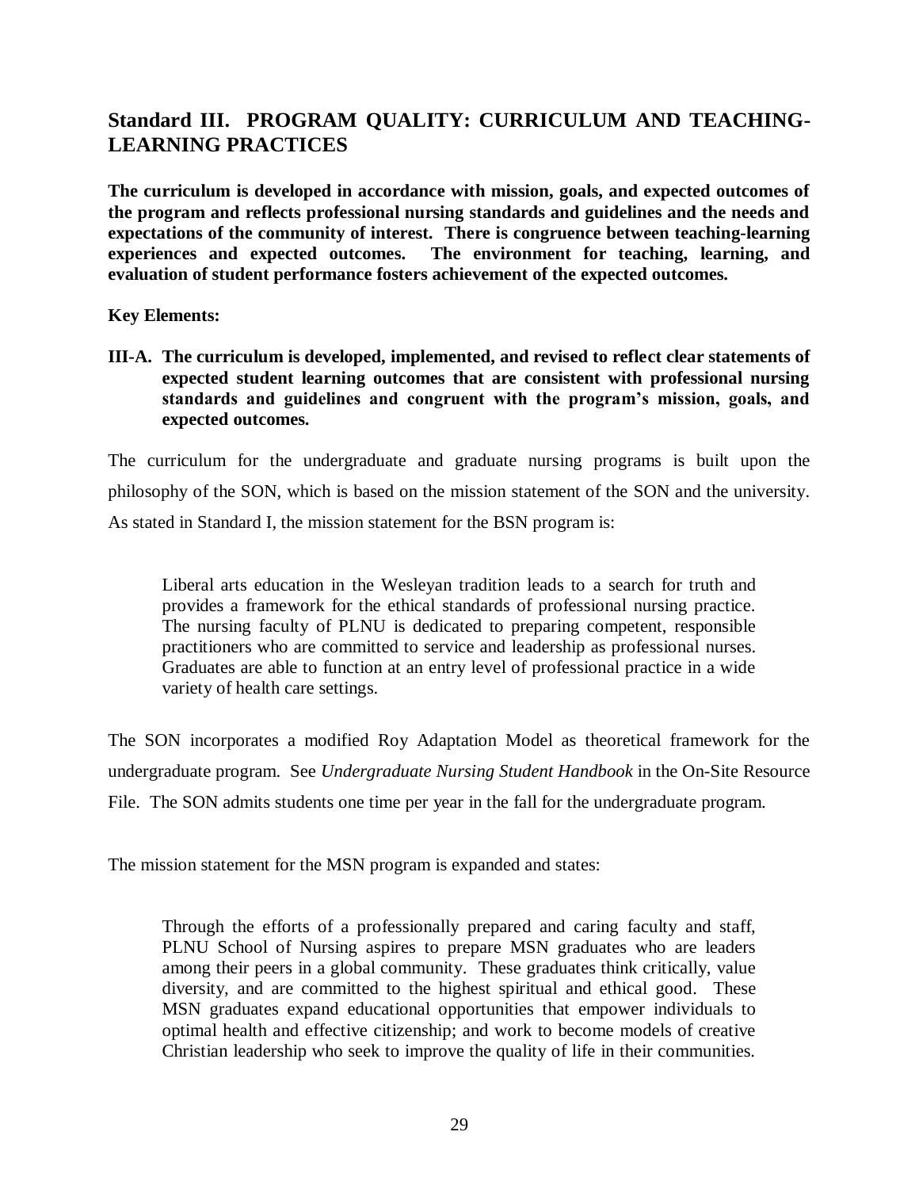## Standard III. PROGRAM QUALITY: CURRICULUM AND TEACHING-LEARNING PRACTICES

**The curriculum is developed in accordance with mission, goals, and expected outcomes of the program and reflects professional nursing standards and guidelines and the needs and expectations of the community of interest. There is congruence between teaching-learning experiences and expected outcomes. The environment for teaching, learning, and evaluation of student performance fosters achievement of the expected outcomes.**

**Key Elements:**

**III-A. The curriculum is developed, implemented, and revised to reflect clear statements of expected student learning outcomes that are consistent with professional nursing standards and guidelines and congruent with the program's mission, goals, and expected outcomes.**

The curriculum for the undergraduate and graduate nursing programs is built upon the philosophy of the SON, which is based on the mission statement of the SON and the university. As stated in Standard I, the mission statement for the BSN program is:

> Liberal arts education in the Wesleyan tradition leads to a search for truth and provides a framework for the ethical standards of professional nursing practice. The nursing faculty of PLNU is dedicated to preparing competent, responsible practitioners who are committed to service and leadership as professional nurses. Graduates are able to function at an entry level of professional practice in a wide variety of health care settings.

The SON incorporates a modified Roy Adaptation Model as theoretical framework for the undergraduate program. See *Undergraduate Nursing Student Handbook* in the On-Site Resource File. The SON admits students one time per year in the fall for the undergraduate program.

The mission statement for the MSN program is expanded and states:

> Through the efforts of a professionally prepared and caring faculty and staff, PLNU School of Nursing aspires to prepare MSN graduates who are leaders among their peers in a global community. These graduates think critically, value diversity, and are committed to the highest spiritual and ethical good. These MSN graduates expand educational opportunities that empower individuals to optimal health and effective citizenship; and work to become models of creative Christian leadership who seek to improve the quality of life in their communities.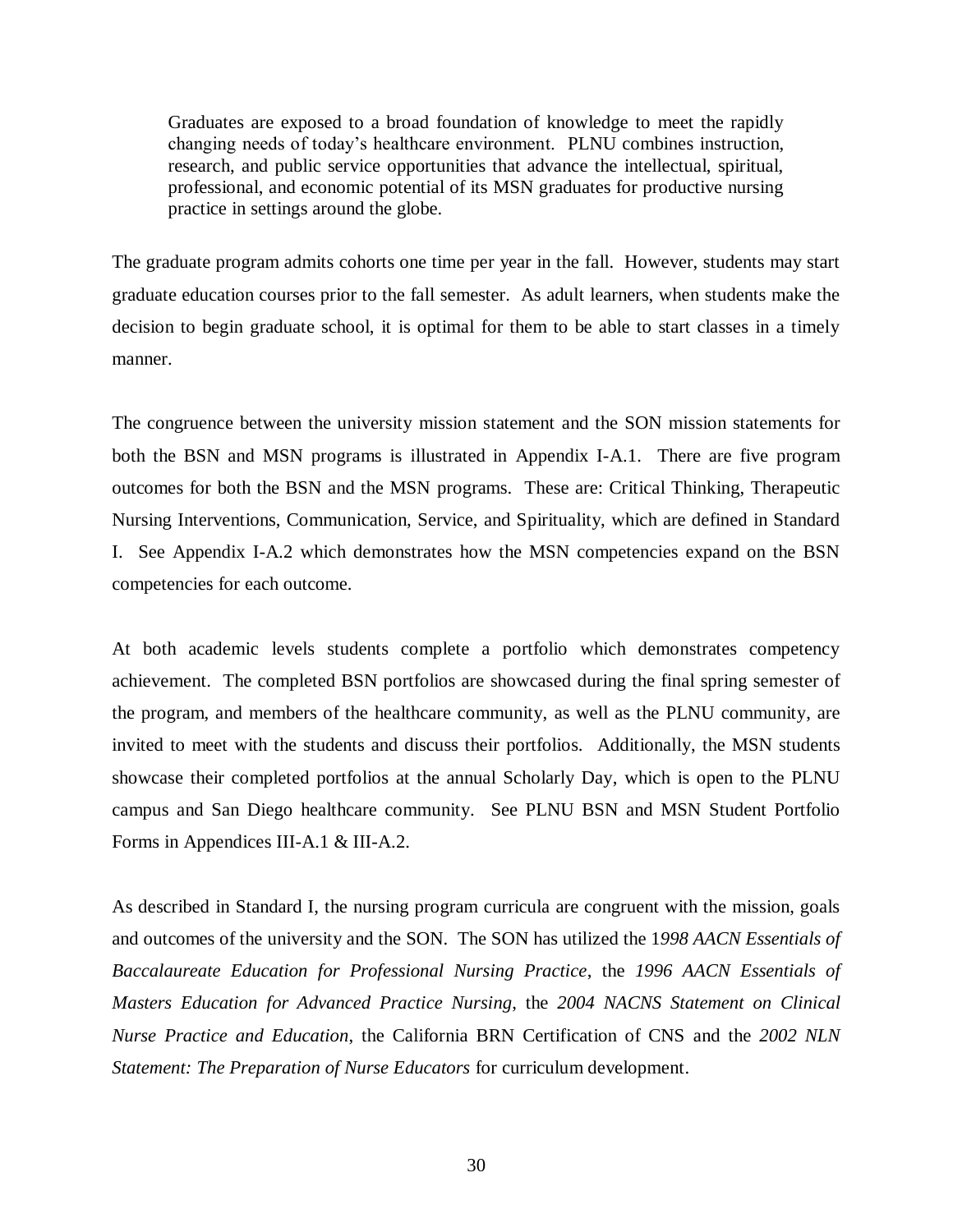> Graduates are exposed to a broad foundation of knowledge to meet the rapidly changing needs of today's healthcare environment. PLNU combines instruction, research, and public service opportunities that advance the intellectual, spiritual, professional, and economic potential of its MSN graduates for productive nursing practice in settings around the globe.

The graduate program admits cohorts one time per year in the fall. However, students may start graduate education courses prior to the fall semester. As adult learners, when students make the decision to begin graduate school, it is optimal for them to be able to start classes in a timely manner.

The congruence between the university mission statement and the SON mission statements for both the BSN and MSN programs is illustrated in Appendix I-A.1. There are five program outcomes for both the BSN and the MSN programs. These are: Critical Thinking, Therapeutic Nursing Interventions, Communication, Service, and Spirituality, which are defined in Standard I. See Appendix I-A.2 which demonstrates how the MSN competencies expand on the BSN competencies for each outcome.

At both academic levels students complete a portfolio which demonstrates competency achievement. The completed BSN portfolios are showcased during the final spring semester of the program, and members of the healthcare community, as well as the PLNU community, are invited to meet with the students and discuss their portfolios. Additionally, the MSN students showcase their completed portfolios at the annual Scholarly Day, which is open to the PLNU campus and San Diego healthcare community. See PLNU BSN and MSN Student Portfolio Forms in Appendices III-A.1 & III-A.2.

As described in Standard I, the nursing program curricula are congruent with the mission, goals and outcomes of the university and the SON. The SON has utilized the 1*998 AACN Essentials of Baccalaureate Education for Professional Nursing Practice*, the *1996 AACN Essentials of Masters Education for Advanced Practice Nursing*, the *2004 NACNS Statement on Clinical Nurse Practice and Education*, the California BRN Certification of CNS and the *2002 NLN Statement: The Preparation of Nurse Educators* for curriculum development.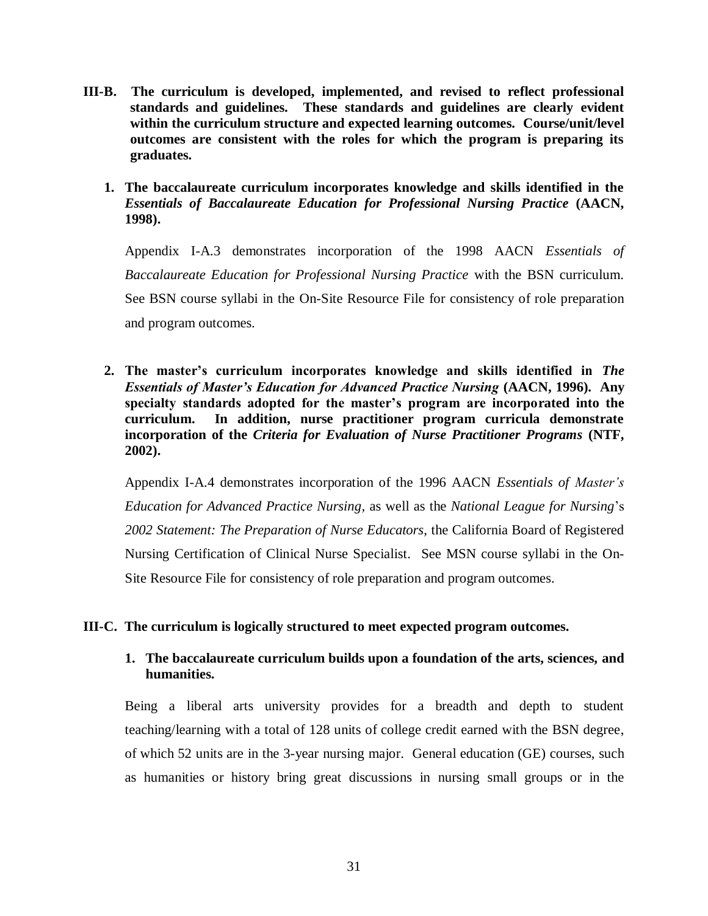**III-B. The curriculum is developed, implemented, and revised to reflect professional standards and guidelines. These standards and guidelines are clearly evident within the curriculum structure and expected learning outcomes. Course/unit/level outcomes are consistent with the roles for which the program is preparing its graduates.**

**1. The baccalaureate curriculum incorporates knowledge and skills identified in the *Essentials of Baccalaureate Education for Professional Nursing Practice* (AACN, 1998).**

Appendix I-A.3 demonstrates incorporation of the 1998 AACN *Essentials of Baccalaureate Education for Professional Nursing Practice* with the BSN curriculum. See BSN course syllabi in the On-Site Resource File for consistency of role preparation and program outcomes.

**2. The master's curriculum incorporates knowledge and skills identified in *The Essentials of Master's Education for Advanced Practice Nursing* (AACN, 1996). Any specialty standards adopted for the master's program are incorporated into the curriculum. In addition, nurse practitioner program curricula demonstrate incorporation of the *Criteria for Evaluation of Nurse Practitioner Programs* (NTF, 2002).**

Appendix I-A.4 demonstrates incorporation of the 1996 AACN *Essentials of Master's Education for Advanced Practice Nursing*, as well as the *National League for Nursing*'s *2002 Statement: The Preparation of Nurse Educators*, the California Board of Registered Nursing Certification of Clinical Nurse Specialist. See MSN course syllabi in the On-Site Resource File for consistency of role preparation and program outcomes.

**III-C. The curriculum is logically structured to meet expected program outcomes.**

**1. The baccalaureate curriculum builds upon a foundation of the arts, sciences, and humanities.**

Being a liberal arts university provides for a breadth and depth to student teaching/learning with a total of 128 units of college credit earned with the BSN degree, of which 52 units are in the 3-year nursing major. General education (GE) courses, such as humanities or history bring great discussions in nursing small groups or in the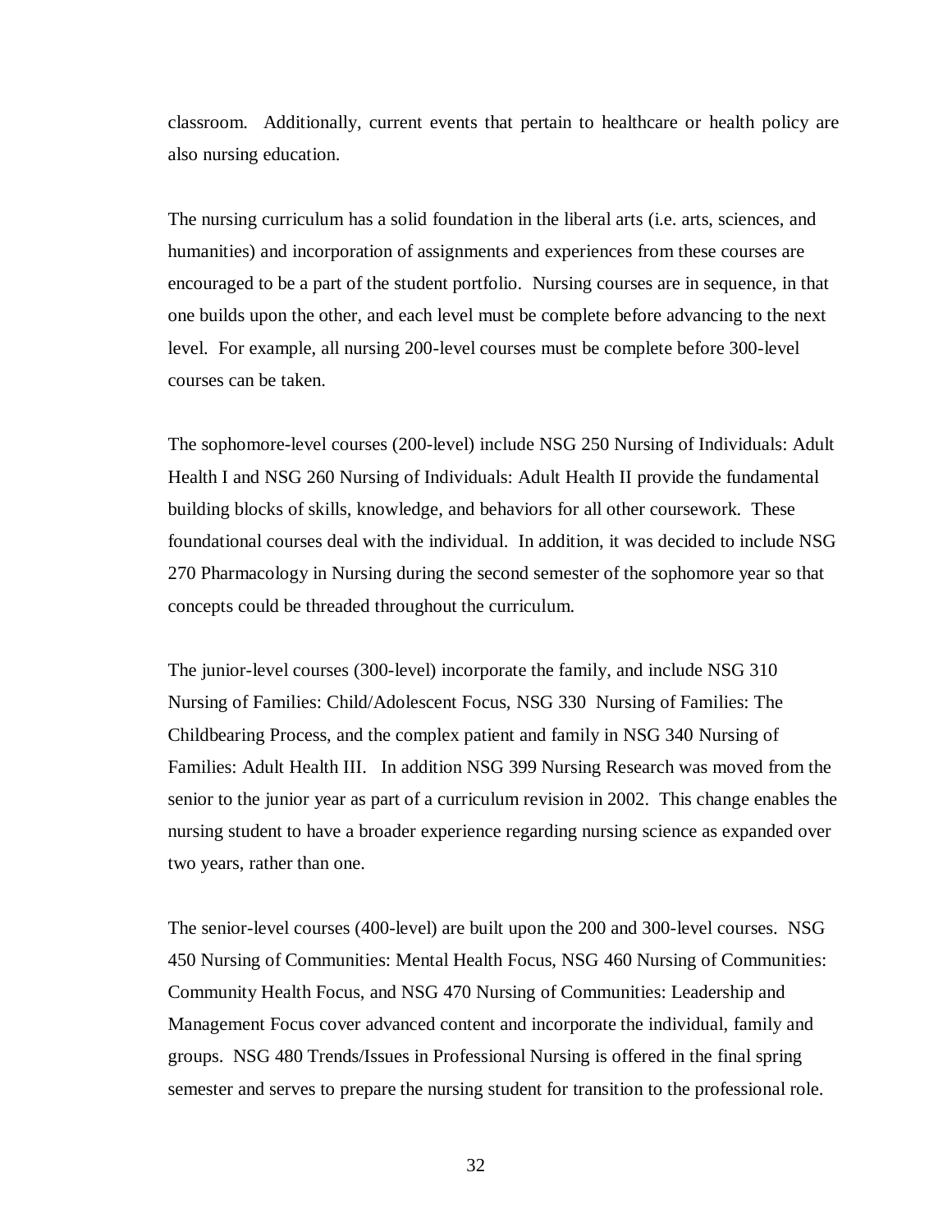classroom. Additionally, current events that pertain to healthcare or health policy are also nursing education.

The nursing curriculum has a solid foundation in the liberal arts (i.e. arts, sciences, and humanities) and incorporation of assignments and experiences from these courses are encouraged to be a part of the student portfolio. Nursing courses are in sequence, in that one builds upon the other, and each level must be complete before advancing to the next level. For example, all nursing 200-level courses must be complete before 300-level courses can be taken.

The sophomore-level courses (200-level) include NSG 250 Nursing of Individuals: Adult Health I and NSG 260 Nursing of Individuals: Adult Health II provide the fundamental building blocks of skills, knowledge, and behaviors for all other coursework. These foundational courses deal with the individual. In addition, it was decided to include NSG 270 Pharmacology in Nursing during the second semester of the sophomore year so that concepts could be threaded throughout the curriculum.

The junior-level courses (300-level) incorporate the family, and include NSG 310 Nursing of Families: Child/Adolescent Focus, NSG 330 Nursing of Families: The Childbearing Process, and the complex patient and family in NSG 340 Nursing of Families: Adult Health III. In addition NSG 399 Nursing Research was moved from the senior to the junior year as part of a curriculum revision in 2002. This change enables the nursing student to have a broader experience regarding nursing science as expanded over two years, rather than one.

The senior-level courses (400-level) are built upon the 200 and 300-level courses. NSG 450 Nursing of Communities: Mental Health Focus, NSG 460 Nursing of Communities: Community Health Focus, and NSG 470 Nursing of Communities: Leadership and Management Focus cover advanced content and incorporate the individual, family and groups. NSG 480 Trends/Issues in Professional Nursing is offered in the final spring semester and serves to prepare the nursing student for transition to the professional role.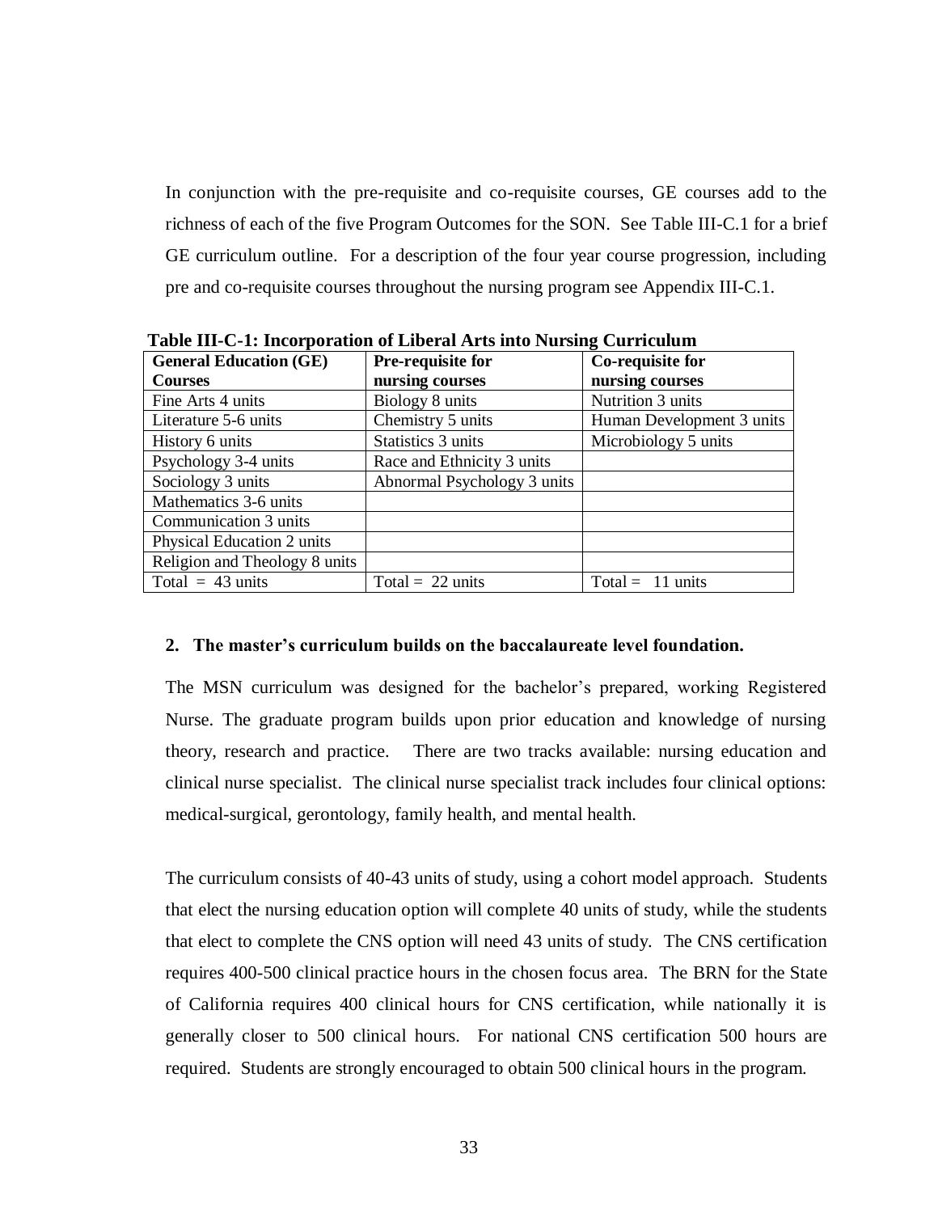In conjunction with the pre-requisite and co-requisite courses, GE courses add to the richness of each of the five Program Outcomes for the SON. See Table III-C.1 for a brief GE curriculum outline. For a description of the four year course progression, including pre and co-requisite courses throughout the nursing program see Appendix III-C.1.

**Table III-C-1: Incorporation of Liberal Arts into Nursing Curriculum**

| General Education (GE) Courses | Pre-requisite for nursing courses | Co-requisite for nursing courses |
|---|---|---|
| Fine Arts 4 units | Biology 8 units | Nutrition 3 units |
| Literature 5-6 units | Chemistry 5 units | Human Development 3 units |
| History 6 units | Statistics 3 units | Microbiology 5 units |
| Psychology 3-4 units | Race and Ethnicity 3 units | |
| Sociology 3 units | Abnormal Psychology 3 units | |
| Mathematics 3-6 units | | |
| Communication 3 units | | |
| Physical Education 2 units | | |
| Religion and Theology 8 units | | |
| Total = 43 units | Total = 22 units | Total = 11 units |

**2. The master's curriculum builds on the baccalaureate level foundation.**

The MSN curriculum was designed for the bachelor's prepared, working Registered Nurse. The graduate program builds upon prior education and knowledge of nursing theory, research and practice. There are two tracks available: nursing education and clinical nurse specialist. The clinical nurse specialist track includes four clinical options: medical-surgical, gerontology, family health, and mental health.

The curriculum consists of 40-43 units of study, using a cohort model approach. Students that elect the nursing education option will complete 40 units of study, while the students that elect to complete the CNS option will need 43 units of study. The CNS certification requires 400-500 clinical practice hours in the chosen focus area. The BRN for the State of California requires 400 clinical hours for CNS certification, while nationally it is generally closer to 500 clinical hours. For national CNS certification 500 hours are required. Students are strongly encouraged to obtain 500 clinical hours in the program.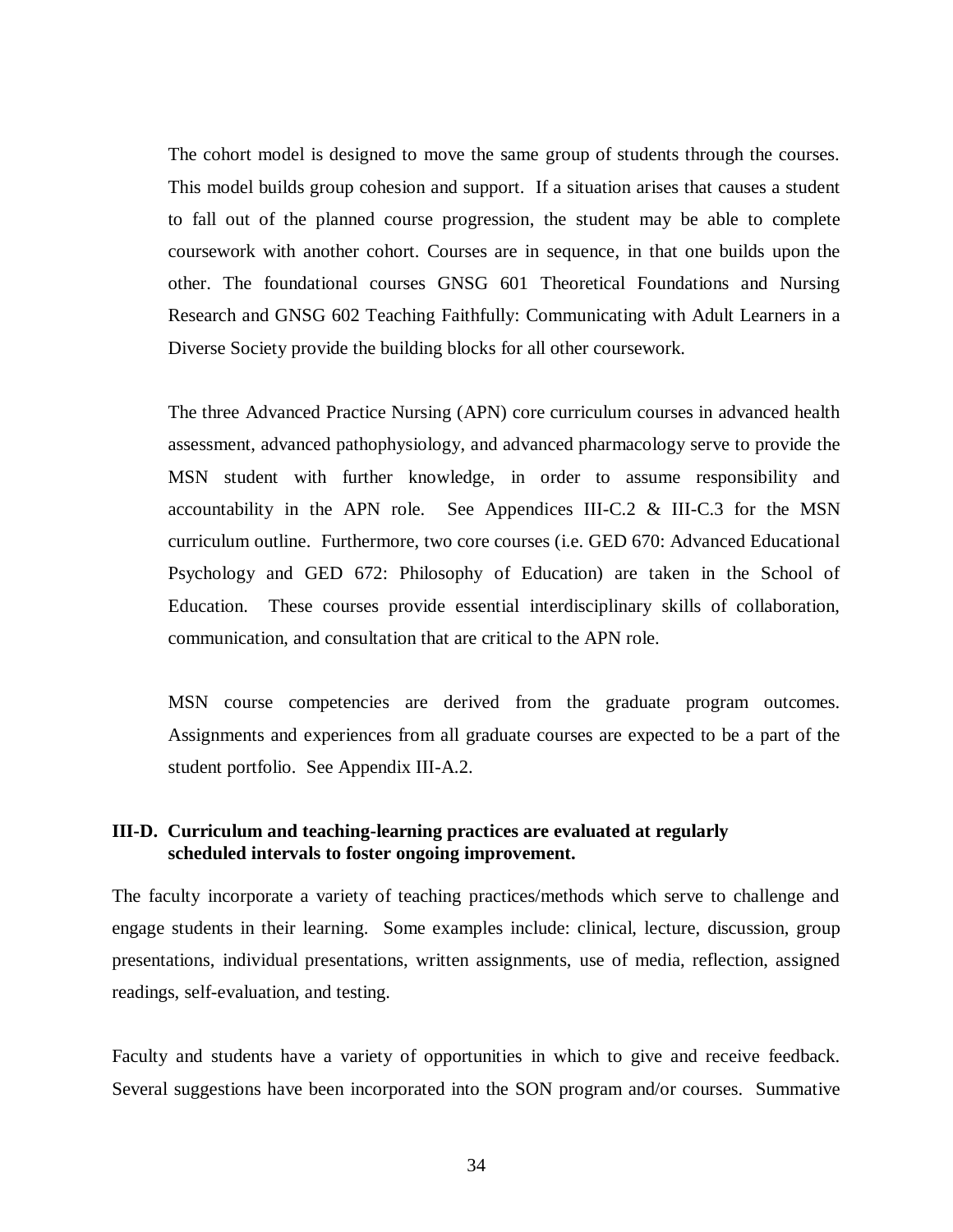The cohort model is designed to move the same group of students through the courses. This model builds group cohesion and support. If a situation arises that causes a student to fall out of the planned course progression, the student may be able to complete coursework with another cohort. Courses are in sequence, in that one builds upon the other. The foundational courses GNSG 601 Theoretical Foundations and Nursing Research and GNSG 602 Teaching Faithfully: Communicating with Adult Learners in a Diverse Society provide the building blocks for all other coursework.

The three Advanced Practice Nursing (APN) core curriculum courses in advanced health assessment, advanced pathophysiology, and advanced pharmacology serve to provide the MSN student with further knowledge, in order to assume responsibility and accountability in the APN role. See Appendices III-C.2 & III-C.3 for the MSN curriculum outline. Furthermore, two core courses (i.e. GED 670: Advanced Educational Psychology and GED 672: Philosophy of Education) are taken in the School of Education. These courses provide essential interdisciplinary skills of collaboration, communication, and consultation that are critical to the APN role.

MSN course competencies are derived from the graduate program outcomes. Assignments and experiences from all graduate courses are expected to be a part of the student portfolio. See Appendix III-A.2.

**III-D. Curriculum and teaching-learning practices are evaluated at regularly scheduled intervals to foster ongoing improvement.**

The faculty incorporate a variety of teaching practices/methods which serve to challenge and engage students in their learning. Some examples include: clinical, lecture, discussion, group presentations, individual presentations, written assignments, use of media, reflection, assigned readings, self-evaluation, and testing.

Faculty and students have a variety of opportunities in which to give and receive feedback. Several suggestions have been incorporated into the SON program and/or courses. Summative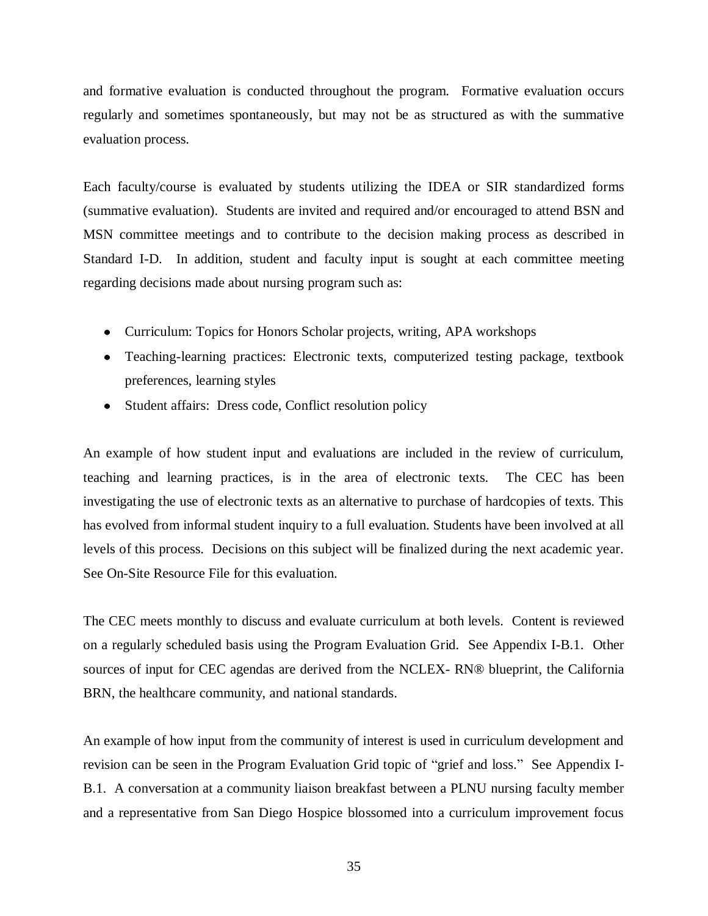and formative evaluation is conducted throughout the program. Formative evaluation occurs regularly and sometimes spontaneously, but may not be as structured as with the summative evaluation process.

Each faculty/course is evaluated by students utilizing the IDEA or SIR standardized forms (summative evaluation). Students are invited and required and/or encouraged to attend BSN and MSN committee meetings and to contribute to the decision making process as described in Standard I-D. In addition, student and faculty input is sought at each committee meeting regarding decisions made about nursing program such as:

- Curriculum: Topics for Honors Scholar projects, writing, APA workshops
- Teaching-learning practices: Electronic texts, computerized testing package, textbook preferences, learning styles
- Student affairs: Dress code, Conflict resolution policy

An example of how student input and evaluations are included in the review of curriculum, teaching and learning practices, is in the area of electronic texts. The CEC has been investigating the use of electronic texts as an alternative to purchase of hardcopies of texts. This has evolved from informal student inquiry to a full evaluation. Students have been involved at all levels of this process. Decisions on this subject will be finalized during the next academic year. See On-Site Resource File for this evaluation.

The CEC meets monthly to discuss and evaluate curriculum at both levels. Content is reviewed on a regularly scheduled basis using the Program Evaluation Grid. See Appendix I-B.1. Other sources of input for CEC agendas are derived from the NCLEX- RN® blueprint, the California BRN, the healthcare community, and national standards.

An example of how input from the community of interest is used in curriculum development and revision can be seen in the Program Evaluation Grid topic of "grief and loss." See Appendix I-B.1. A conversation at a community liaison breakfast between a PLNU nursing faculty member and a representative from San Diego Hospice blossomed into a curriculum improvement focus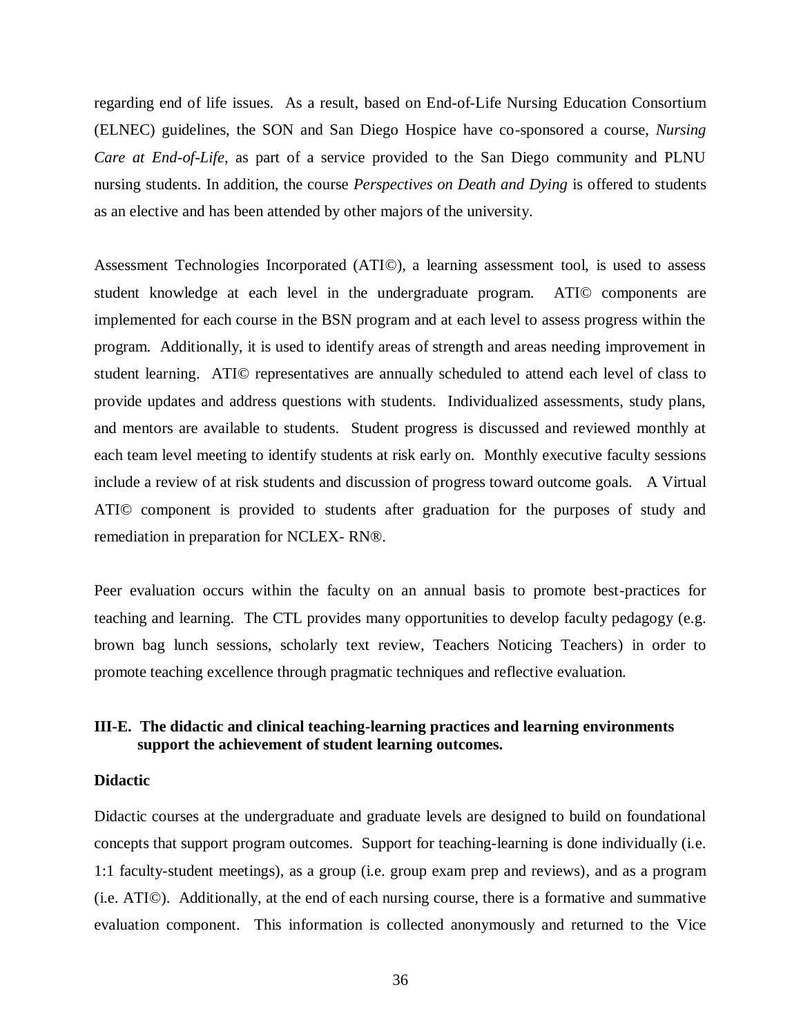regarding end of life issues. As a result, based on End-of-Life Nursing Education Consortium (ELNEC) guidelines, the SON and San Diego Hospice have co-sponsored a course, *Nursing Care at End-of-Life*, as part of a service provided to the San Diego community and PLNU nursing students. In addition, the course *Perspectives on Death and Dying* is offered to students as an elective and has been attended by other majors of the university.

Assessment Technologies Incorporated (ATI©), a learning assessment tool, is used to assess student knowledge at each level in the undergraduate program. ATI© components are implemented for each course in the BSN program and at each level to assess progress within the program. Additionally, it is used to identify areas of strength and areas needing improvement in student learning. ATI© representatives are annually scheduled to attend each level of class to provide updates and address questions with students. Individualized assessments, study plans, and mentors are available to students. Student progress is discussed and reviewed monthly at each team level meeting to identify students at risk early on. Monthly executive faculty sessions include a review of at risk students and discussion of progress toward outcome goals. A Virtual ATI© component is provided to students after graduation for the purposes of study and remediation in preparation for NCLEX- RN®.

Peer evaluation occurs within the faculty on an annual basis to promote best-practices for teaching and learning. The CTL provides many opportunities to develop faculty pedagogy (e.g. brown bag lunch sessions, scholarly text review, Teachers Noticing Teachers) in order to promote teaching excellence through pragmatic techniques and reflective evaluation.

**III-E. The didactic and clinical teaching-learning practices and learning environments support the achievement of student learning outcomes.**

**Didactic**

Didactic courses at the undergraduate and graduate levels are designed to build on foundational concepts that support program outcomes. Support for teaching-learning is done individually (i.e. 1:1 faculty-student meetings), as a group (i.e. group exam prep and reviews), and as a program (i.e. ATI©). Additionally, at the end of each nursing course, there is a formative and summative evaluation component. This information is collected anonymously and returned to the Vice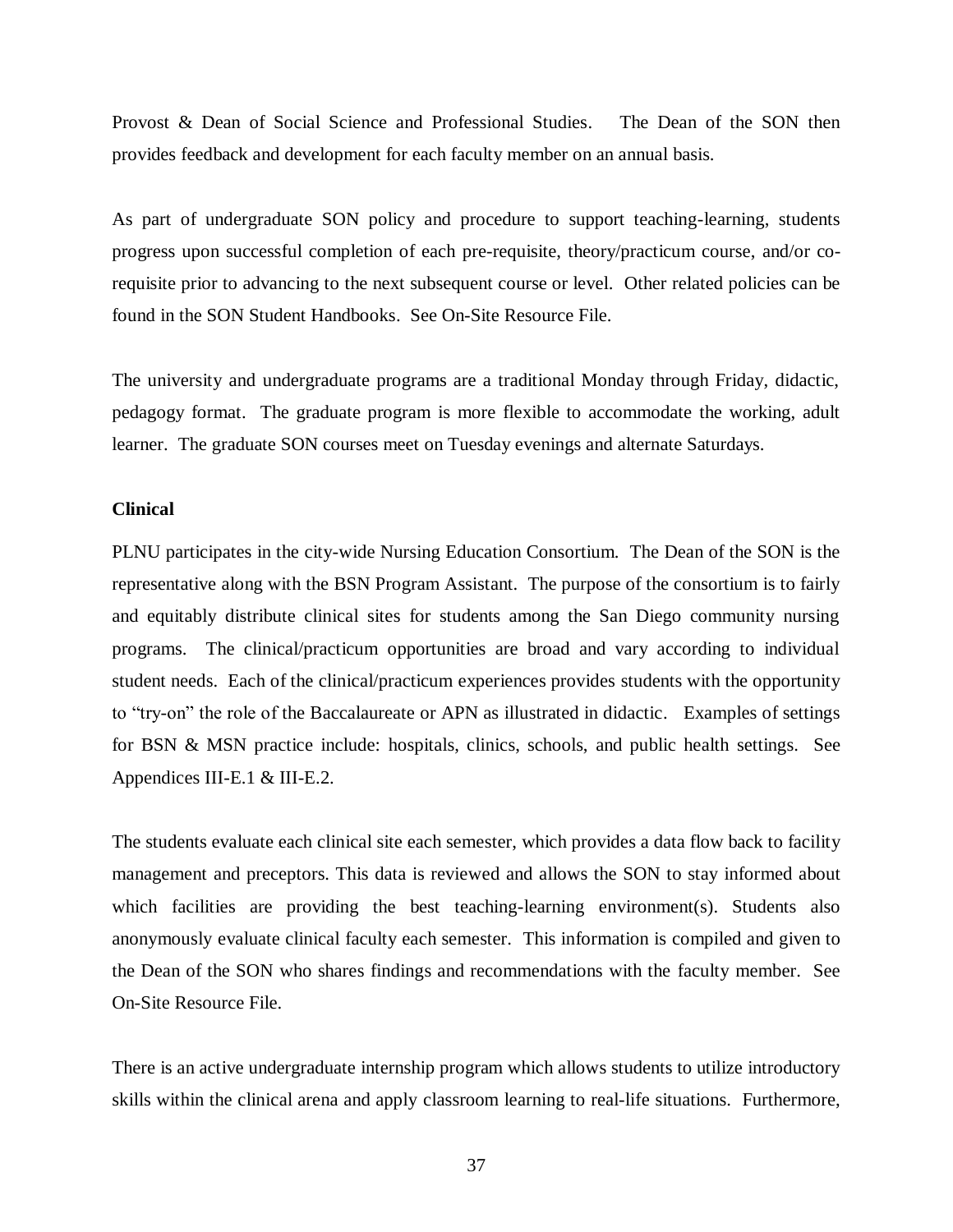Provost & Dean of Social Science and Professional Studies. The Dean of the SON then provides feedback and development for each faculty member on an annual basis.

As part of undergraduate SON policy and procedure to support teaching-learning, students progress upon successful completion of each pre-requisite, theory/practicum course, and/or co-requisite prior to advancing to the next subsequent course or level. Other related policies can be found in the SON Student Handbooks. See On-Site Resource File.

The university and undergraduate programs are a traditional Monday through Friday, didactic, pedagogy format. The graduate program is more flexible to accommodate the working, adult learner. The graduate SON courses meet on Tuesday evenings and alternate Saturdays.

**Clinical**

PLNU participates in the city-wide Nursing Education Consortium. The Dean of the SON is the representative along with the BSN Program Assistant. The purpose of the consortium is to fairly and equitably distribute clinical sites for students among the San Diego community nursing programs. The clinical/practicum opportunities are broad and vary according to individual student needs. Each of the clinical/practicum experiences provides students with the opportunity to "try-on" the role of the Baccalaureate or APN as illustrated in didactic. Examples of settings for BSN & MSN practice include: hospitals, clinics, schools, and public health settings. See Appendices III-E.1 & III-E.2.

The students evaluate each clinical site each semester, which provides a data flow back to facility management and preceptors. This data is reviewed and allows the SON to stay informed about which facilities are providing the best teaching-learning environment(s). Students also anonymously evaluate clinical faculty each semester. This information is compiled and given to the Dean of the SON who shares findings and recommendations with the faculty member. See On-Site Resource File.

There is an active undergraduate internship program which allows students to utilize introductory skills within the clinical arena and apply classroom learning to real-life situations. Furthermore,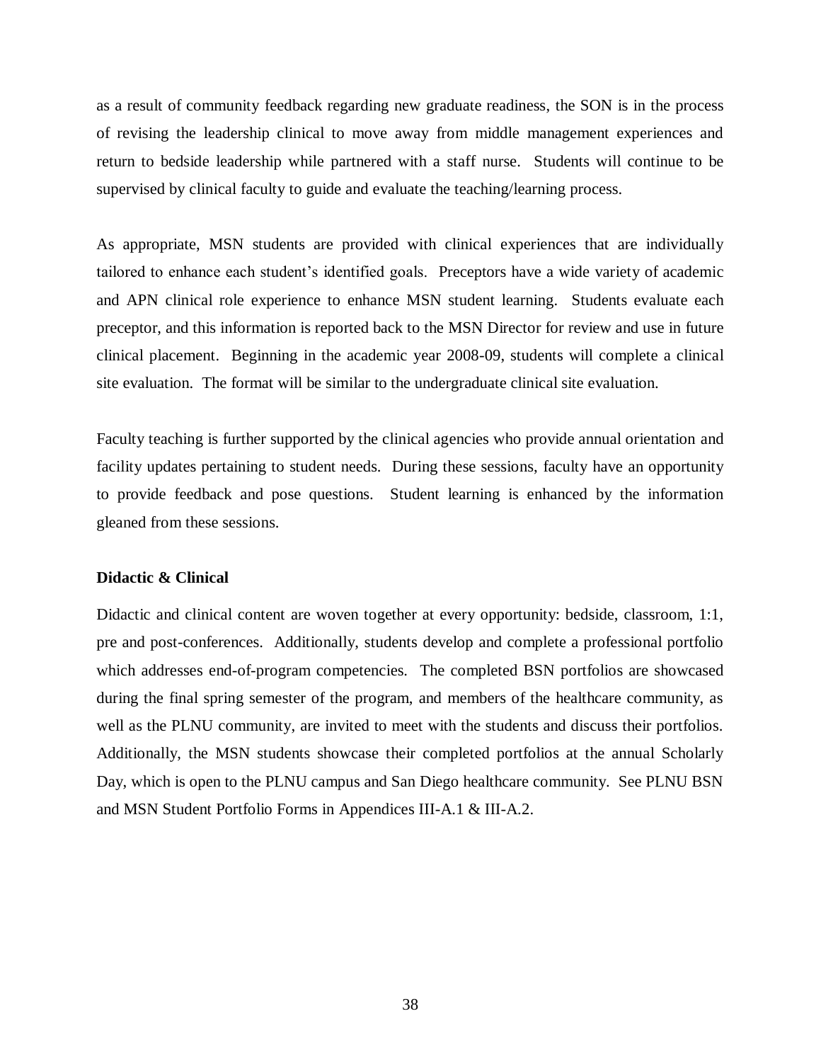as a result of community feedback regarding new graduate readiness, the SON is in the process of revising the leadership clinical to move away from middle management experiences and return to bedside leadership while partnered with a staff nurse. Students will continue to be supervised by clinical faculty to guide and evaluate the teaching/learning process.

As appropriate, MSN students are provided with clinical experiences that are individually tailored to enhance each student's identified goals. Preceptors have a wide variety of academic and APN clinical role experience to enhance MSN student learning. Students evaluate each preceptor, and this information is reported back to the MSN Director for review and use in future clinical placement. Beginning in the academic year 2008-09, students will complete a clinical site evaluation. The format will be similar to the undergraduate clinical site evaluation.

Faculty teaching is further supported by the clinical agencies who provide annual orientation and facility updates pertaining to student needs. During these sessions, faculty have an opportunity to provide feedback and pose questions. Student learning is enhanced by the information gleaned from these sessions.

**Didactic & Clinical**

Didactic and clinical content are woven together at every opportunity: bedside, classroom, 1:1, pre and post-conferences. Additionally, students develop and complete a professional portfolio which addresses end-of-program competencies. The completed BSN portfolios are showcased during the final spring semester of the program, and members of the healthcare community, as well as the PLNU community, are invited to meet with the students and discuss their portfolios. Additionally, the MSN students showcase their completed portfolios at the annual Scholarly Day, which is open to the PLNU campus and San Diego healthcare community. See PLNU BSN and MSN Student Portfolio Forms in Appendices III-A.1 & III-A.2.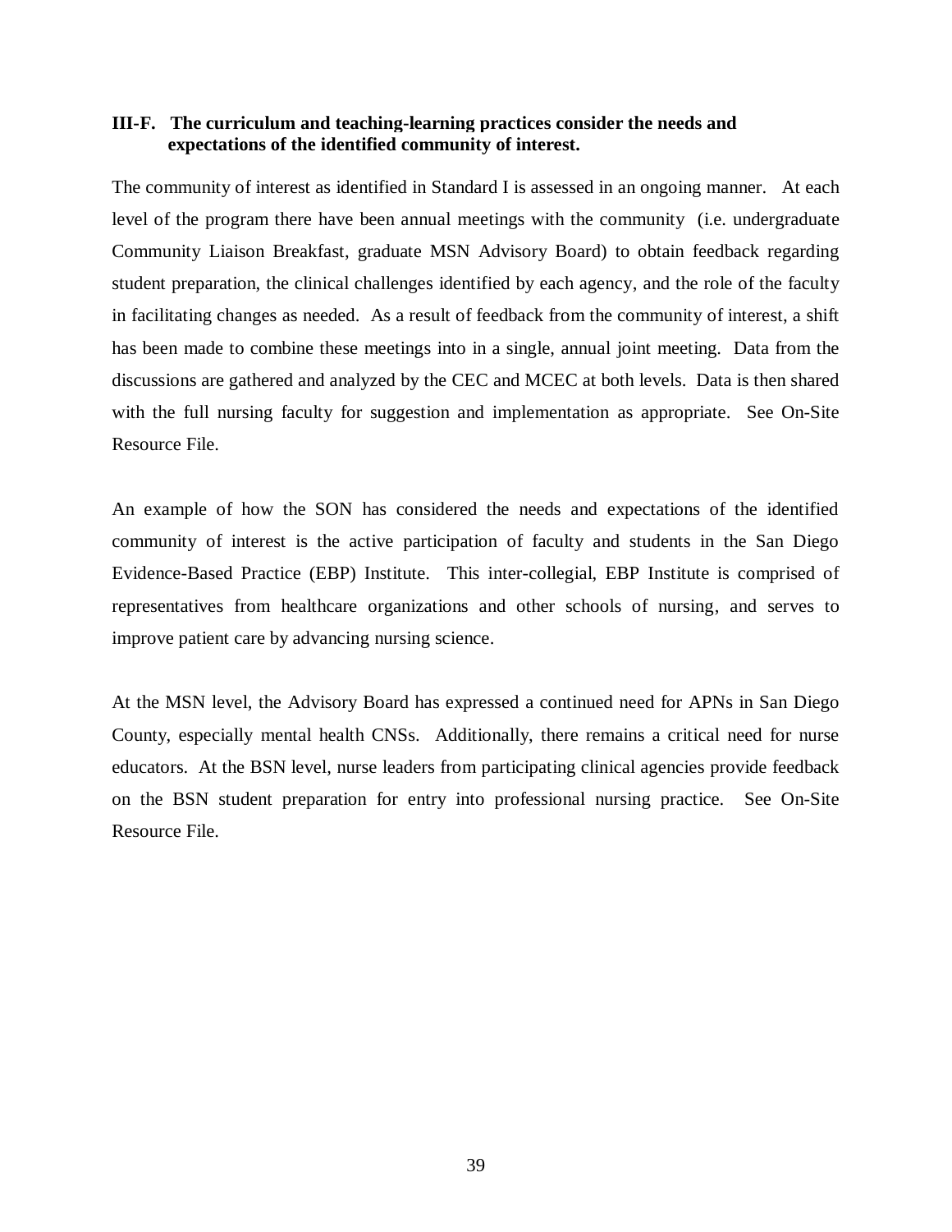**III-F. The curriculum and teaching-learning practices consider the needs and expectations of the identified community of interest.**

The community of interest as identified in Standard I is assessed in an ongoing manner. At each level of the program there have been annual meetings with the community (i.e. undergraduate Community Liaison Breakfast, graduate MSN Advisory Board) to obtain feedback regarding student preparation, the clinical challenges identified by each agency, and the role of the faculty in facilitating changes as needed. As a result of feedback from the community of interest, a shift has been made to combine these meetings into in a single, annual joint meeting. Data from the discussions are gathered and analyzed by the CEC and MCEC at both levels. Data is then shared with the full nursing faculty for suggestion and implementation as appropriate. See On-Site Resource File.

An example of how the SON has considered the needs and expectations of the identified community of interest is the active participation of faculty and students in the San Diego Evidence-Based Practice (EBP) Institute. This inter-collegial, EBP Institute is comprised of representatives from healthcare organizations and other schools of nursing, and serves to improve patient care by advancing nursing science.

At the MSN level, the Advisory Board has expressed a continued need for APNs in San Diego County, especially mental health CNSs. Additionally, there remains a critical need for nurse educators. At the BSN level, nurse leaders from participating clinical agencies provide feedback on the BSN student preparation for entry into professional nursing practice. See On-Site Resource File.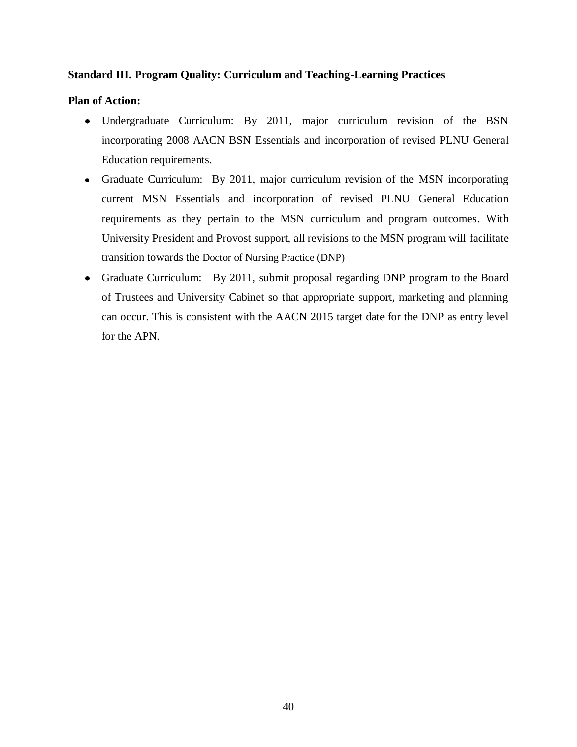**Standard III. Program Quality: Curriculum and Teaching-Learning Practices**

**Plan of Action:**

- Undergraduate Curriculum: By 2011, major curriculum revision of the BSN incorporating 2008 AACN BSN Essentials and incorporation of revised PLNU General Education requirements.
- Graduate Curriculum: By 2011, major curriculum revision of the MSN incorporating current MSN Essentials and incorporation of revised PLNU General Education requirements as they pertain to the MSN curriculum and program outcomes. With University President and Provost support, all revisions to the MSN program will facilitate transition towards the Doctor of Nursing Practice (DNP)
- Graduate Curriculum: By 2011, submit proposal regarding DNP program to the Board of Trustees and University Cabinet so that appropriate support, marketing and planning can occur. This is consistent with the AACN 2015 target date for the DNP as entry level for the APN.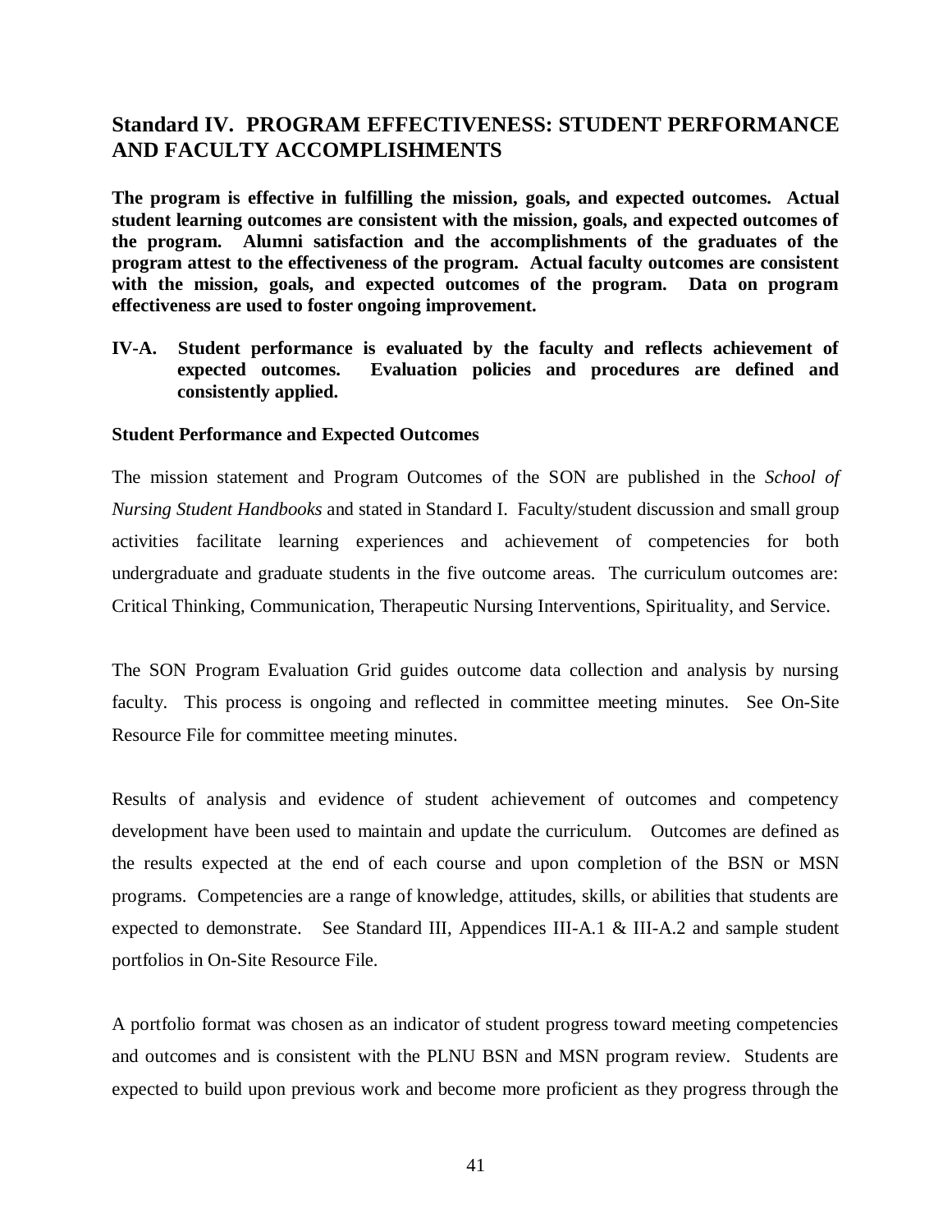## Standard IV. PROGRAM EFFECTIVENESS: STUDENT PERFORMANCE AND FACULTY ACCOMPLISHMENTS

**The program is effective in fulfilling the mission, goals, and expected outcomes. Actual student learning outcomes are consistent with the mission, goals, and expected outcomes of the program. Alumni satisfaction and the accomplishments of the graduates of the program attest to the effectiveness of the program. Actual faculty outcomes are consistent with the mission, goals, and expected outcomes of the program. Data on program effectiveness are used to foster ongoing improvement.**

**IV-A. Student performance is evaluated by the faculty and reflects achievement of expected outcomes. Evaluation policies and procedures are defined and consistently applied.**

**Student Performance and Expected Outcomes**

The mission statement and Program Outcomes of the SON are published in the *School of Nursing Student Handbooks* and stated in Standard I. Faculty/student discussion and small group activities facilitate learning experiences and achievement of competencies for both undergraduate and graduate students in the five outcome areas. The curriculum outcomes are: Critical Thinking, Communication, Therapeutic Nursing Interventions, Spirituality, and Service.

The SON Program Evaluation Grid guides outcome data collection and analysis by nursing faculty. This process is ongoing and reflected in committee meeting minutes. See On-Site Resource File for committee meeting minutes.

Results of analysis and evidence of student achievement of outcomes and competency development have been used to maintain and update the curriculum. Outcomes are defined as the results expected at the end of each course and upon completion of the BSN or MSN programs. Competencies are a range of knowledge, attitudes, skills, or abilities that students are expected to demonstrate. See Standard III, Appendices III-A.1 & III-A.2 and sample student portfolios in On-Site Resource File.

A portfolio format was chosen as an indicator of student progress toward meeting competencies and outcomes and is consistent with the PLNU BSN and MSN program review. Students are expected to build upon previous work and become more proficient as they progress through the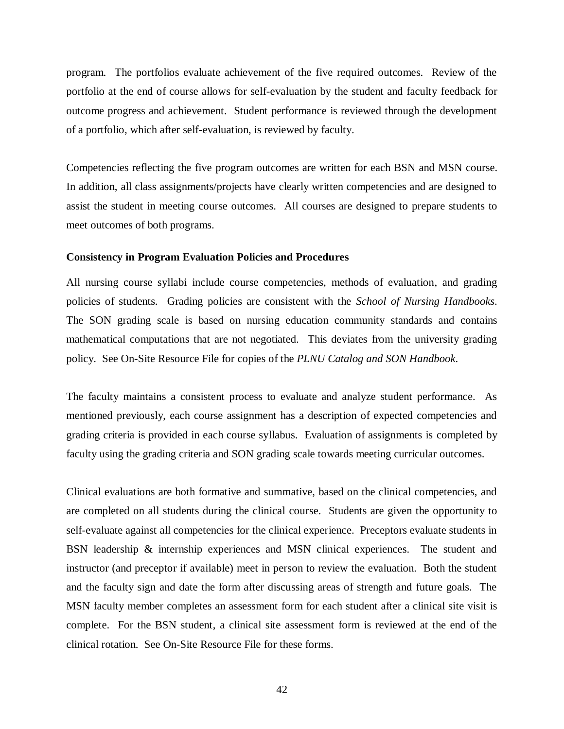program. The portfolios evaluate achievement of the five required outcomes. Review of the portfolio at the end of course allows for self-evaluation by the student and faculty feedback for outcome progress and achievement. Student performance is reviewed through the development of a portfolio, which after self-evaluation, is reviewed by faculty.

Competencies reflecting the five program outcomes are written for each BSN and MSN course. In addition, all class assignments/projects have clearly written competencies and are designed to assist the student in meeting course outcomes. All courses are designed to prepare students to meet outcomes of both programs.

**Consistency in Program Evaluation Policies and Procedures**

All nursing course syllabi include course competencies, methods of evaluation, and grading policies of students. Grading policies are consistent with the *School of Nursing Handbooks*. The SON grading scale is based on nursing education community standards and contains mathematical computations that are not negotiated. This deviates from the university grading policy. See On-Site Resource File for copies of the *PLNU Catalog and SON Handbook*.

The faculty maintains a consistent process to evaluate and analyze student performance. As mentioned previously, each course assignment has a description of expected competencies and grading criteria is provided in each course syllabus. Evaluation of assignments is completed by faculty using the grading criteria and SON grading scale towards meeting curricular outcomes.

Clinical evaluations are both formative and summative, based on the clinical competencies, and are completed on all students during the clinical course. Students are given the opportunity to self-evaluate against all competencies for the clinical experience. Preceptors evaluate students in BSN leadership & internship experiences and MSN clinical experiences. The student and instructor (and preceptor if available) meet in person to review the evaluation. Both the student and the faculty sign and date the form after discussing areas of strength and future goals. The MSN faculty member completes an assessment form for each student after a clinical site visit is complete. For the BSN student, a clinical site assessment form is reviewed at the end of the clinical rotation. See On-Site Resource File for these forms.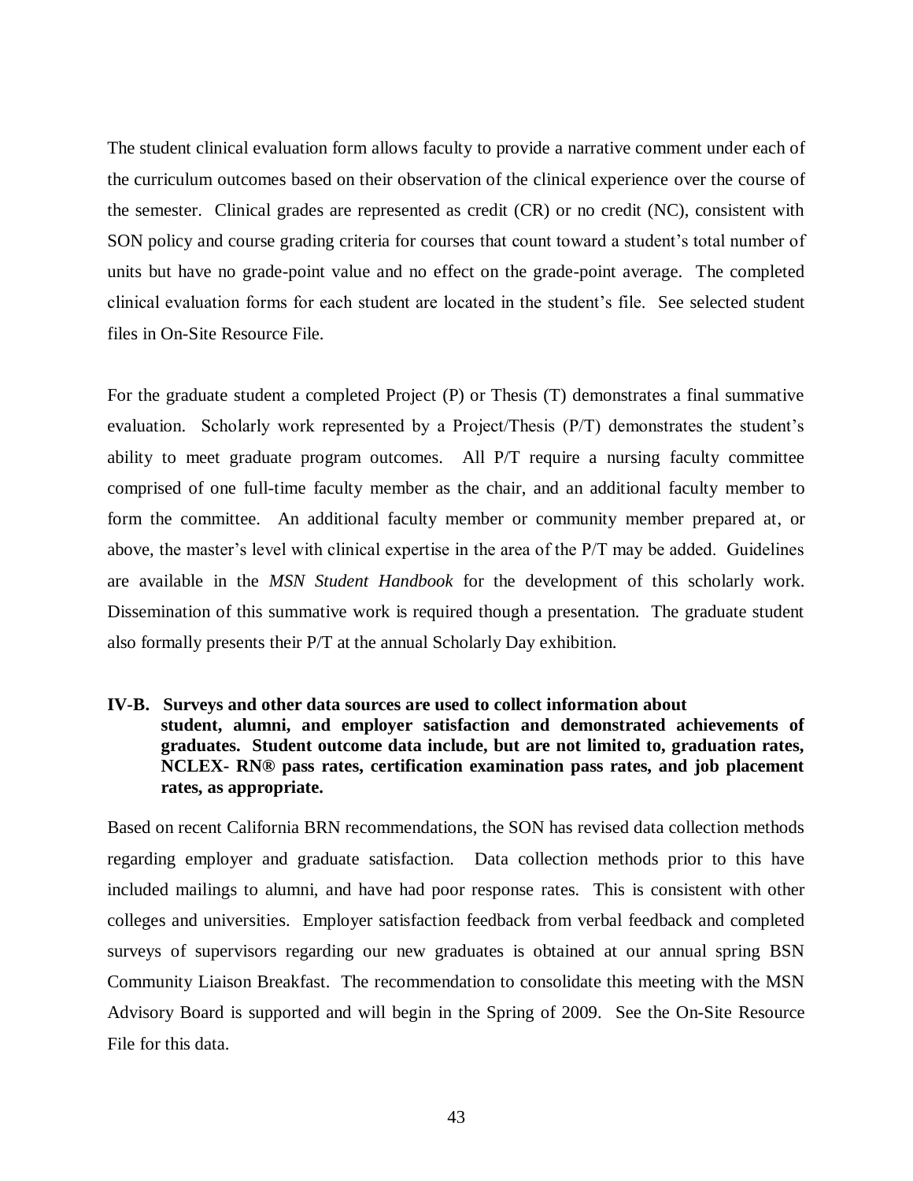The student clinical evaluation form allows faculty to provide a narrative comment under each of the curriculum outcomes based on their observation of the clinical experience over the course of the semester. Clinical grades are represented as credit (CR) or no credit (NC), consistent with SON policy and course grading criteria for courses that count toward a student's total number of units but have no grade-point value and no effect on the grade-point average. The completed clinical evaluation forms for each student are located in the student's file. See selected student files in On-Site Resource File.

For the graduate student a completed Project (P) or Thesis (T) demonstrates a final summative evaluation. Scholarly work represented by a Project/Thesis (P/T) demonstrates the student's ability to meet graduate program outcomes. All P/T require a nursing faculty committee comprised of one full-time faculty member as the chair, and an additional faculty member to form the committee. An additional faculty member or community member prepared at, or above, the master's level with clinical expertise in the area of the P/T may be added. Guidelines are available in the *MSN Student Handbook* for the development of this scholarly work. Dissemination of this summative work is required though a presentation. The graduate student also formally presents their P/T at the annual Scholarly Day exhibition.

**IV-B. Surveys and other data sources are used to collect information about student, alumni, and employer satisfaction and demonstrated achievements of graduates. Student outcome data include, but are not limited to, graduation rates, NCLEX- RN® pass rates, certification examination pass rates, and job placement rates, as appropriate.**

Based on recent California BRN recommendations, the SON has revised data collection methods regarding employer and graduate satisfaction. Data collection methods prior to this have included mailings to alumni, and have had poor response rates. This is consistent with other colleges and universities. Employer satisfaction feedback from verbal feedback and completed surveys of supervisors regarding our new graduates is obtained at our annual spring BSN Community Liaison Breakfast. The recommendation to consolidate this meeting with the MSN Advisory Board is supported and will begin in the Spring of 2009. See the On-Site Resource File for this data.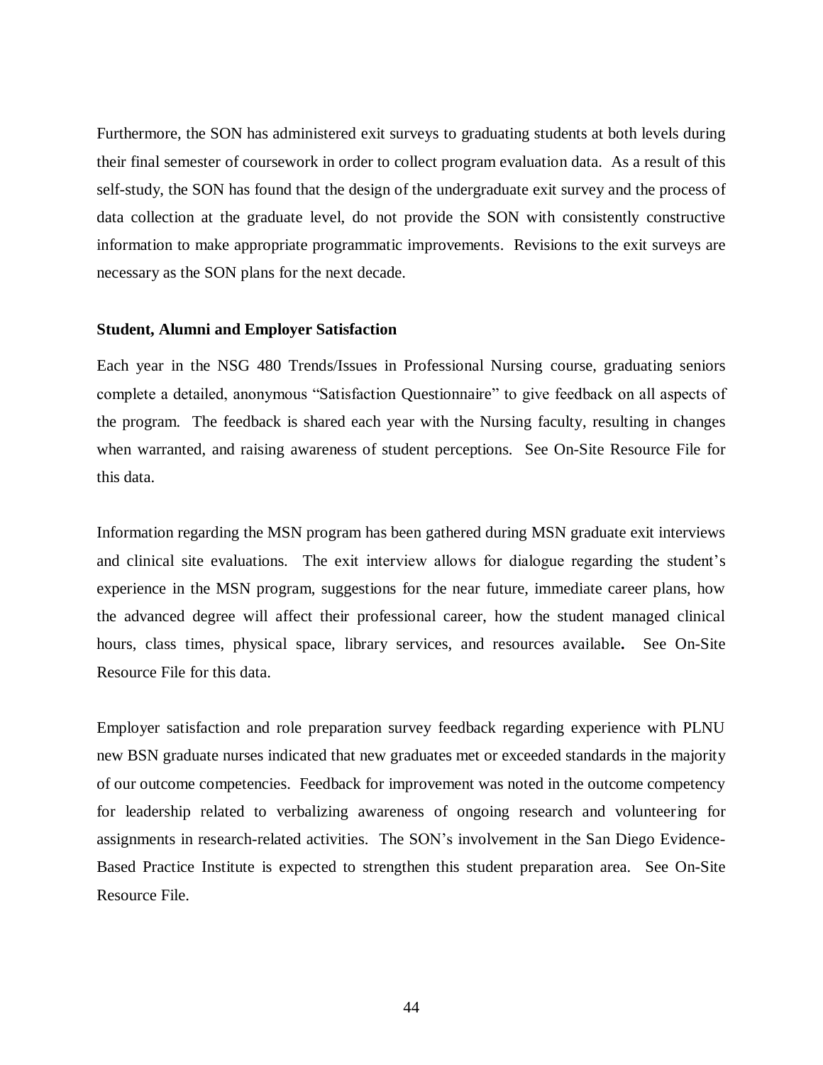Furthermore, the SON has administered exit surveys to graduating students at both levels during their final semester of coursework in order to collect program evaluation data. As a result of this self-study, the SON has found that the design of the undergraduate exit survey and the process of data collection at the graduate level, do not provide the SON with consistently constructive information to make appropriate programmatic improvements. Revisions to the exit surveys are necessary as the SON plans for the next decade.

**Student, Alumni and Employer Satisfaction**

Each year in the NSG 480 Trends/Issues in Professional Nursing course, graduating seniors complete a detailed, anonymous "Satisfaction Questionnaire" to give feedback on all aspects of the program. The feedback is shared each year with the Nursing faculty, resulting in changes when warranted, and raising awareness of student perceptions. See On-Site Resource File for this data.

Information regarding the MSN program has been gathered during MSN graduate exit interviews and clinical site evaluations. The exit interview allows for dialogue regarding the student's experience in the MSN program, suggestions for the near future, immediate career plans, how the advanced degree will affect their professional career, how the student managed clinical hours, class times, physical space, library services, and resources available**.** See On-Site Resource File for this data.

Employer satisfaction and role preparation survey feedback regarding experience with PLNU new BSN graduate nurses indicated that new graduates met or exceeded standards in the majority of our outcome competencies. Feedback for improvement was noted in the outcome competency for leadership related to verbalizing awareness of ongoing research and volunteering for assignments in research-related activities. The SON's involvement in the San Diego Evidence-Based Practice Institute is expected to strengthen this student preparation area. See On-Site Resource File.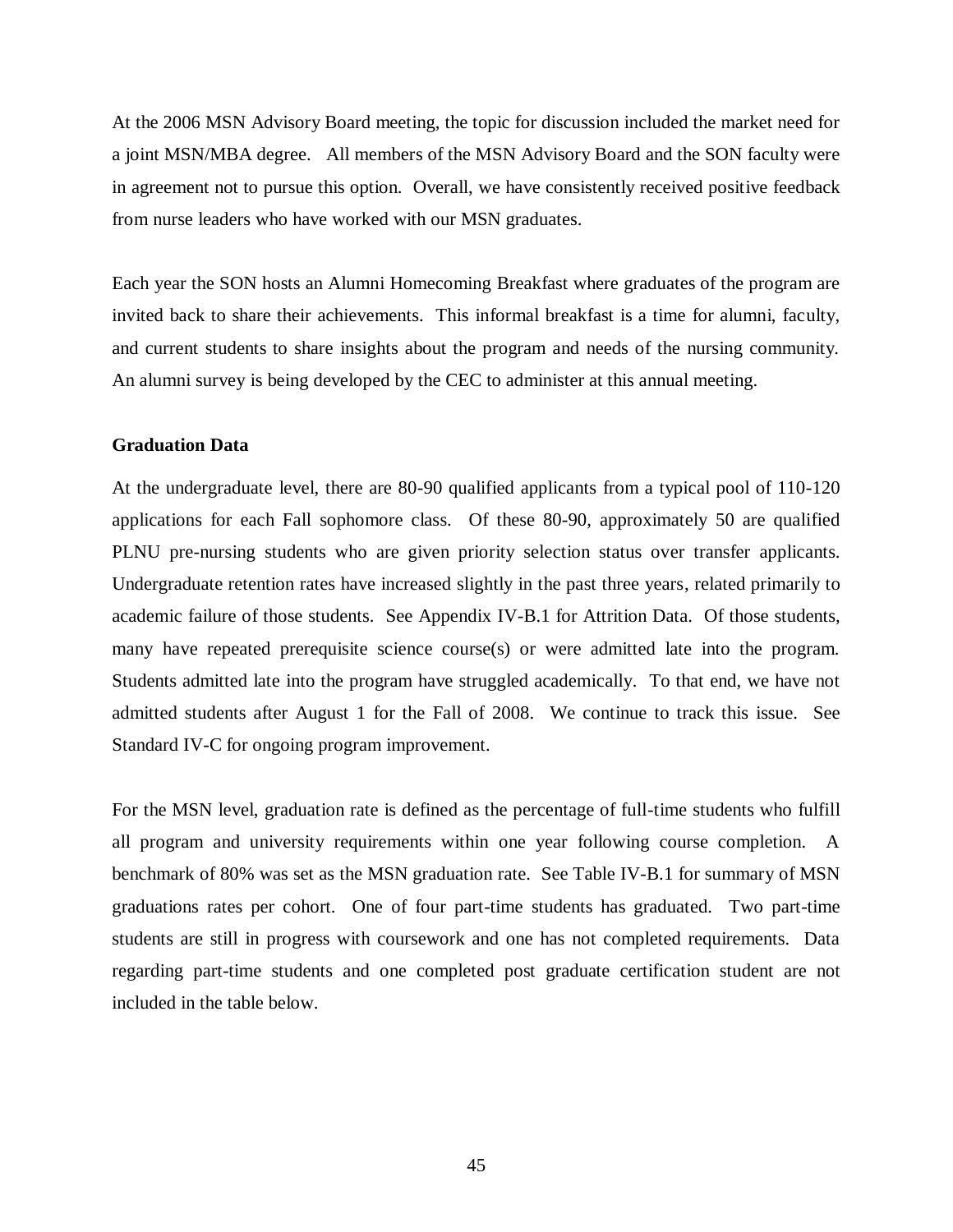At the 2006 MSN Advisory Board meeting, the topic for discussion included the market need for a joint MSN/MBA degree. All members of the MSN Advisory Board and the SON faculty were in agreement not to pursue this option. Overall, we have consistently received positive feedback from nurse leaders who have worked with our MSN graduates.

Each year the SON hosts an Alumni Homecoming Breakfast where graduates of the program are invited back to share their achievements. This informal breakfast is a time for alumni, faculty, and current students to share insights about the program and needs of the nursing community. An alumni survey is being developed by the CEC to administer at this annual meeting.

**Graduation Data**

At the undergraduate level, there are 80-90 qualified applicants from a typical pool of 110-120 applications for each Fall sophomore class. Of these 80-90, approximately 50 are qualified PLNU pre-nursing students who are given priority selection status over transfer applicants. Undergraduate retention rates have increased slightly in the past three years, related primarily to academic failure of those students. See Appendix IV-B.1 for Attrition Data. Of those students, many have repeated prerequisite science course(s) or were admitted late into the program. Students admitted late into the program have struggled academically. To that end, we have not admitted students after August 1 for the Fall of 2008. We continue to track this issue. See Standard IV-C for ongoing program improvement.

For the MSN level, graduation rate is defined as the percentage of full-time students who fulfill all program and university requirements within one year following course completion. A benchmark of 80% was set as the MSN graduation rate. See Table IV-B.1 for summary of MSN graduations rates per cohort. One of four part-time students has graduated. Two part-time students are still in progress with coursework and one has not completed requirements. Data regarding part-time students and one completed post graduate certification student are not included in the table below.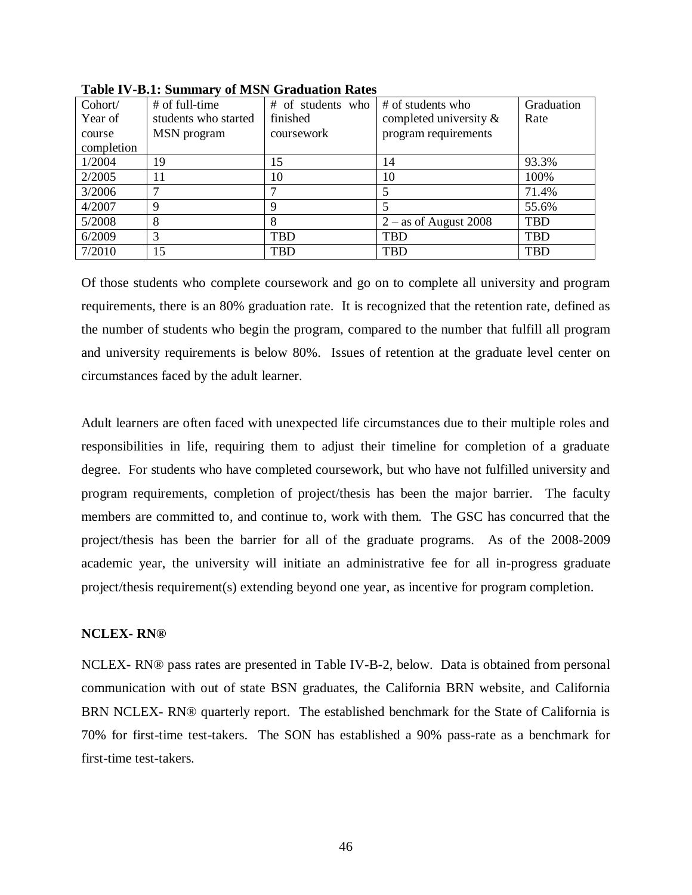**Table IV-B.1: Summary of MSN Graduation Rates**

| Cohort/ Year of course completion | # of full-time students who started MSN program | # of students who finished coursework | # of students who completed university & program requirements | Graduation Rate |
|---|---|---|---|---|
| 1/2004 | 19 | 15 | 14 | 93.3% |
| 2/2005 | 11 | 10 | 10 | 100% |
| 3/2006 | 7 | 7 | 5 | 71.4% |
| 4/2007 | 9 | 9 | 5 | 55.6% |
| 5/2008 | 8 | 8 | 2 – as of August 2008 | TBD |
| 6/2009 | 3 | TBD | TBD | TBD |
| 7/2010 | 15 | TBD | TBD | TBD |

Of those students who complete coursework and go on to complete all university and program requirements, there is an 80% graduation rate. It is recognized that the retention rate, defined as the number of students who begin the program, compared to the number that fulfill all program and university requirements is below 80%. Issues of retention at the graduate level center on circumstances faced by the adult learner.

Adult learners are often faced with unexpected life circumstances due to their multiple roles and responsibilities in life, requiring them to adjust their timeline for completion of a graduate degree. For students who have completed coursework, but who have not fulfilled university and program requirements, completion of project/thesis has been the major barrier. The faculty members are committed to, and continue to, work with them. The GSC has concurred that the project/thesis has been the barrier for all of the graduate programs. As of the 2008-2009 academic year, the university will initiate an administrative fee for all in-progress graduate project/thesis requirement(s) extending beyond one year, as incentive for program completion.

**NCLEX- RN®**

NCLEX- RN® pass rates are presented in Table IV-B-2, below. Data is obtained from personal communication with out of state BSN graduates, the California BRN website, and California BRN NCLEX- RN® quarterly report. The established benchmark for the State of California is 70% for first-time test-takers. The SON has established a 90% pass-rate as a benchmark for first-time test-takers.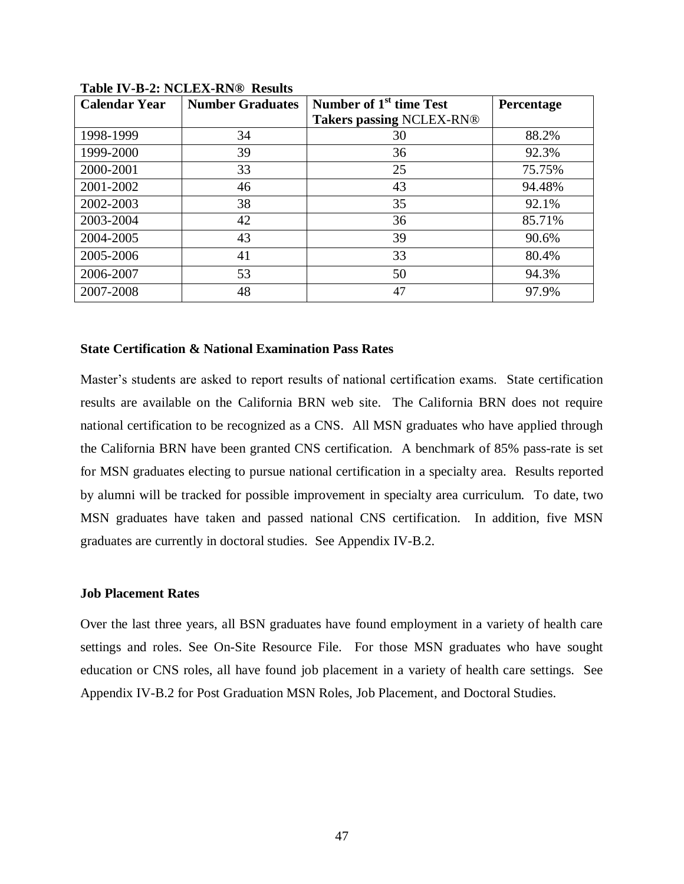**Table IV-B-2: NCLEX-RN® Results**

| Calendar Year | Number Graduates | Number of 1st time Test Takers passing NCLEX-RN® | Percentage |
|---|---|---|---|
| 1998-1999 | 34 | 30 | 88.2% |
| 1999-2000 | 39 | 36 | 92.3% |
| 2000-2001 | 33 | 25 | 75.75% |
| 2001-2002 | 46 | 43 | 94.48% |
| 2002-2003 | 38 | 35 | 92.1% |
| 2003-2004 | 42 | 36 | 85.71% |
| 2004-2005 | 43 | 39 | 90.6% |
| 2005-2006 | 41 | 33 | 80.4% |
| 2006-2007 | 53 | 50 | 94.3% |
| 2007-2008 | 48 | 47 | 97.9% |

**State Certification & National Examination Pass Rates**

Master's students are asked to report results of national certification exams. State certification results are available on the California BRN web site. The California BRN does not require national certification to be recognized as a CNS. All MSN graduates who have applied through the California BRN have been granted CNS certification. A benchmark of 85% pass-rate is set for MSN graduates electing to pursue national certification in a specialty area. Results reported by alumni will be tracked for possible improvement in specialty area curriculum. To date, two MSN graduates have taken and passed national CNS certification. In addition, five MSN graduates are currently in doctoral studies. See Appendix IV-B.2.

**Job Placement Rates**

Over the last three years, all BSN graduates have found employment in a variety of health care settings and roles. See On-Site Resource File. For those MSN graduates who have sought education or CNS roles, all have found job placement in a variety of health care settings. See Appendix IV-B.2 for Post Graduation MSN Roles, Job Placement, and Doctoral Studies.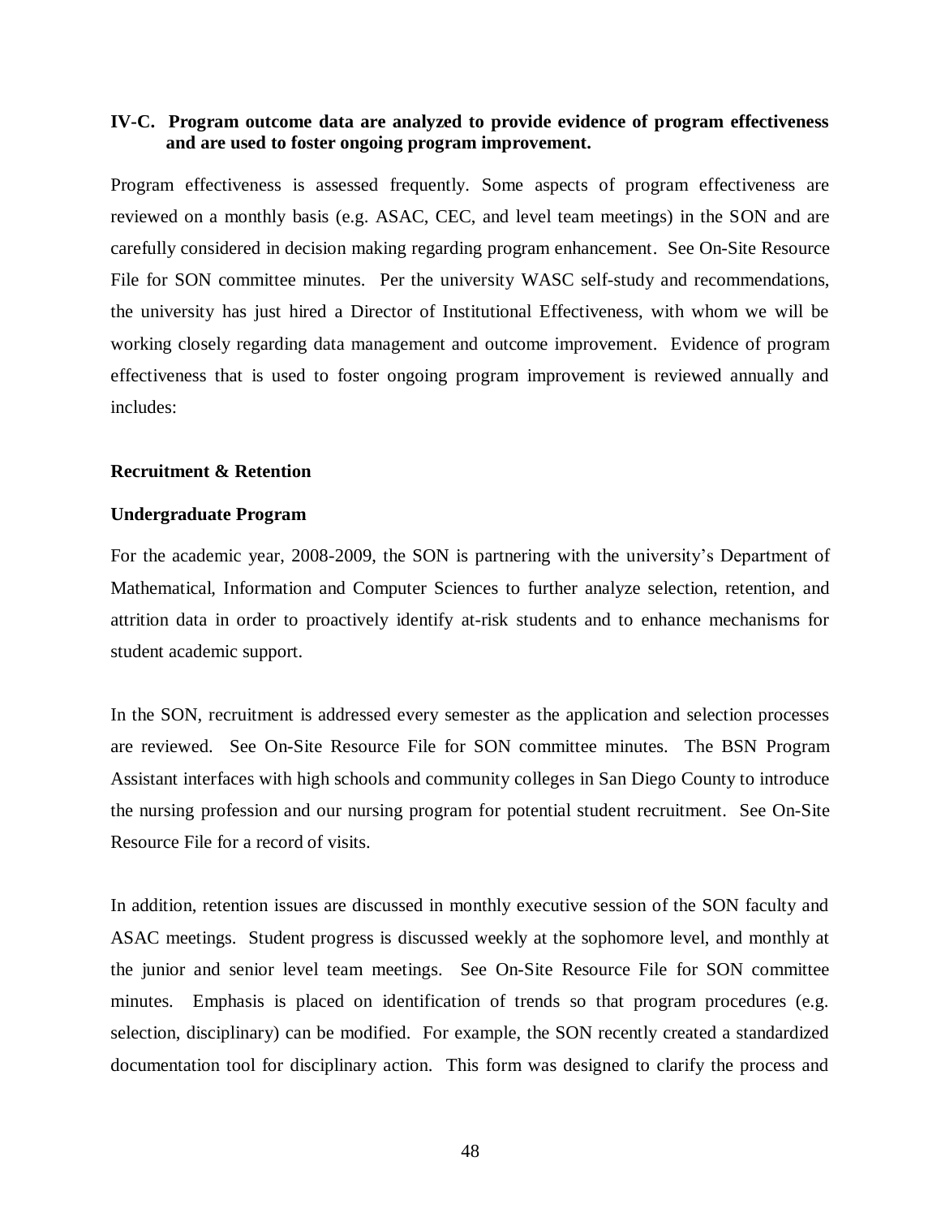### IV-C. Program outcome data are analyzed to provide evidence of program effectiveness and are used to foster ongoing program improvement.

Program effectiveness is assessed frequently. Some aspects of program effectiveness are reviewed on a monthly basis (e.g. ASAC, CEC, and level team meetings) in the SON and are carefully considered in decision making regarding program enhancement. See On-Site Resource File for SON committee minutes. Per the university WASC self-study and recommendations, the university has just hired a Director of Institutional Effectiveness, with whom we will be working closely regarding data management and outcome improvement. Evidence of program effectiveness that is used to foster ongoing program improvement is reviewed annually and includes:

**Recruitment & Retention**

**Undergraduate Program**

For the academic year, 2008-2009, the SON is partnering with the university's Department of Mathematical, Information and Computer Sciences to further analyze selection, retention, and attrition data in order to proactively identify at-risk students and to enhance mechanisms for student academic support.

In the SON, recruitment is addressed every semester as the application and selection processes are reviewed. See On-Site Resource File for SON committee minutes. The BSN Program Assistant interfaces with high schools and community colleges in San Diego County to introduce the nursing profession and our nursing program for potential student recruitment. See On-Site Resource File for a record of visits.

In addition, retention issues are discussed in monthly executive session of the SON faculty and ASAC meetings. Student progress is discussed weekly at the sophomore level, and monthly at the junior and senior level team meetings. See On-Site Resource File for SON committee minutes. Emphasis is placed on identification of trends so that program procedures (e.g. selection, disciplinary) can be modified. For example, the SON recently created a standardized documentation tool for disciplinary action. This form was designed to clarify the process and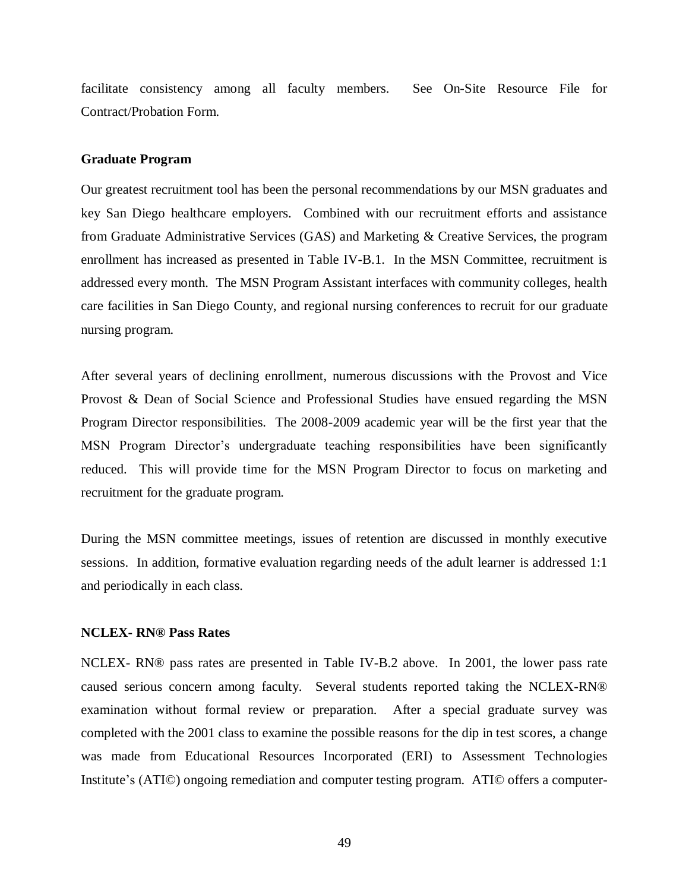facilitate consistency among all faculty members. See On-Site Resource File for Contract/Probation Form.

**Graduate Program**

Our greatest recruitment tool has been the personal recommendations by our MSN graduates and key San Diego healthcare employers. Combined with our recruitment efforts and assistance from Graduate Administrative Services (GAS) and Marketing & Creative Services, the program enrollment has increased as presented in Table IV-B.1. In the MSN Committee, recruitment is addressed every month. The MSN Program Assistant interfaces with community colleges, health care facilities in San Diego County, and regional nursing conferences to recruit for our graduate nursing program.

After several years of declining enrollment, numerous discussions with the Provost and Vice Provost & Dean of Social Science and Professional Studies have ensued regarding the MSN Program Director responsibilities. The 2008-2009 academic year will be the first year that the MSN Program Director's undergraduate teaching responsibilities have been significantly reduced. This will provide time for the MSN Program Director to focus on marketing and recruitment for the graduate program.

During the MSN committee meetings, issues of retention are discussed in monthly executive sessions. In addition, formative evaluation regarding needs of the adult learner is addressed 1:1 and periodically in each class.

**NCLEX- RN® Pass Rates**

NCLEX- RN® pass rates are presented in Table IV-B.2 above. In 2001, the lower pass rate caused serious concern among faculty. Several students reported taking the NCLEX-RN® examination without formal review or preparation. After a special graduate survey was completed with the 2001 class to examine the possible reasons for the dip in test scores, a change was made from Educational Resources Incorporated (ERI) to Assessment Technologies Institute's (ATI©) ongoing remediation and computer testing program. ATI© offers a computer-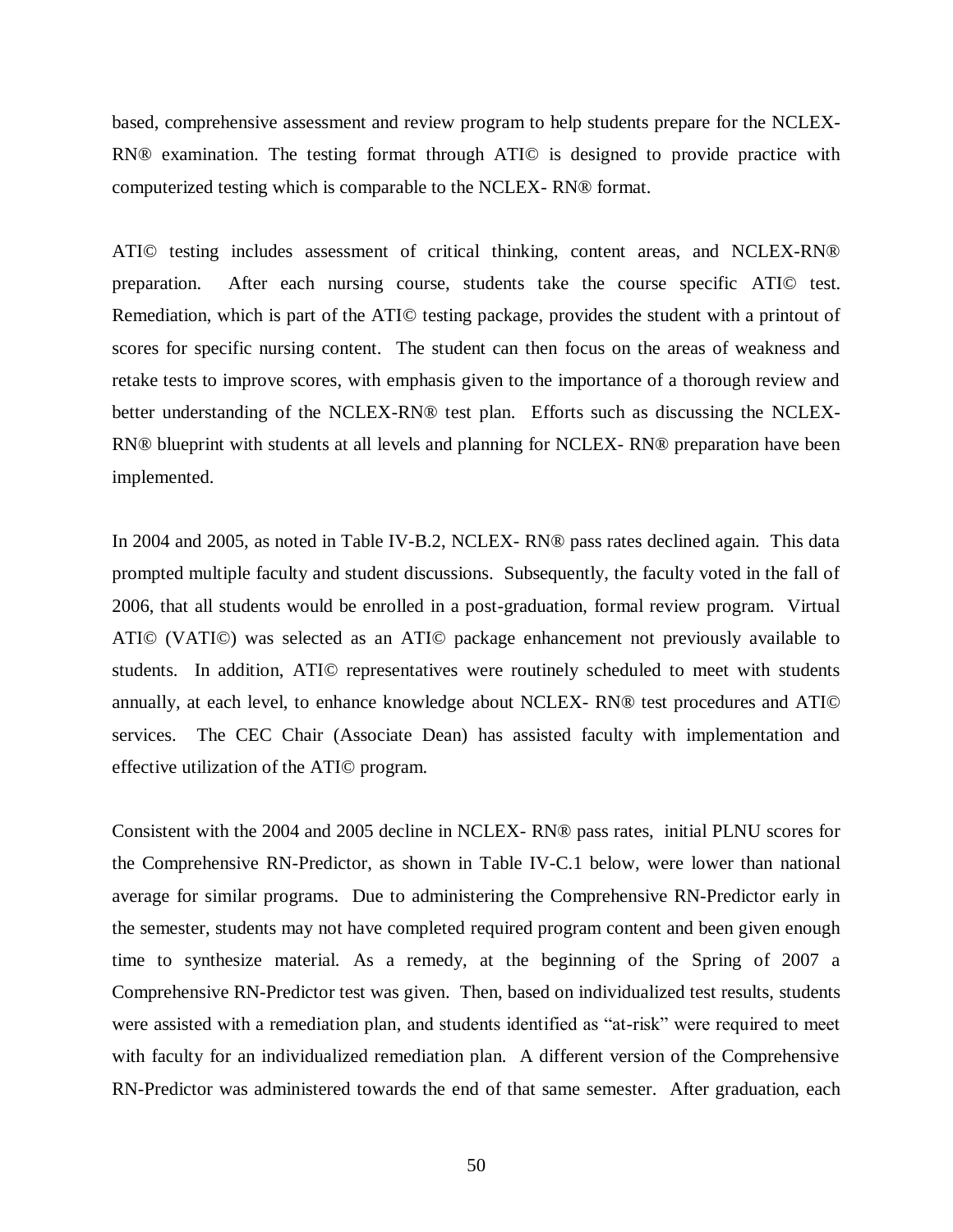based, comprehensive assessment and review program to help students prepare for the NCLEX-RN® examination. The testing format through ATI© is designed to provide practice with computerized testing which is comparable to the NCLEX- RN® format.

ATI© testing includes assessment of critical thinking, content areas, and NCLEX-RN® preparation. After each nursing course, students take the course specific ATI© test. Remediation, which is part of the ATI© testing package, provides the student with a printout of scores for specific nursing content. The student can then focus on the areas of weakness and retake tests to improve scores, with emphasis given to the importance of a thorough review and better understanding of the NCLEX-RN® test plan. Efforts such as discussing the NCLEX-RN® blueprint with students at all levels and planning for NCLEX- RN® preparation have been implemented.

In 2004 and 2005, as noted in Table IV-B.2, NCLEX- RN® pass rates declined again. This data prompted multiple faculty and student discussions. Subsequently, the faculty voted in the fall of 2006, that all students would be enrolled in a post-graduation, formal review program. Virtual ATI© (VATI©) was selected as an ATI© package enhancement not previously available to students. In addition, ATI© representatives were routinely scheduled to meet with students annually, at each level, to enhance knowledge about NCLEX- RN® test procedures and ATI© services. The CEC Chair (Associate Dean) has assisted faculty with implementation and effective utilization of the ATI© program.

Consistent with the 2004 and 2005 decline in NCLEX- RN® pass rates, initial PLNU scores for the Comprehensive RN-Predictor, as shown in Table IV-C.1 below, were lower than national average for similar programs. Due to administering the Comprehensive RN-Predictor early in the semester, students may not have completed required program content and been given enough time to synthesize material. As a remedy, at the beginning of the Spring of 2007 a Comprehensive RN-Predictor test was given. Then, based on individualized test results, students were assisted with a remediation plan, and students identified as "at-risk" were required to meet with faculty for an individualized remediation plan. A different version of the Comprehensive RN-Predictor was administered towards the end of that same semester. After graduation, each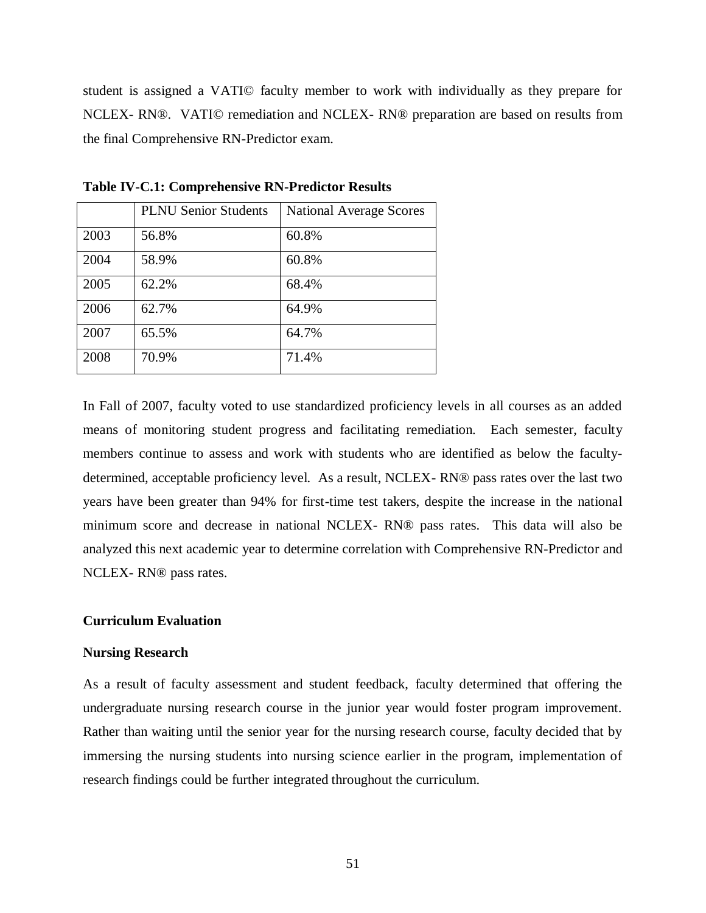student is assigned a VATI© faculty member to work with individually as they prepare for NCLEX- RN®. VATI© remediation and NCLEX- RN® preparation are based on results from the final Comprehensive RN-Predictor exam.

**Table IV-C.1: Comprehensive RN-Predictor Results**

| | PLNU Senior Students | National Average Scores |
|---|---|---|
| 2003 | 56.8% | 60.8% |
| 2004 | 58.9% | 60.8% |
| 2005 | 62.2% | 68.4% |
| 2006 | 62.7% | 64.9% |
| 2007 | 65.5% | 64.7% |
| 2008 | 70.9% | 71.4% |

In Fall of 2007, faculty voted to use standardized proficiency levels in all courses as an added means of monitoring student progress and facilitating remediation. Each semester, faculty members continue to assess and work with students who are identified as below the faculty-determined, acceptable proficiency level. As a result, NCLEX- RN® pass rates over the last two years have been greater than 94% for first-time test takers, despite the increase in the national minimum score and decrease in national NCLEX- RN® pass rates. This data will also be analyzed this next academic year to determine correlation with Comprehensive RN-Predictor and NCLEX- RN® pass rates.

**Curriculum Evaluation**

**Nursing Research**

As a result of faculty assessment and student feedback, faculty determined that offering the undergraduate nursing research course in the junior year would foster program improvement. Rather than waiting until the senior year for the nursing research course, faculty decided that by immersing the nursing students into nursing science earlier in the program, implementation of research findings could be further integrated throughout the curriculum.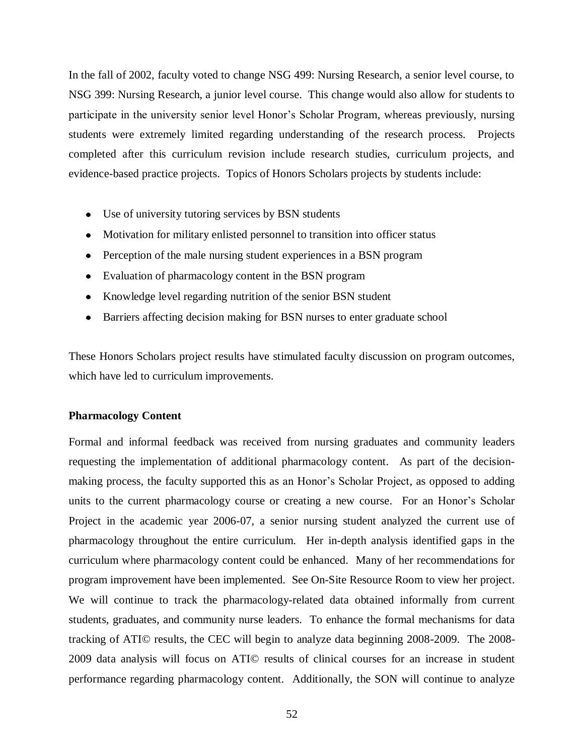In the fall of 2002, faculty voted to change NSG 499: Nursing Research, a senior level course, to NSG 399: Nursing Research, a junior level course. This change would also allow for students to participate in the university senior level Honor's Scholar Program, whereas previously, nursing students were extremely limited regarding understanding of the research process. Projects completed after this curriculum revision include research studies, curriculum projects, and evidence-based practice projects. Topics of Honors Scholars projects by students include:

- Use of university tutoring services by BSN students
- Motivation for military enlisted personnel to transition into officer status
- Perception of the male nursing student experiences in a BSN program
- Evaluation of pharmacology content in the BSN program
- Knowledge level regarding nutrition of the senior BSN student
- Barriers affecting decision making for BSN nurses to enter graduate school

These Honors Scholars project results have stimulated faculty discussion on program outcomes, which have led to curriculum improvements.

**Pharmacology Content**

Formal and informal feedback was received from nursing graduates and community leaders requesting the implementation of additional pharmacology content. As part of the decision-making process, the faculty supported this as an Honor's Scholar Project, as opposed to adding units to the current pharmacology course or creating a new course. For an Honor's Scholar Project in the academic year 2006-07, a senior nursing student analyzed the current use of pharmacology throughout the entire curriculum. Her in-depth analysis identified gaps in the curriculum where pharmacology content could be enhanced. Many of her recommendations for program improvement have been implemented. See On-Site Resource Room to view her project. We will continue to track the pharmacology-related data obtained informally from current students, graduates, and community nurse leaders. To enhance the formal mechanisms for data tracking of ATI© results, the CEC will begin to analyze data beginning 2008-2009. The 2008-2009 data analysis will focus on ATI© results of clinical courses for an increase in student performance regarding pharmacology content. Additionally, the SON will continue to analyze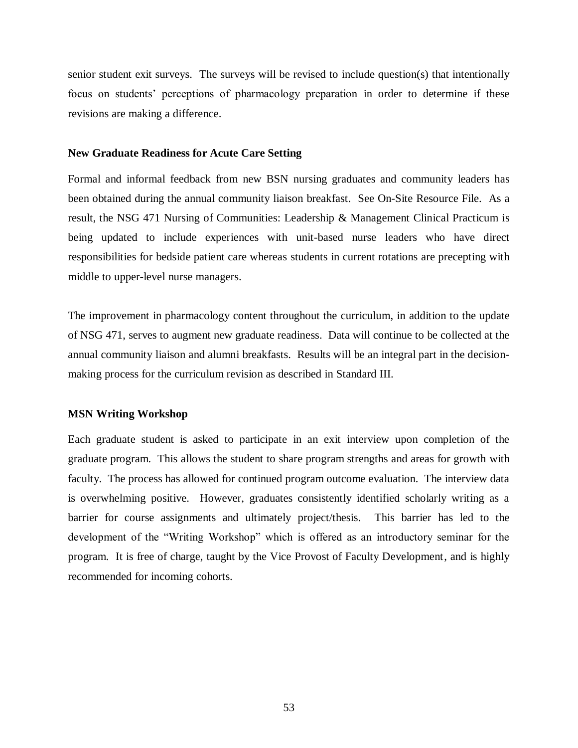senior student exit surveys. The surveys will be revised to include question(s) that intentionally focus on students' perceptions of pharmacology preparation in order to determine if these revisions are making a difference.

**New Graduate Readiness for Acute Care Setting**

Formal and informal feedback from new BSN nursing graduates and community leaders has been obtained during the annual community liaison breakfast. See On-Site Resource File. As a result, the NSG 471 Nursing of Communities: Leadership & Management Clinical Practicum is being updated to include experiences with unit-based nurse leaders who have direct responsibilities for bedside patient care whereas students in current rotations are precepting with middle to upper-level nurse managers.

The improvement in pharmacology content throughout the curriculum, in addition to the update of NSG 471, serves to augment new graduate readiness. Data will continue to be collected at the annual community liaison and alumni breakfasts. Results will be an integral part in the decision-making process for the curriculum revision as described in Standard III.

**MSN Writing Workshop**

Each graduate student is asked to participate in an exit interview upon completion of the graduate program. This allows the student to share program strengths and areas for growth with faculty. The process has allowed for continued program outcome evaluation. The interview data is overwhelming positive. However, graduates consistently identified scholarly writing as a barrier for course assignments and ultimately project/thesis. This barrier has led to the development of the "Writing Workshop" which is offered as an introductory seminar for the program. It is free of charge, taught by the Vice Provost of Faculty Development, and is highly recommended for incoming cohorts.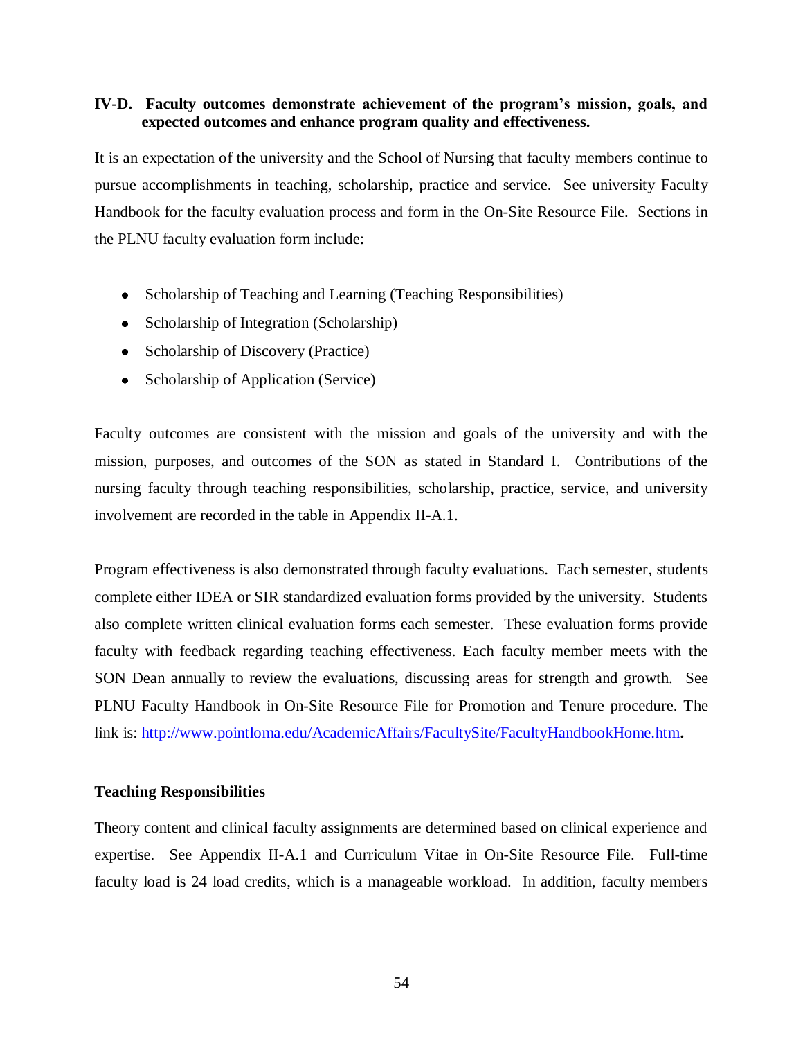**IV-D. Faculty outcomes demonstrate achievement of the program's mission, goals, and expected outcomes and enhance program quality and effectiveness.**

It is an expectation of the university and the School of Nursing that faculty members continue to pursue accomplishments in teaching, scholarship, practice and service. See university Faculty Handbook for the faculty evaluation process and form in the On-Site Resource File. Sections in the PLNU faculty evaluation form include:

- Scholarship of Teaching and Learning (Teaching Responsibilities)
- Scholarship of Integration (Scholarship)
- Scholarship of Discovery (Practice)
- Scholarship of Application (Service)

Faculty outcomes are consistent with the mission and goals of the university and with the mission, purposes, and outcomes of the SON as stated in Standard I. Contributions of the nursing faculty through teaching responsibilities, scholarship, practice, service, and university involvement are recorded in the table in Appendix II-A.1.

Program effectiveness is also demonstrated through faculty evaluations. Each semester, students complete either IDEA or SIR standardized evaluation forms provided by the university. Students also complete written clinical evaluation forms each semester. These evaluation forms provide faculty with feedback regarding teaching effectiveness. Each faculty member meets with the SON Dean annually to review the evaluations, discussing areas for strength and growth. See PLNU Faculty Handbook in On-Site Resource File for Promotion and Tenure procedure. The link is: [http://www.pointloma.edu/AcademicAffairs/FacultySite/FacultyHandbookHome.htm](http://www.pointloma.edu/AcademicAffairs/FacultySite/FacultyHandbookHome.htm)**.**

**Teaching Responsibilities**

Theory content and clinical faculty assignments are determined based on clinical experience and expertise. See Appendix II-A.1 and Curriculum Vitae in On-Site Resource File. Full-time faculty load is 24 load credits, which is a manageable workload. In addition, faculty members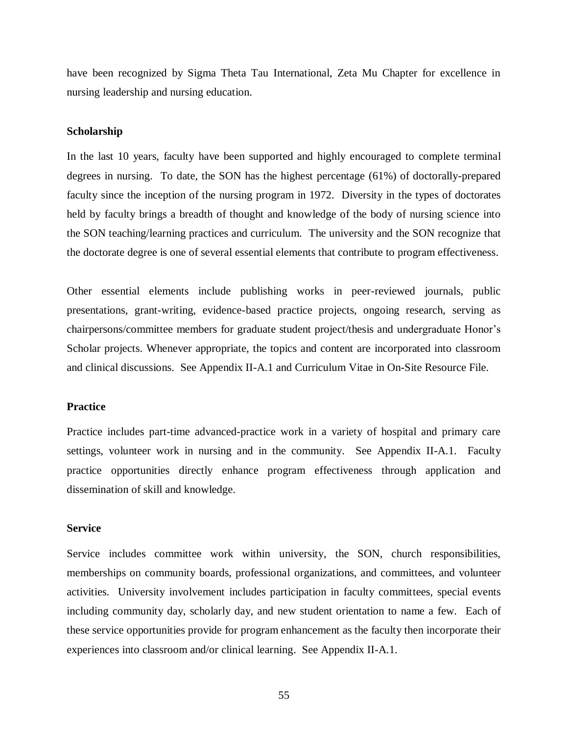have been recognized by Sigma Theta Tau International, Zeta Mu Chapter for excellence in nursing leadership and nursing education.

**Scholarship**

In the last 10 years, faculty have been supported and highly encouraged to complete terminal degrees in nursing. To date, the SON has the highest percentage (61%) of doctorally-prepared faculty since the inception of the nursing program in 1972. Diversity in the types of doctorates held by faculty brings a breadth of thought and knowledge of the body of nursing science into the SON teaching/learning practices and curriculum. The university and the SON recognize that the doctorate degree is one of several essential elements that contribute to program effectiveness.

Other essential elements include publishing works in peer-reviewed journals, public presentations, grant-writing, evidence-based practice projects, ongoing research, serving as chairpersons/committee members for graduate student project/thesis and undergraduate Honor's Scholar projects. Whenever appropriate, the topics and content are incorporated into classroom and clinical discussions. See Appendix II-A.1 and Curriculum Vitae in On-Site Resource File.

**Practice**

Practice includes part-time advanced-practice work in a variety of hospital and primary care settings, volunteer work in nursing and in the community. See Appendix II-A.1. Faculty practice opportunities directly enhance program effectiveness through application and dissemination of skill and knowledge.

**Service**

Service includes committee work within university, the SON, church responsibilities, memberships on community boards, professional organizations, and committees, and volunteer activities. University involvement includes participation in faculty committees, special events including community day, scholarly day, and new student orientation to name a few. Each of these service opportunities provide for program enhancement as the faculty then incorporate their experiences into classroom and/or clinical learning. See Appendix II-A.1.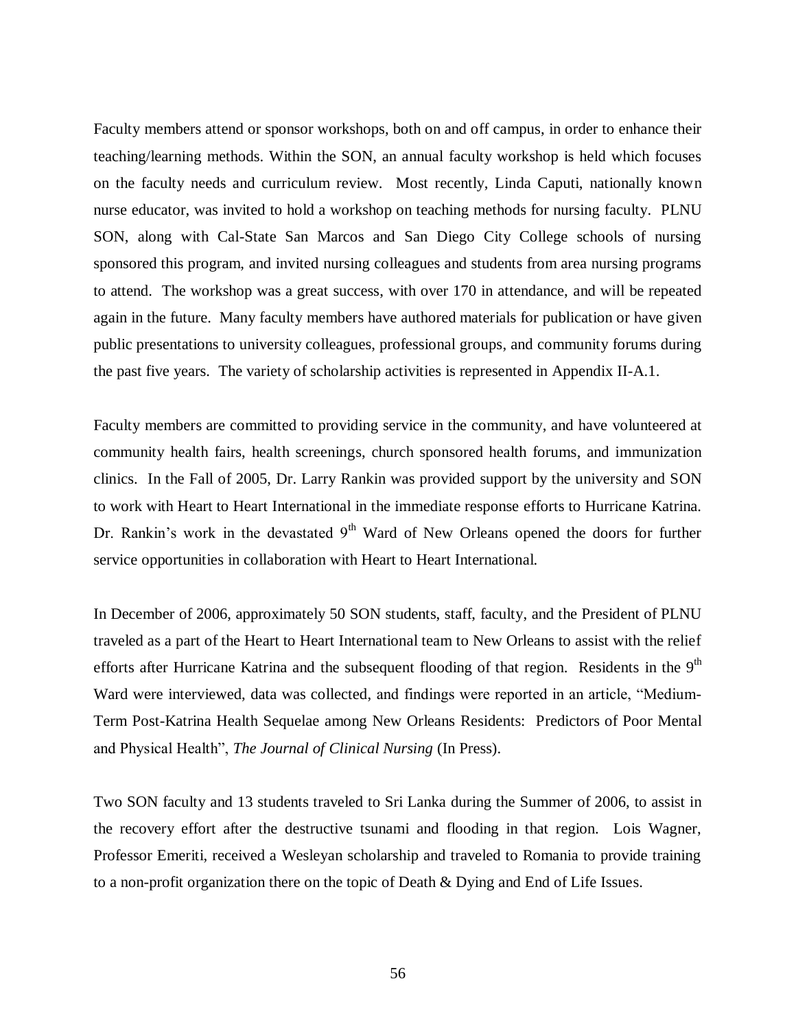Faculty members attend or sponsor workshops, both on and off campus, in order to enhance their teaching/learning methods. Within the SON, an annual faculty workshop is held which focuses on the faculty needs and curriculum review. Most recently, Linda Caputi, nationally known nurse educator, was invited to hold a workshop on teaching methods for nursing faculty. PLNU SON, along with Cal-State San Marcos and San Diego City College schools of nursing sponsored this program, and invited nursing colleagues and students from area nursing programs to attend. The workshop was a great success, with over 170 in attendance, and will be repeated again in the future. Many faculty members have authored materials for publication or have given public presentations to university colleagues, professional groups, and community forums during the past five years. The variety of scholarship activities is represented in Appendix II-A.1.

Faculty members are committed to providing service in the community, and have volunteered at community health fairs, health screenings, church sponsored health forums, and immunization clinics. In the Fall of 2005, Dr. Larry Rankin was provided support by the university and SON to work with Heart to Heart International in the immediate response efforts to Hurricane Katrina. Dr. Rankin's work in the devastated 9th Ward of New Orleans opened the doors for further service opportunities in collaboration with Heart to Heart International.

In December of 2006, approximately 50 SON students, staff, faculty, and the President of PLNU traveled as a part of the Heart to Heart International team to New Orleans to assist with the relief efforts after Hurricane Katrina and the subsequent flooding of that region. Residents in the 9th Ward were interviewed, data was collected, and findings were reported in an article, "Medium-Term Post-Katrina Health Sequelae among New Orleans Residents: Predictors of Poor Mental and Physical Health", *The Journal of Clinical Nursing* (In Press).

Two SON faculty and 13 students traveled to Sri Lanka during the Summer of 2006, to assist in the recovery effort after the destructive tsunami and flooding in that region. Lois Wagner, Professor Emeriti, received a Wesleyan scholarship and traveled to Romania to provide training to a non-profit organization there on the topic of Death & Dying and End of Life Issues.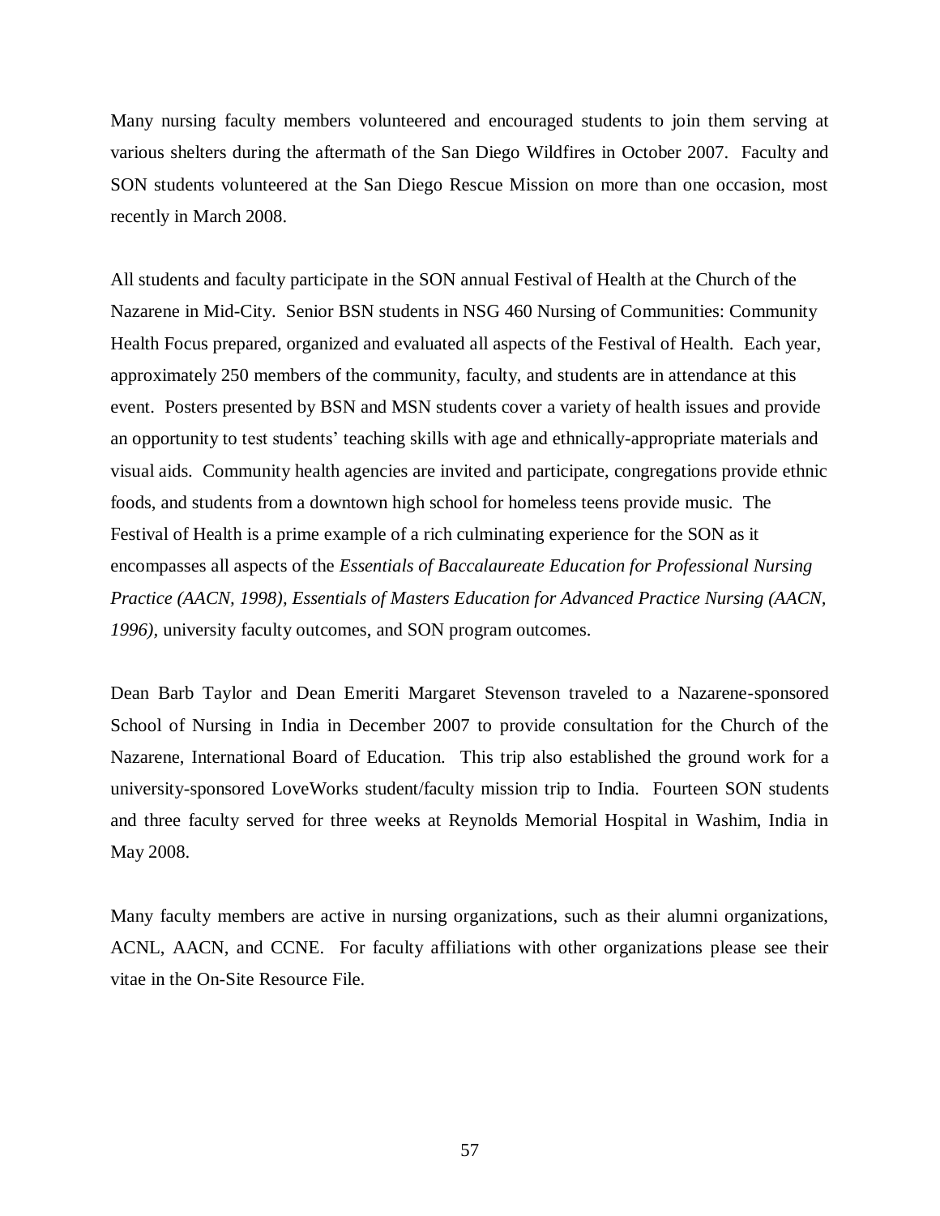Many nursing faculty members volunteered and encouraged students to join them serving at various shelters during the aftermath of the San Diego Wildfires in October 2007. Faculty and SON students volunteered at the San Diego Rescue Mission on more than one occasion, most recently in March 2008.

All students and faculty participate in the SON annual Festival of Health at the Church of the Nazarene in Mid-City. Senior BSN students in NSG 460 Nursing of Communities: Community Health Focus prepared, organized and evaluated all aspects of the Festival of Health. Each year, approximately 250 members of the community, faculty, and students are in attendance at this event. Posters presented by BSN and MSN students cover a variety of health issues and provide an opportunity to test students' teaching skills with age and ethnically-appropriate materials and visual aids. Community health agencies are invited and participate, congregations provide ethnic foods, and students from a downtown high school for homeless teens provide music. The Festival of Health is a prime example of a rich culminating experience for the SON as it encompasses all aspects of the *Essentials of Baccalaureate Education for Professional Nursing Practice (AACN, 1998), Essentials of Masters Education for Advanced Practice Nursing (AACN, 1996),* university faculty outcomes, and SON program outcomes.

Dean Barb Taylor and Dean Emeriti Margaret Stevenson traveled to a Nazarene-sponsored School of Nursing in India in December 2007 to provide consultation for the Church of the Nazarene, International Board of Education. This trip also established the ground work for a university-sponsored LoveWorks student/faculty mission trip to India. Fourteen SON students and three faculty served for three weeks at Reynolds Memorial Hospital in Washim, India in May 2008.

Many faculty members are active in nursing organizations, such as their alumni organizations, ACNL, AACN, and CCNE. For faculty affiliations with other organizations please see their vitae in the On-Site Resource File.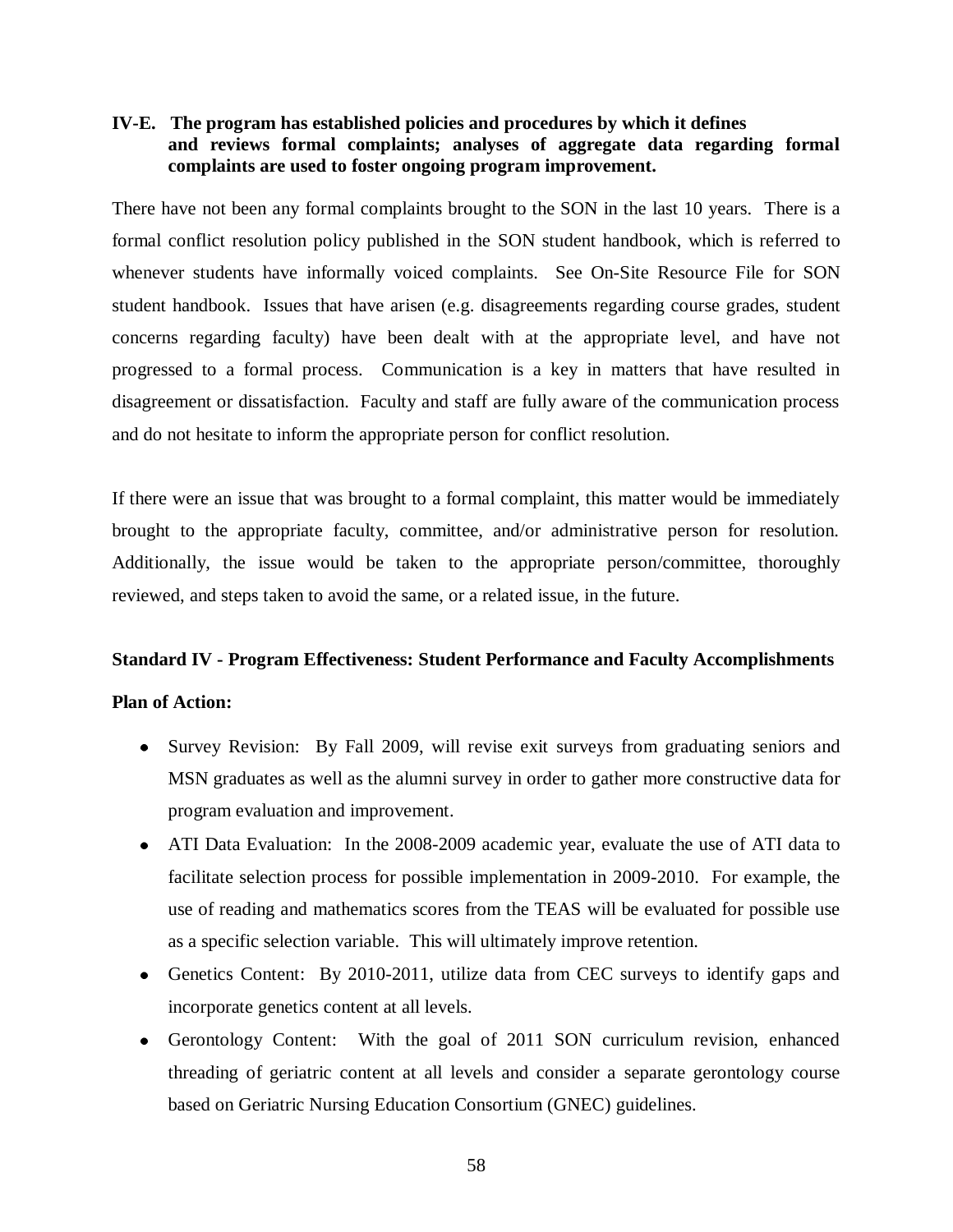**IV-E. The program has established policies and procedures by which it defines and reviews formal complaints; analyses of aggregate data regarding formal complaints are used to foster ongoing program improvement.**

There have not been any formal complaints brought to the SON in the last 10 years. There is a formal conflict resolution policy published in the SON student handbook, which is referred to whenever students have informally voiced complaints. See On-Site Resource File for SON student handbook. Issues that have arisen (e.g. disagreements regarding course grades, student concerns regarding faculty) have been dealt with at the appropriate level, and have not progressed to a formal process. Communication is a key in matters that have resulted in disagreement or dissatisfaction. Faculty and staff are fully aware of the communication process and do not hesitate to inform the appropriate person for conflict resolution.

If there were an issue that was brought to a formal complaint, this matter would be immediately brought to the appropriate faculty, committee, and/or administrative person for resolution. Additionally, the issue would be taken to the appropriate person/committee, thoroughly reviewed, and steps taken to avoid the same, or a related issue, in the future.

**Standard IV - Program Effectiveness: Student Performance and Faculty Accomplishments**

**Plan of Action:**

- Survey Revision: By Fall 2009, will revise exit surveys from graduating seniors and MSN graduates as well as the alumni survey in order to gather more constructive data for program evaluation and improvement.
- ATI Data Evaluation: In the 2008-2009 academic year, evaluate the use of ATI data to facilitate selection process for possible implementation in 2009-2010. For example, the use of reading and mathematics scores from the TEAS will be evaluated for possible use as a specific selection variable. This will ultimately improve retention.
- Genetics Content: By 2010-2011, utilize data from CEC surveys to identify gaps and incorporate genetics content at all levels.
- Gerontology Content: With the goal of 2011 SON curriculum revision, enhanced threading of geriatric content at all levels and consider a separate gerontology course based on Geriatric Nursing Education Consortium (GNEC) guidelines.